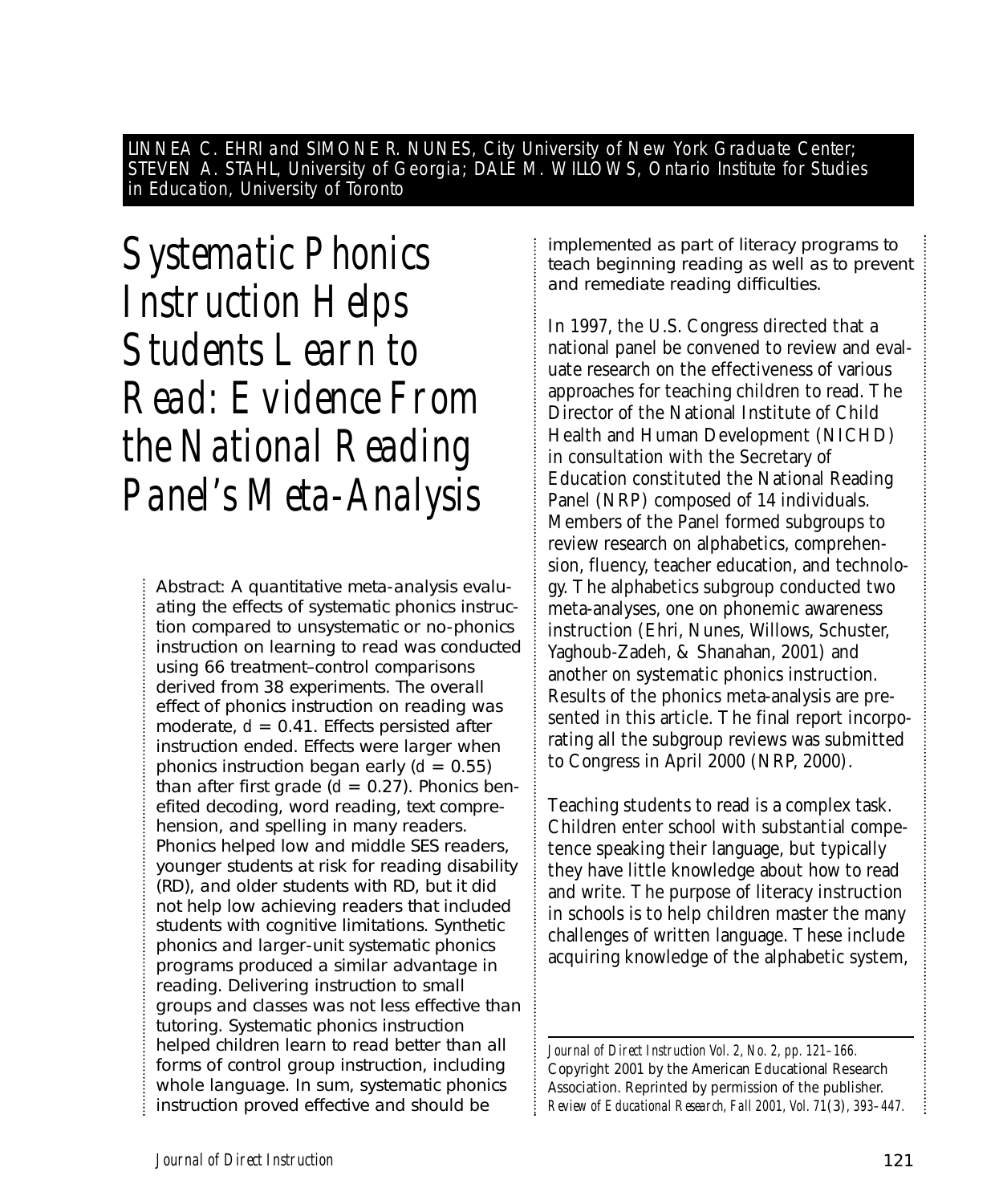LINNEA C. EHRI and SIMONE R. NUNES, City University of New York Graduate Center; STEVEN A. STAHL, University of Georgia; DALE M. WILLOWS, Ontario Institute for Studies in Education, University of Toronto

# Systematic Phonics Instruction Helps Students Learn to Read: Evidence From the National Reading Panel's Meta-Analysis

Abstract: A quantitative meta-analysis evaluating the effects of systematic phonics instruction compared to unsystematic or no-phonics instruction on learning to read was conducted using 66 treatment–control comparisons derived from 38 experiments. The overall effect of phonics instruction on reading was moderate, $d = 0.41$. Effects persisted after instruction ended. Effects were larger when phonics instruction began early ($d = 0.55$) than after first grade ($d = 0.27$). Phonics benefited decoding, word reading, text comprehension, and spelling in many readers. Phonics helped low and middle SES readers, younger students at risk for reading disability (RD), and older students with RD, but it did not help low achieving readers that included students with cognitive limitations. Synthetic phonics and larger-unit systematic phonics programs produced a similar advantage in reading. Delivering instruction to small groups and classes was not less effective than tutoring. Systematic phonics instruction helped children learn to read better than all forms of control group instruction, including whole language. In sum, systematic phonics instruction proved effective and should be implemented as part of literacy programs to teach beginning reading as well as to prevent and remediate reading difficulties.

In 1997, the U.S. Congress directed that a national panel be convened to review and evaluate research on the effectiveness of various approaches for teaching children to read. The Director of the National Institute of Child Health and Human Development (NICHD) in consultation with the Secretary of Education constituted the National Reading Panel (NRP) composed of 14 individuals. Members of the Panel formed subgroups to review research on alphabetics, comprehension, fluency, teacher education, and technology. The alphabetics subgroup conducted two meta-analyses, one on phonemic awareness instruction (Ehri, Nunes, Willows, Schuster, Yaghoub-Zadeh, & Shanahan, 2001) and another on systematic phonics instruction. Results of the phonics meta-analysis are presented in this article. The final report incorporating all the subgroup reviews was submitted to Congress in April 2000 (NRP, 2000).

Teaching students to read is a complex task. Children enter school with substantial competence speaking their language, but typically they have little knowledge about how to read and write. The purpose of literacy instruction in schools is to help children master the many challenges of written language. These include acquiring knowledge of the alphabetic system,

*Journal of Direct Instruction Vol. 2, No. 2, pp. 121–166.* Copyright 2001 by the American Educational Research Association. Reprinted by permission of the publisher. *Review of Educational Research, Fall 2001, Vol. 71(3), 393–447.*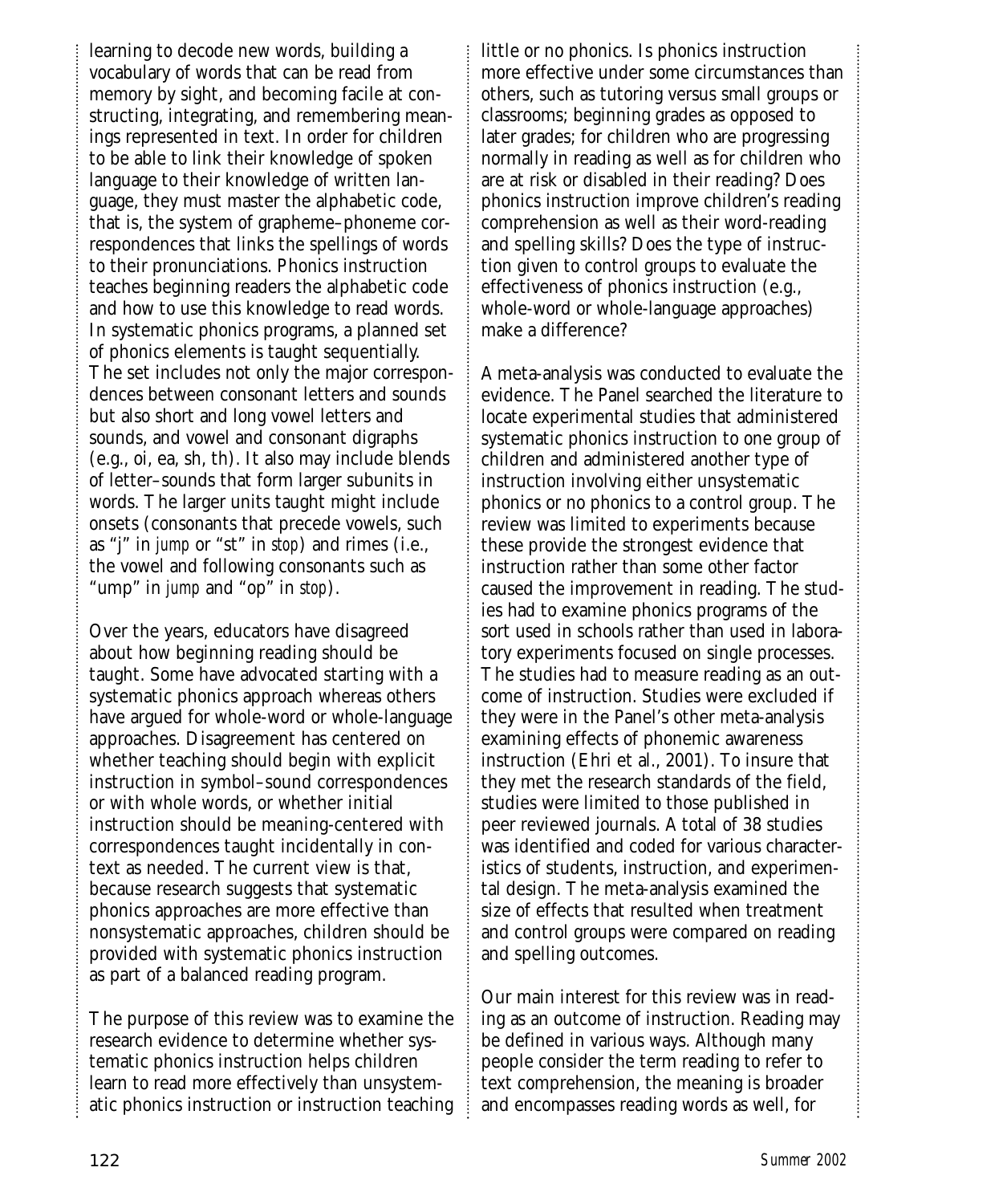learning to decode new words, building a vocabulary of words that can be read from memory by sight, and becoming facile at constructing, integrating, and remembering meanings represented in text. In order for children to be able to link their knowledge of spoken language to their knowledge of written language, they must master the alphabetic code, that is, the system of grapheme–phoneme correspondences that links the spellings of words to their pronunciations. Phonics instruction teaches beginning readers the alphabetic code and how to use this knowledge to read words. In systematic phonics programs, a planned set of phonics elements is taught sequentially. The set includes not only the major correspondences between consonant letters and sounds but also short and long vowel letters and sounds, and vowel and consonant digraphs (e.g., oi, ea, sh, th). It also may include blends of letter–sounds that form larger subunits in words. The larger units taught might include onsets (consonants that precede vowels, such as "j" in *jump* or "st" in *stop*) and rimes (i.e., the vowel and following consonants such as "ump" in *jump* and "op" in *stop*).

Over the years, educators have disagreed about how beginning reading should be taught. Some have advocated starting with a systematic phonics approach whereas others have argued for whole-word or whole-language approaches. Disagreement has centered on whether teaching should begin with explicit instruction in symbol–sound correspondences or with whole words, or whether initial instruction should be meaning-centered with correspondences taught incidentally in context as needed. The current view is that, because research suggests that systematic phonics approaches are more effective than nonsystematic approaches, children should be provided with systematic phonics instruction as part of a balanced reading program.

The purpose of this review was to examine the research evidence to determine whether systematic phonics instruction helps children learn to read more effectively than unsystematic phonics instruction or instruction teaching little or no phonics. Is phonics instruction more effective under some circumstances than others, such as tutoring versus small groups or classrooms; beginning grades as opposed to later grades; for children who are progressing normally in reading as well as for children who are at risk or disabled in their reading? Does phonics instruction improve children's reading comprehension as well as their word-reading and spelling skills? Does the type of instruction given to control groups to evaluate the effectiveness of phonics instruction (e.g., whole-word or whole-language approaches) make a difference?

A meta-analysis was conducted to evaluate the evidence. The Panel searched the literature to locate experimental studies that administered systematic phonics instruction to one group of children and administered another type of instruction involving either unsystematic phonics or no phonics to a control group. The review was limited to experiments because these provide the strongest evidence that instruction rather than some other factor caused the improvement in reading. The studies had to examine phonics programs of the sort used in schools rather than used in laboratory experiments focused on single processes. The studies had to measure reading as an outcome of instruction. Studies were excluded if they were in the Panel's other meta-analysis examining effects of phonemic awareness instruction (Ehri et al., 2001). To insure that they met the research standards of the field, studies were limited to those published in peer reviewed journals. A total of 38 studies was identified and coded for various characteristics of students, instruction, and experimental design. The meta-analysis examined the size of effects that resulted when treatment and control groups were compared on reading and spelling outcomes.

Our main interest for this review was in reading as an outcome of instruction. Reading may be defined in various ways. Although many people consider the term reading to refer to text comprehension, the meaning is broader and encompasses reading words as well, for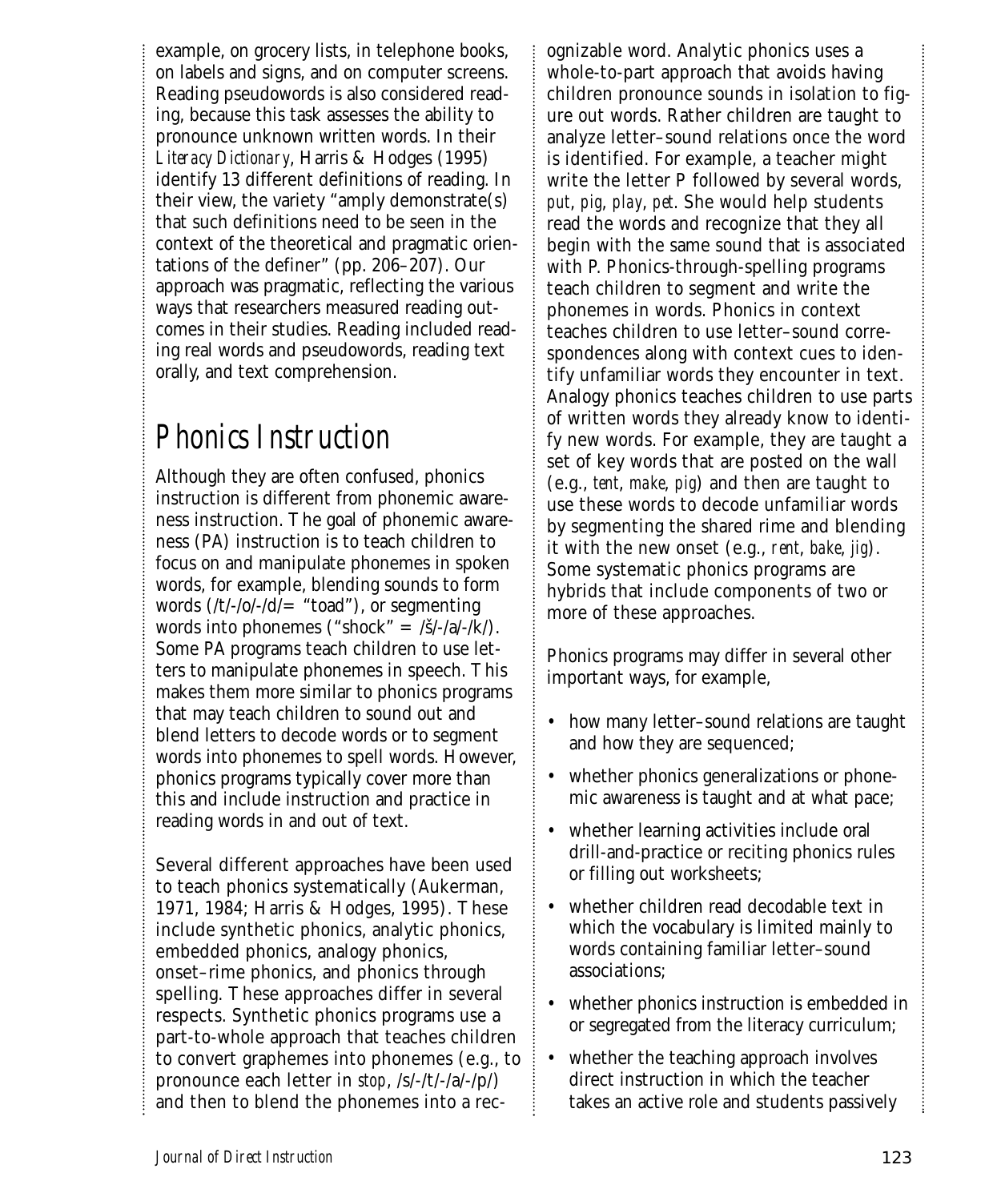example, on grocery lists, in telephone books, on labels and signs, and on computer screens. Reading pseudowords is also considered reading, because this task assesses the ability to pronounce unknown written words. In their *Literacy Dictionary*, Harris & Hodges (1995) identify 13 different definitions of reading. In their view, the variety "amply demonstrate(s) that such definitions need to be seen in the context of the theoretical and pragmatic orientations of the definer" (pp. 206–207). Our approach was pragmatic, reflecting the various ways that researchers measured reading outcomes in their studies. Reading included reading real words and pseudowords, reading text orally, and text comprehension.

## Phonics Instruction

Although they are often confused, phonics instruction is different from phonemic awareness instruction. The goal of phonemic awareness (PA) instruction is to teach children to focus on and manipulate phonemes in spoken words, for example, blending sounds to form words (/t/-/o/-/d/= "toad"), or segmenting words into phonemes ("shock" = /š/-/a/-/k/). Some PA programs teach children to use letters to manipulate phonemes in speech. This makes them more similar to phonics programs that may teach children to sound out and blend letters to decode words or to segment words into phonemes to spell words. However, phonics programs typically cover more than this and include instruction and practice in reading words in and out of text.

Several different approaches have been used to teach phonics systematically (Aukerman, 1971, 1984; Harris & Hodges, 1995). These include synthetic phonics, analytic phonics, embedded phonics, analogy phonics, onset–rime phonics, and phonics through spelling. These approaches differ in several respects. Synthetic phonics programs use a part-to-whole approach that teaches children to convert graphemes into phonemes (e.g., to pronounce each letter in *stop*, /s/-/t/-/a/-/p/) and then to blend the phonemes into a recognizable word. Analytic phonics uses a whole-to-part approach that avoids having children pronounce sounds in isolation to figure out words. Rather children are taught to analyze letter–sound relations once the word is identified. For example, a teacher might write the letter P followed by several words, *put*, *pig*, *play*, *pet*. She would help students read the words and recognize that they all begin with the same sound that is associated with P. Phonics-through-spelling programs teach children to segment and write the phonemes in words. Phonics in context teaches children to use letter–sound correspondences along with context cues to identify unfamiliar words they encounter in text. Analogy phonics teaches children to use parts of written words they already know to identify new words. For example, they are taught a set of key words that are posted on the wall (e.g., *tent*, *make*, *pig*) and then are taught to use these words to decode unfamiliar words by segmenting the shared rime and blending it with the new onset (e.g., *rent*, *bake*, *jig*). Some systematic phonics programs are hybrids that include components of two or more of these approaches.

Phonics programs may differ in several other important ways, for example,

- how many letter–sound relations are taught and how they are sequenced;
- whether phonics generalizations or phonemic awareness is taught and at what pace;
- whether learning activities include oral drill-and-practice or reciting phonics rules or filling out worksheets;
- whether children read decodable text in which the vocabulary is limited mainly to words containing familiar letter–sound associations;
- whether phonics instruction is embedded in or segregated from the literacy curriculum;
- whether the teaching approach involves direct instruction in which the teacher takes an active role and students passively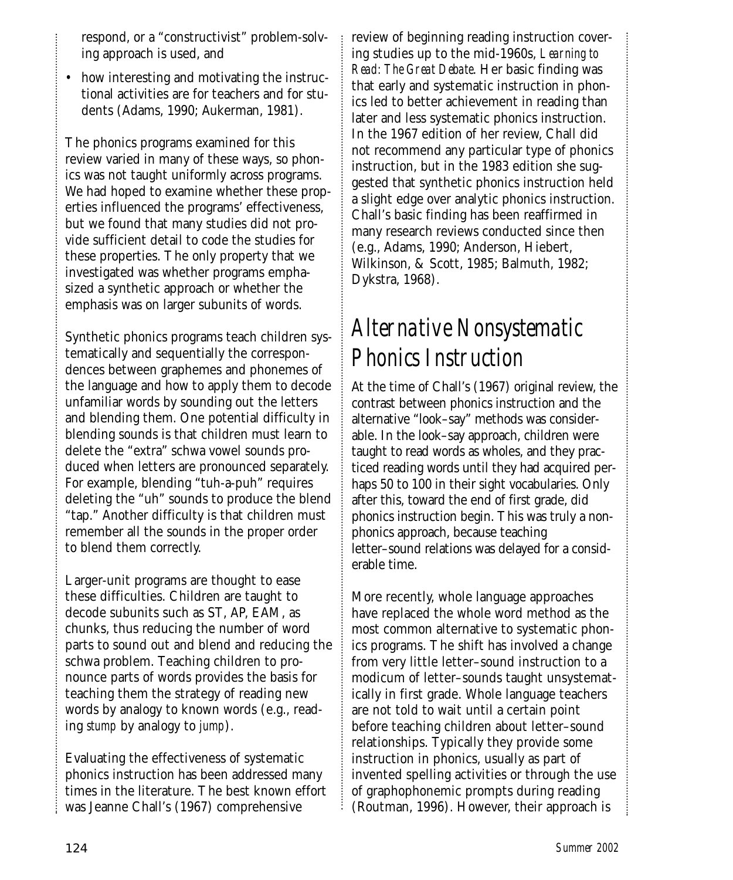respond, or a "constructivist" problem-solving approach is used, and

- how interesting and motivating the instructional activities are for teachers and for students (Adams, 1990; Aukerman, 1981).

The phonics programs examined for this review varied in many of these ways, so phonics was not taught uniformly across programs. We had hoped to examine whether these properties influenced the programs' effectiveness, but we found that many studies did not provide sufficient detail to code the studies for these properties. The only property that we investigated was whether programs emphasized a synthetic approach or whether the emphasis was on larger subunits of words.

Synthetic phonics programs teach children systematically and sequentially the correspondences between graphemes and phonemes of the language and how to apply them to decode unfamiliar words by sounding out the letters and blending them. One potential difficulty in blending sounds is that children must learn to delete the "extra" schwa vowel sounds produced when letters are pronounced separately. For example, blending "tuh-a-puh" requires deleting the "uh" sounds to produce the blend "tap." Another difficulty is that children must remember all the sounds in the proper order to blend them correctly.

Larger-unit programs are thought to ease these difficulties. Children are taught to decode subunits such as ST, AP, EAM, as chunks, thus reducing the number of word parts to sound out and blend and reducing the schwa problem. Teaching children to pronounce parts of words provides the basis for teaching them the strategy of reading new words by analogy to known words (e.g., reading *stump* by analogy to *jump*).

Evaluating the effectiveness of systematic phonics instruction has been addressed many times in the literature. The best known effort was Jeanne Chall's (1967) comprehensive review of beginning reading instruction covering studies up to the mid-1960s, *Learning to Read: The Great Debate*. Her basic finding was that early and systematic instruction in phonics led to better achievement in reading than later and less systematic phonics instruction. In the 1967 edition of her review, Chall did not recommend any particular type of phonics instruction, but in the 1983 edition she suggested that synthetic phonics instruction held a slight edge over analytic phonics instruction. Chall's basic finding has been reaffirmed in many research reviews conducted since then (e.g., Adams, 1990; Anderson, Hiebert, Wilkinson, & Scott, 1985; Balmuth, 1982; Dykstra, 1968).

## Alternative Nonsystematic Phonics Instruction

At the time of Chall's (1967) original review, the contrast between phonics instruction and the alternative "look–say" methods was considerable. In the look–say approach, children were taught to read words as wholes, and they practiced reading words until they had acquired perhaps 50 to 100 in their sight vocabularies. Only after this, toward the end of first grade, did phonics instruction begin. This was truly a nonphonics approach, because teaching letter–sound relations was delayed for a considerable time.

More recently, whole language approaches have replaced the whole word method as the most common alternative to systematic phonics programs. The shift has involved a change from very little letter–sound instruction to a modicum of letter–sounds taught unsystematically in first grade. Whole language teachers are not told to wait until a certain point before teaching children about letter–sound relationships. Typically they provide some instruction in phonics, usually as part of invented spelling activities or through the use of graphophonemic prompts during reading (Routman, 1996). However, their approach is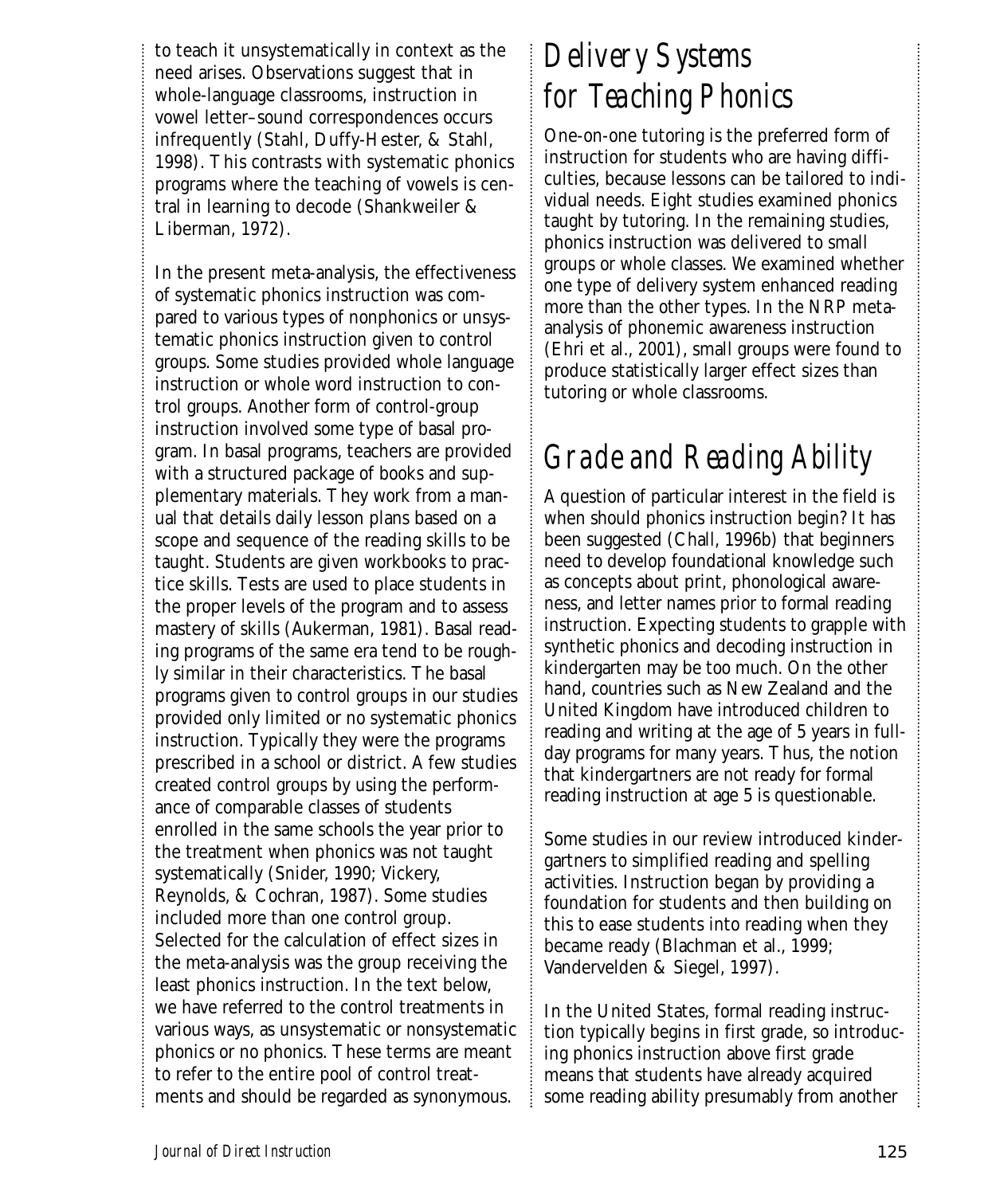to teach it unsystematically in context as the need arises. Observations suggest that in whole-language classrooms, instruction in vowel letter–sound correspondences occurs infrequently (Stahl, Duffy-Hester, & Stahl, 1998). This contrasts with systematic phonics programs where the teaching of vowels is central in learning to decode (Shankweiler & Liberman, 1972).

In the present meta-analysis, the effectiveness of systematic phonics instruction was compared to various types of nonphonics or unsystematic phonics instruction given to control groups. Some studies provided whole language instruction or whole word instruction to control groups. Another form of control-group instruction involved some type of basal program. In basal programs, teachers are provided with a structured package of books and supplementary materials. They work from a manual that details daily lesson plans based on a scope and sequence of the reading skills to be taught. Students are given workbooks to practice skills. Tests are used to place students in the proper levels of the program and to assess mastery of skills (Aukerman, 1981). Basal reading programs of the same era tend to be roughly similar in their characteristics. The basal programs given to control groups in our studies provided only limited or no systematic phonics instruction. Typically they were the programs prescribed in a school or district. A few studies created control groups by using the performance of comparable classes of students enrolled in the same schools the year prior to the treatment when phonics was not taught systematically (Snider, 1990; Vickery, Reynolds, & Cochran, 1987). Some studies included more than one control group. Selected for the calculation of effect sizes in the meta-analysis was the group receiving the least phonics instruction. In the text below, we have referred to the control treatments in various ways, as unsystematic or nonsystematic phonics or no phonics. These terms are meant to refer to the entire pool of control treatments and should be regarded as synonymous.

## Delivery Systems for Teaching Phonics

One-on-one tutoring is the preferred form of instruction for students who are having difficulties, because lessons can be tailored to individual needs. Eight studies examined phonics taught by tutoring. In the remaining studies, phonics instruction was delivered to small groups or whole classes. We examined whether one type of delivery system enhanced reading more than the other types. In the NRP meta-analysis of phonemic awareness instruction (Ehri et al., 2001), small groups were found to produce statistically larger effect sizes than tutoring or whole classrooms.

## Grade and Reading Ability

A question of particular interest in the field is when should phonics instruction begin? It has been suggested (Chall, 1996b) that beginners need to develop foundational knowledge such as concepts about print, phonological awareness, and letter names prior to formal reading instruction. Expecting students to grapple with synthetic phonics and decoding instruction in kindergarten may be too much. On the other hand, countries such as New Zealand and the United Kingdom have introduced children to reading and writing at the age of 5 years in full-day programs for many years. Thus, the notion that kindergartners are not ready for formal reading instruction at age 5 is questionable.

Some studies in our review introduced kindergartners to simplified reading and spelling activities. Instruction began by providing a foundation for students and then building on this to ease students into reading when they became ready (Blachman et al., 1999; Vandervelden & Siegel, 1997).

In the United States, formal reading instruction typically begins in first grade, so introducing phonics instruction above first grade means that students have already acquired some reading ability presumably from another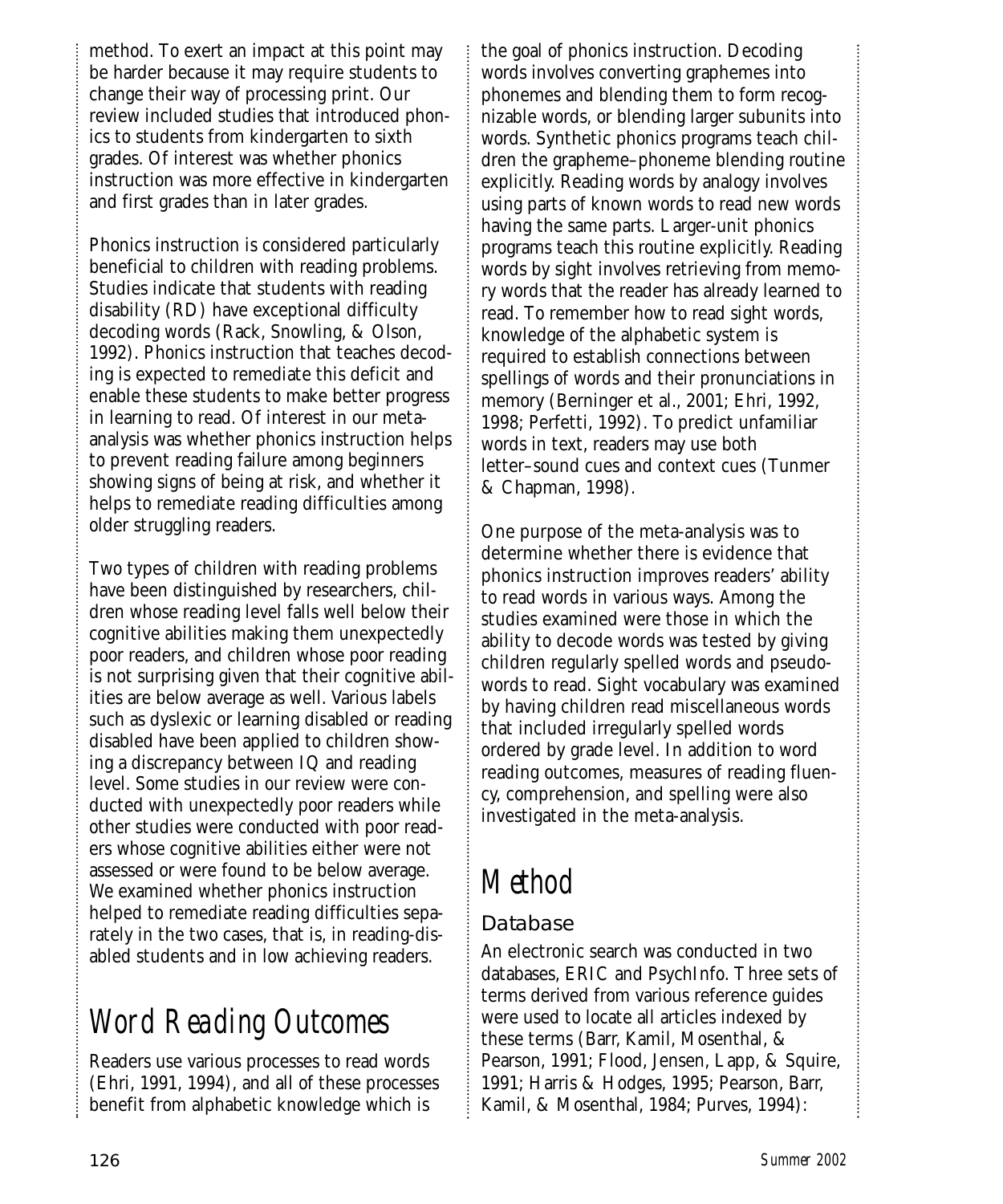method. To exert an impact at this point may be harder because it may require students to change their way of processing print. Our review included studies that introduced phonics to students from kindergarten to sixth grades. Of interest was whether phonics instruction was more effective in kindergarten and first grades than in later grades.

Phonics instruction is considered particularly beneficial to children with reading problems. Studies indicate that students with reading disability (RD) have exceptional difficulty decoding words (Rack, Snowling, & Olson, 1992). Phonics instruction that teaches decoding is expected to remediate this deficit and enable these students to make better progress in learning to read. Of interest in our meta-analysis was whether phonics instruction helps to prevent reading failure among beginners showing signs of being at risk, and whether it helps to remediate reading difficulties among older struggling readers.

Two types of children with reading problems have been distinguished by researchers, children whose reading level falls well below their cognitive abilities making them unexpectedly poor readers, and children whose poor reading is not surprising given that their cognitive abilities are below average as well. Various labels such as dyslexic or learning disabled or reading disabled have been applied to children showing a discrepancy between IQ and reading level. Some studies in our review were conducted with unexpectedly poor readers while other studies were conducted with poor readers whose cognitive abilities either were not assessed or were found to be below average. We examined whether phonics instruction helped to remediate reading difficulties separately in the two cases, that is, in reading-disabled students and in low achieving readers.

# Word Reading Outcomes

Readers use various processes to read words (Ehri, 1991, 1994), and all of these processes benefit from alphabetic knowledge which is the goal of phonics instruction. Decoding words involves converting graphemes into phonemes and blending them to form recognizable words, or blending larger subunits into words. Synthetic phonics programs teach children the grapheme–phoneme blending routine explicitly. Reading words by analogy involves using parts of known words to read new words having the same parts. Larger-unit phonics programs teach this routine explicitly. Reading words by sight involves retrieving from memory words that the reader has already learned to read. To remember how to read sight words, knowledge of the alphabetic system is required to establish connections between spellings of words and their pronunciations in memory (Berninger et al., 2001; Ehri, 1992, 1998; Perfetti, 1992). To predict unfamiliar words in text, readers may use both letter–sound cues and context cues (Tunmer & Chapman, 1998).

One purpose of the meta-analysis was to determine whether there is evidence that phonics instruction improves readers' ability to read words in various ways. Among the studies examined were those in which the ability to decode words was tested by giving children regularly spelled words and pseudowords to read. Sight vocabulary was examined by having children read miscellaneous words that included irregularly spelled words ordered by grade level. In addition to word reading outcomes, measures of reading fluency, comprehension, and spelling were also investigated in the meta-analysis.

# Method

## Database

An electronic search was conducted in two databases, ERIC and PsychInfo. Three sets of terms derived from various reference guides were used to locate all articles indexed by these terms (Barr, Kamil, Mosenthal, & Pearson, 1991; Flood, Jensen, Lapp, & Squire, 1991; Harris & Hodges, 1995; Pearson, Barr, Kamil, & Mosenthal, 1984; Purves, 1994):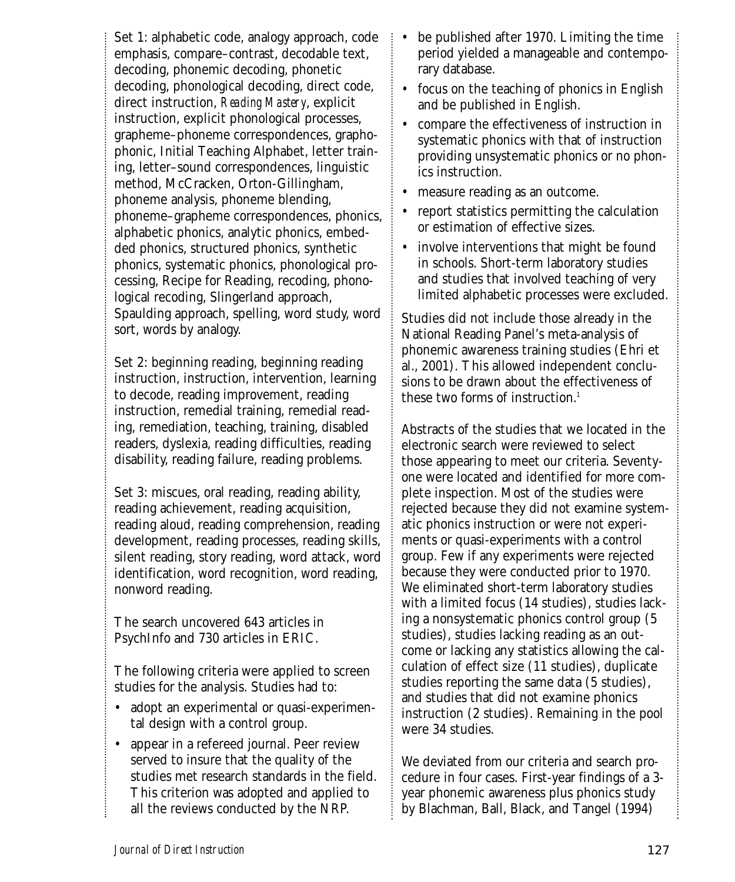Set 1: alphabetic code, analogy approach, code emphasis, compare–contrast, decodable text, decoding, phonemic decoding, phonetic decoding, phonological decoding, direct code, direct instruction, *Reading Mastery*, explicit instruction, explicit phonological processes, grapheme–phoneme correspondences, graphophonic, Initial Teaching Alphabet, letter training, letter–sound correspondences, linguistic method, McCracken, Orton-Gillingham, phoneme analysis, phoneme blending, phoneme–grapheme correspondences, phonics, alphabetic phonics, analytic phonics, embedded phonics, structured phonics, synthetic phonics, systematic phonics, phonological processing, Recipe for Reading, recoding, phonological recoding, Slingerland approach, Spaulding approach, spelling, word study, word sort, words by analogy.

Set 2: beginning reading, beginning reading instruction, instruction, intervention, learning to decode, reading improvement, reading instruction, remedial training, remedial reading, remediation, teaching, training, disabled readers, dyslexia, reading difficulties, reading disability, reading failure, reading problems.

Set 3: miscues, oral reading, reading ability, reading achievement, reading acquisition, reading aloud, reading comprehension, reading development, reading processes, reading skills, silent reading, story reading, word attack, word identification, word recognition, word reading, nonword reading.

The search uncovered 643 articles in PsychInfo and 730 articles in ERIC.

The following criteria were applied to screen studies for the analysis. Studies had to:

- adopt an experimental or quasi-experimental design with a control group.
- appear in a refereed journal. Peer review served to insure that the quality of the studies met research standards in the field. This criterion was adopted and applied to all the reviews conducted by the NRP.
- be published after 1970. Limiting the time period yielded a manageable and contemporary database.
- focus on the teaching of phonics in English and be published in English.
- compare the effectiveness of instruction in systematic phonics with that of instruction providing unsystematic phonics or no phonics instruction.
- measure reading as an outcome.
- report statistics permitting the calculation or estimation of effective sizes.
- involve interventions that might be found in schools. Short-term laboratory studies and studies that involved teaching of very limited alphabetic processes were excluded.

Studies did not include those already in the National Reading Panel's meta-analysis of phonemic awareness training studies (Ehri et al., 2001). This allowed independent conclusions to be drawn about the effectiveness of these two forms of instruction.[1]

Abstracts of the studies that we located in the electronic search were reviewed to select those appearing to meet our criteria. Seventy-one were located and identified for more complete inspection. Most of the studies were rejected because they did not examine systematic phonics instruction or were not experiments or quasi-experiments with a control group. Few if any experiments were rejected because they were conducted prior to 1970. We eliminated short-term laboratory studies with a limited focus (14 studies), studies lacking a nonsystematic phonics control group (5 studies), studies lacking reading as an outcome or lacking any statistics allowing the calculation of effect size (11 studies), duplicate studies reporting the same data (5 studies), and studies that did not examine phonics instruction (2 studies). Remaining in the pool were 34 studies.

We deviated from our criteria and search procedure in four cases. First-year findings of a 3-year phonemic awareness plus phonics study by Blachman, Ball, Black, and Tangel (1994)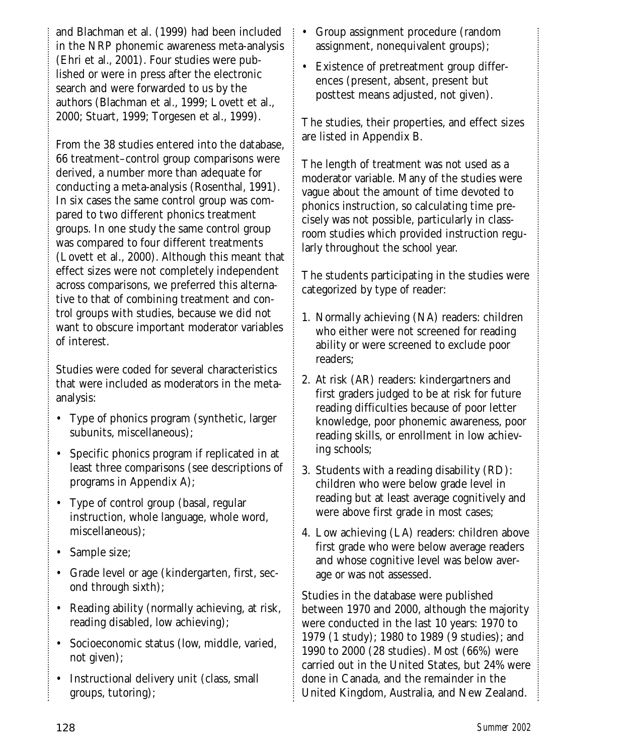and Blachman et al. (1999) had been included in the NRP phonemic awareness meta-analysis (Ehri et al., 2001). Four studies were published or were in press after the electronic search and were forwarded to us by the authors (Blachman et al., 1999; Lovett et al., 2000; Stuart, 1999; Torgesen et al., 1999).

From the 38 studies entered into the database, 66 treatment–control group comparisons were derived, a number more than adequate for conducting a meta-analysis (Rosenthal, 1991). In six cases the same control group was compared to two different phonics treatment groups. In one study the same control group was compared to four different treatments (Lovett et al., 2000). Although this meant that effect sizes were not completely independent across comparisons, we preferred this alternative to that of combining treatment and control groups with studies, because we did not want to obscure important moderator variables of interest.

Studies were coded for several characteristics that were included as moderators in the meta-analysis:

- Type of phonics program (synthetic, larger subunits, miscellaneous);
- Specific phonics program if replicated in at least three comparisons (see descriptions of programs in Appendix A);
- Type of control group (basal, regular instruction, whole language, whole word, miscellaneous);
- Sample size;
- Grade level or age (kindergarten, first, second through sixth);
- Reading ability (normally achieving, at risk, reading disabled, low achieving);
- Socioeconomic status (low, middle, varied, not given);
- Instructional delivery unit (class, small groups, tutoring);
- Group assignment procedure (random assignment, nonequivalent groups);
- Existence of pretreatment group differences (present, absent, present but posttest means adjusted, not given).

The studies, their properties, and effect sizes are listed in Appendix B.

The length of treatment was not used as a moderator variable. Many of the studies were vague about the amount of time devoted to phonics instruction, so calculating time precisely was not possible, particularly in classroom studies which provided instruction regularly throughout the school year.

The students participating in the studies were categorized by type of reader:

1. Normally achieving (NA) readers: children who either were not screened for reading ability or were screened to exclude poor readers;
2. At risk (AR) readers: kindergartners and first graders judged to be at risk for future reading difficulties because of poor letter knowledge, poor phonemic awareness, poor reading skills, or enrollment in low achieving schools;
3. Students with a reading disability (RD): children who were below grade level in reading but at least average cognitively and were above first grade in most cases;
4. Low achieving (LA) readers: children above first grade who were below average readers and whose cognitive level was below average or was not assessed.

Studies in the database were published between 1970 and 2000, although the majority were conducted in the last 10 years: 1970 to 1979 (1 study); 1980 to 1989 (9 studies); and 1990 to 2000 (28 studies). Most (66%) were carried out in the United States, but 24% were done in Canada, and the remainder in the United Kingdom, Australia, and New Zealand.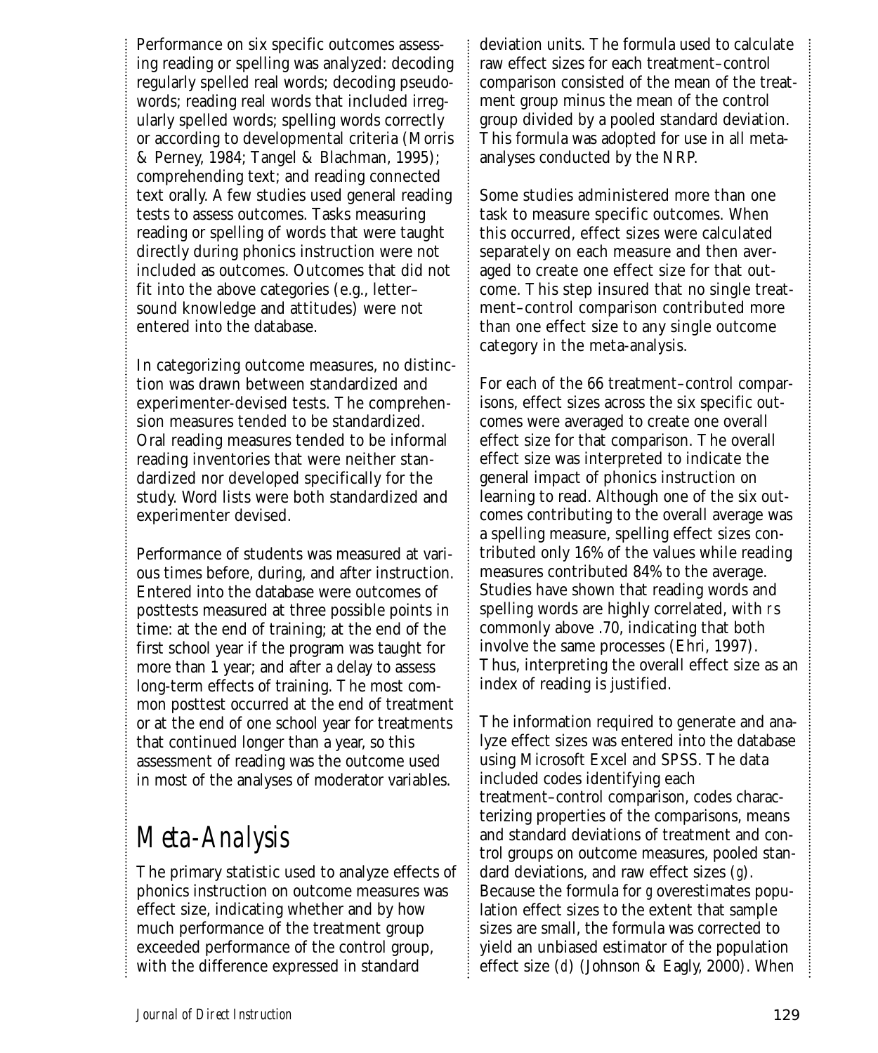Performance on six specific outcomes assessing reading or spelling was analyzed: decoding regularly spelled real words; decoding pseudowords; reading real words that included irregularly spelled words; spelling words correctly or according to developmental criteria (Morris & Perney, 1984; Tangel & Blachman, 1995); comprehending text; and reading connected text orally. A few studies used general reading tests to assess outcomes. Tasks measuring reading or spelling of words that were taught directly during phonics instruction were not included as outcomes. Outcomes that did not fit into the above categories (e.g., letter–sound knowledge and attitudes) were not entered into the database.

In categorizing outcome measures, no distinction was drawn between standardized and experimenter-devised tests. The comprehension measures tended to be standardized. Oral reading measures tended to be informal reading inventories that were neither standardized nor developed specifically for the study. Word lists were both standardized and experimenter devised.

Performance of students was measured at various times before, during, and after instruction. Entered into the database were outcomes of posttests measured at three possible points in time: at the end of training; at the end of the first school year if the program was taught for more than 1 year; and after a delay to assess long-term effects of training. The most common posttest occurred at the end of treatment or at the end of one school year for treatments that continued longer than a year, so this assessment of reading was the outcome used in most of the analyses of moderator variables.

# Meta-Analysis

The primary statistic used to analyze effects of phonics instruction on outcome measures was effect size, indicating whether and by how much performance of the treatment group exceeded performance of the control group, with the difference expressed in standard deviation units. The formula used to calculate raw effect sizes for each treatment–control comparison consisted of the mean of the treatment group minus the mean of the control group divided by a pooled standard deviation. This formula was adopted for use in all meta-analyses conducted by the NRP.

Some studies administered more than one task to measure specific outcomes. When this occurred, effect sizes were calculated separately on each measure and then averaged to create one effect size for that outcome. This step insured that no single treatment–control comparison contributed more than one effect size to any single outcome category in the meta-analysis.

For each of the 66 treatment–control comparisons, effect sizes across the six specific outcomes were averaged to create one overall effect size for that comparison. The overall effect size was interpreted to indicate the general impact of phonics instruction on learning to read. Although one of the six outcomes contributing to the overall average was a spelling measure, spelling effect sizes contributed only 16% of the values while reading measures contributed 84% to the average. Studies have shown that reading words and spelling words are highly correlated, with *r*s commonly above .70, indicating that both involve the same processes (Ehri, 1997). Thus, interpreting the overall effect size as an index of reading is justified.

The information required to generate and analyze effect sizes was entered into the database using Microsoft Excel and SPSS. The data included codes identifying each treatment–control comparison, codes characterizing properties of the comparisons, means and standard deviations of treatment and control groups on outcome measures, pooled standard deviations, and raw effect sizes ($g$). Because the formula for $g$ overestimates population effect sizes to the extent that sample sizes are small, the formula was corrected to yield an unbiased estimator of the population effect size ($d$) (Johnson & Eagly, 2000). When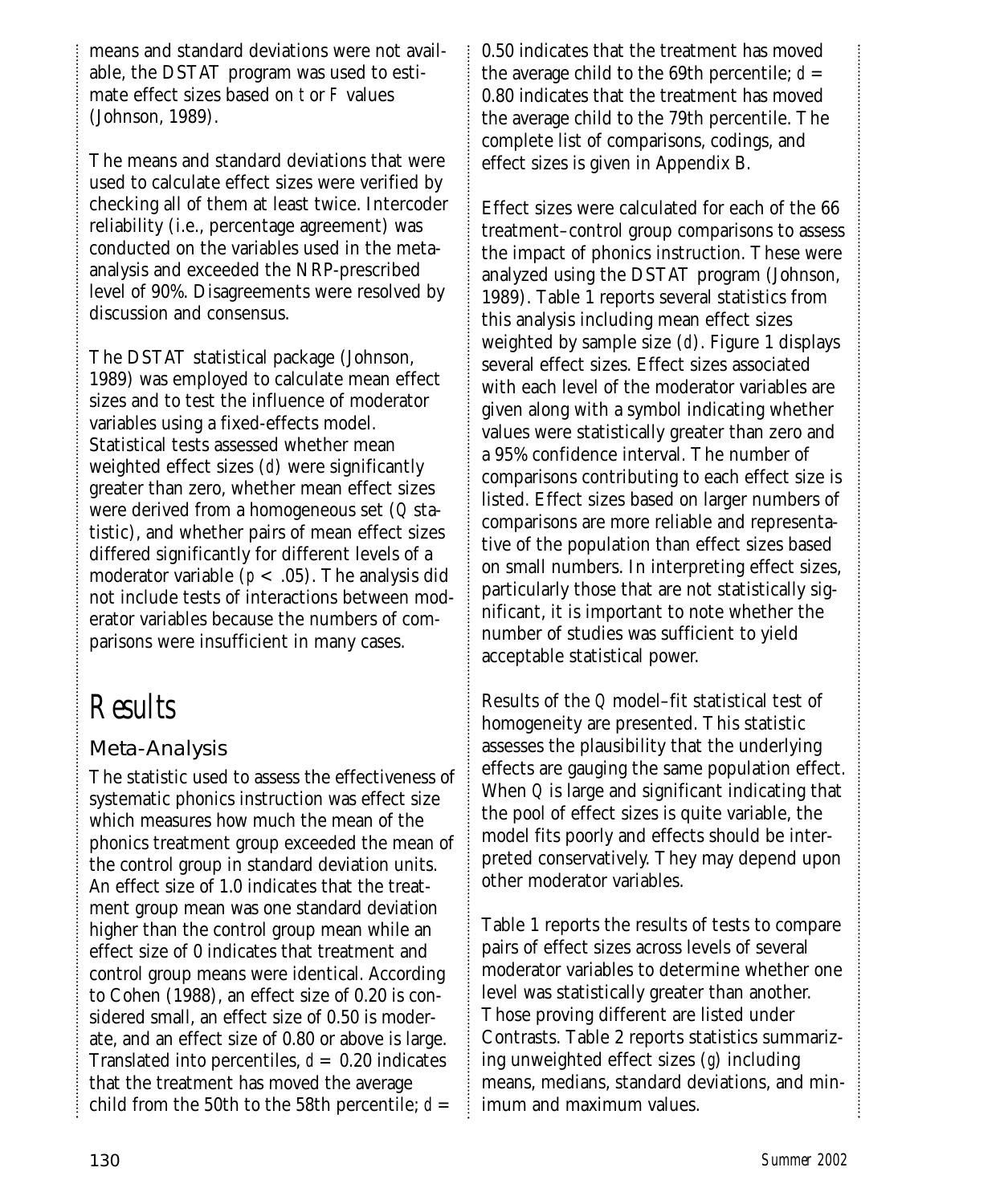means and standard deviations were not available, the DSTAT program was used to estimate effect sizes based on *t* or *F* values (Johnson, 1989).

The means and standard deviations that were used to calculate effect sizes were verified by checking all of them at least twice. Intercoder reliability (i.e., percentage agreement) was conducted on the variables used in the meta-analysis and exceeded the NRP-prescribed level of 90%. Disagreements were resolved by discussion and consensus.

The DSTAT statistical package (Johnson, 1989) was employed to calculate mean effect sizes and to test the influence of moderator variables using a fixed-effects model. Statistical tests assessed whether mean weighted effect sizes ($d$) were significantly greater than zero, whether mean effect sizes were derived from a homogeneous set ($Q$ statistic), and whether pairs of mean effect sizes differed significantly for different levels of a moderator variable ($p < .05$). The analysis did not include tests of interactions between moderator variables because the numbers of comparisons were insufficient in many cases.

# Results

## Meta-Analysis

The statistic used to assess the effectiveness of systematic phonics instruction was effect size which measures how much the mean of the phonics treatment group exceeded the mean of the control group in standard deviation units. An effect size of 1.0 indicates that the treatment group mean was one standard deviation higher than the control group mean while an effect size of 0 indicates that treatment and control group means were identical. According to Cohen (1988), an effect size of 0.20 is considered small, an effect size of 0.50 is moderate, and an effect size of 0.80 or above is large. Translated into percentiles, $d = 0.20$ indicates that the treatment has moved the average child from the 50th to the 58th percentile; $d = 0.50$ indicates that the treatment has moved the average child to the 69th percentile; $d = 0.80$ indicates that the treatment has moved the average child to the 79th percentile. The complete list of comparisons, codings, and effect sizes is given in Appendix B.

Effect sizes were calculated for each of the 66 treatment–control group comparisons to assess the impact of phonics instruction. These were analyzed using the DSTAT program (Johnson, 1989). Table 1 reports several statistics from this analysis including mean effect sizes weighted by sample size ($d$). Figure 1 displays several effect sizes. Effect sizes associated with each level of the moderator variables are given along with a symbol indicating whether values were statistically greater than zero and a 95% confidence interval. The number of comparisons contributing to each effect size is listed. Effect sizes based on larger numbers of comparisons are more reliable and representative of the population than effect sizes based on small numbers. In interpreting effect sizes, particularly those that are not statistically significant, it is important to note whether the number of studies was sufficient to yield acceptable statistical power.

Results of the $Q$ model–fit statistical test of homogeneity are presented. This statistic assesses the plausibility that the underlying effects are gauging the same population effect. When $Q$ is large and significant indicating that the pool of effect sizes is quite variable, the model fits poorly and effects should be interpreted conservatively. They may depend upon other moderator variables.

Table 1 reports the results of tests to compare pairs of effect sizes across levels of several moderator variables to determine whether one level was statistically greater than another. Those proving different are listed under Contrasts. Table 2 reports statistics summarizing unweighted effect sizes ($g$) including means, medians, standard deviations, and minimum and maximum values.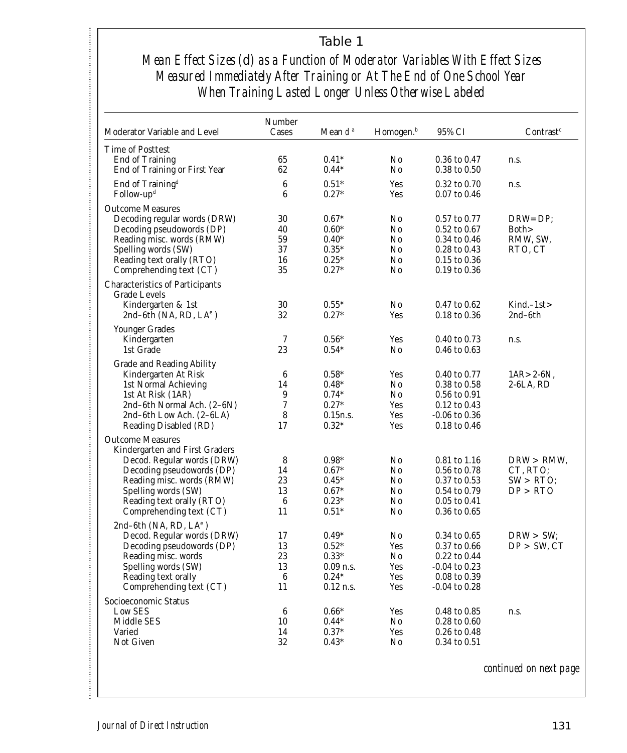Table 1

*Mean Effect Sizes (d) as a Function of Moderator Variables With Effect Sizes Measured Immediately After Training or At The End of One School Year When Training Lasted Longer Unless Otherwise Labeled*

| Moderator Variable and Level | Number Cases | Mean *d* [a] | Homogen.[b] | 95% CI | Contrast[c] |
|---|---|---|---|---|---|
| Time of Posttest | | | | | |
| End of Training | 65 | 0.41* | No | 0.36 to 0.47 | n.s. |
| End of Training or First Year | 62 | 0.44* | No | 0.38 to 0.50 | |
| End of Training[d] | 6 | 0.51* | Yes | 0.32 to 0.70 | n.s. |
| Follow-up[d] | 6 | 0.27* | Yes | 0.07 to 0.46 | |
| Outcome Measures | | | | | |
| Decoding regular words (DRW) | 30 | 0.67* | No | 0.57 to 0.77 | DRW=DP; |
| Decoding pseudowords (DP) | 40 | 0.60* | No | 0.52 to 0.67 | Both> |
| Reading misc. words (RMW) | 59 | 0.40* | No | 0.34 to 0.46 | RMW, SW, |
| Spelling words (SW) | 37 | 0.35* | No | 0.28 to 0.43 | RTO, CT |
| Reading text orally (RTO) | 16 | 0.25* | No | 0.15 to 0.36 | |
| Comprehending text (CT) | 35 | 0.27* | No | 0.19 to 0.36 | |
| Characteristics of Participants | | | | | |
| Grade Levels | | | | | |
| Kindergarten & 1st | 30 | 0.55* | No | 0.47 to 0.62 | Kind.–1st> |
| 2nd–6th (NA, RD, LA[e]) | 32 | 0.27* | Yes | 0.18 to 0.36 | 2nd–6th |
| Younger Grades | | | | | |
| Kindergarten | 7 | 0.56* | Yes | 0.40 to 0.73 | n.s. |
| 1st Grade | 23 | 0.54* | No | 0.46 to 0.63 | |
| Grade and Reading Ability | | | | | |
| Kindergarten At Risk | 6 | 0.58* | Yes | 0.40 to 0.77 | 1AR>2-6N, |
| 1st Normal Achieving | 14 | 0.48* | No | 0.38 to 0.58 | 2-6LA, RD |
| 1st At Risk (1AR) | 9 | 0.74* | No | 0.56 to 0.91 | |
| 2nd–6th Normal Ach. (2–6N) | 7 | 0.27* | Yes | 0.12 to 0.43 | |
| 2nd–6th Low Ach. (2–6LA) | 8 | 0.15n.s. | Yes | -0.06 to 0.36 | |
| Reading Disabled (RD) | 17 | 0.32* | Yes | 0.18 to 0.46 | |
| Outcome Measures | | | | | |
| Kindergarten and First Graders | | | | | |
| Decod. Regular words (DRW) | 8 | 0.98* | No | 0.81 to 1.16 | DRW > RMW, |
| Decoding pseudowords (DP) | 14 | 0.67* | No | 0.56 to 0.78 | CT, RTO; |
| Reading misc. words (RMW) | 23 | 0.45* | No | 0.37 to 0.53 | SW > RTO; |
| Spelling words (SW) | 13 | 0.67* | No | 0.54 to 0.79 | DP > RTO |
| Reading text orally (RTO) | 6 | 0.23* | No | 0.05 to 0.41 | |
| Comprehending text (CT) | 11 | 0.51* | No | 0.36 to 0.65 | |
| 2nd–6th (NA, RD, LA[e]) | | | | | |
| Decod. Regular words (DRW) | 17 | 0.49* | No | 0.34 to 0.65 | DRW > SW; |
| Decoding pseudowords (DP) | 13 | 0.52* | Yes | 0.37 to 0.66 | DP > SW, CT |
| Reading misc. words | 23 | 0.33* | No | 0.22 to 0.44 | |
| Spelling words (SW) | 13 | 0.09 n.s. | Yes | -0.04 to 0.23 | |
| Reading text orally | 6 | 0.24* | Yes | 0.08 to 0.39 | |
| Comprehending text (CT) | 11 | 0.12 n.s. | Yes | -0.04 to 0.28 | |
| Socioeconomic Status | | | | | |
| Low SES | 6 | 0.66* | Yes | 0.48 to 0.85 | n.s. |
| Middle SES | 10 | 0.44* | No | 0.28 to 0.60 | |
| Varied | 14 | 0.37* | Yes | 0.26 to 0.48 | |
| Not Given | 32 | 0.43* | No | 0.34 to 0.51 | |

*continued on next page*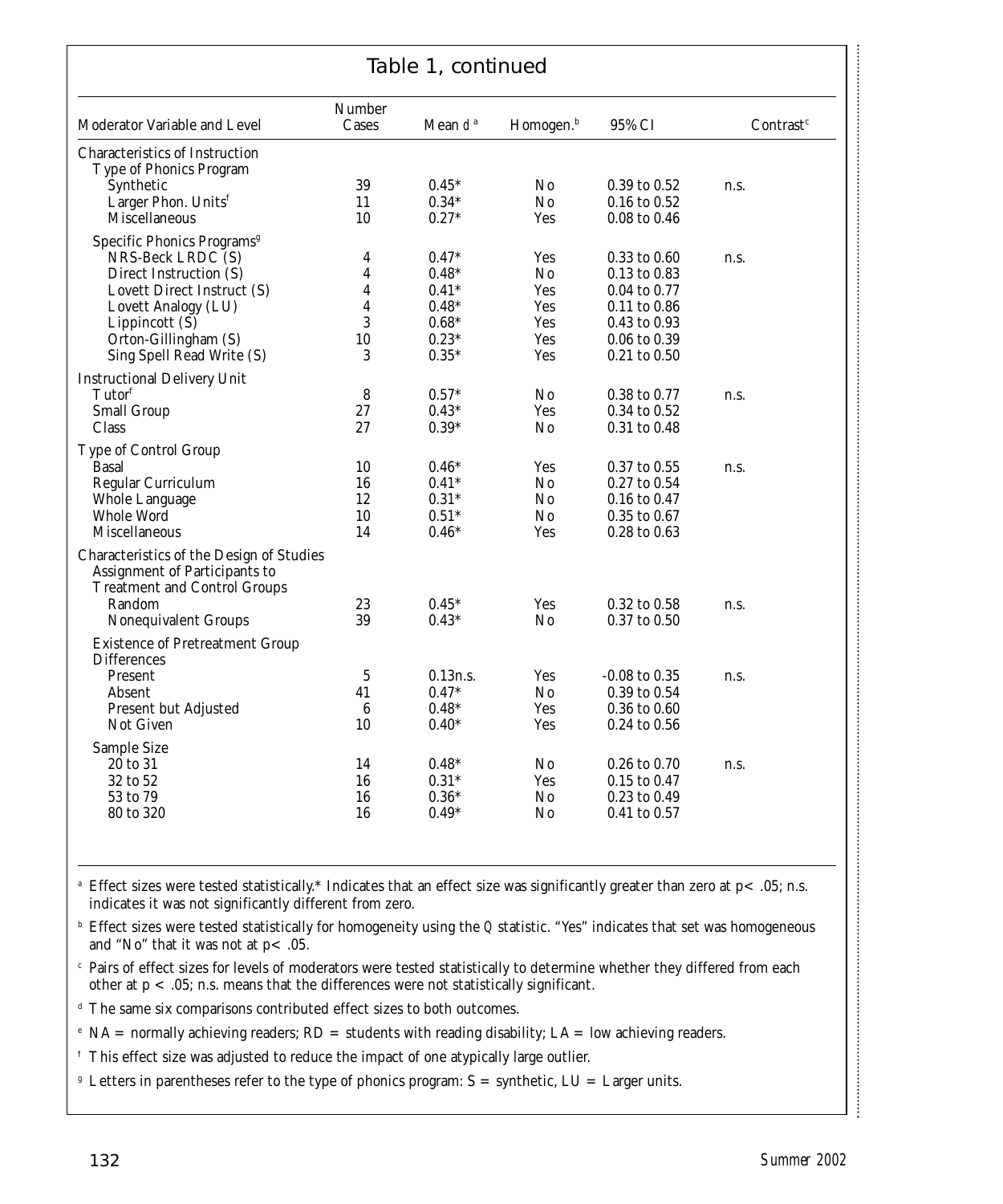## Table 1, continued

| Moderator Variable and Level | Number Cases | Mean *d*[a] | Homogen.[b] | 95% CI | Contrast[c] |
|---|---|---|---|---|---|
| **Characteristics of Instruction** | | | | | |
| Type of Phonics Program | | | | | |
| Synthetic | 39 | 0.45* | No | 0.39 to 0.52 | n.s. |
| Larger Phon. Units[f] | 11 | 0.34* | No | 0.16 to 0.52 | |
| Miscellaneous | 10 | 0.27* | Yes | 0.08 to 0.46 | |
| Specific Phonics Programs[g] | | | | | |
| NRS-Beck LRDC (S) | 4 | 0.47* | Yes | 0.33 to 0.60 | n.s. |
| Direct Instruction (S) | 4 | 0.48* | No | 0.13 to 0.83 | |
| Lovett Direct Instruct (S) | 4 | 0.41* | Yes | 0.04 to 0.77 | |
| Lovett Analogy (LU) | 4 | 0.48* | Yes | 0.11 to 0.86 | |
| Lippincott (S) | 3 | 0.68* | Yes | 0.43 to 0.93 | |
| Orton-Gillingham (S) | 10 | 0.23* | Yes | 0.06 to 0.39 | |
| Sing Spell Read Write (S) | 3 | 0.35* | Yes | 0.21 to 0.50 | |
| Instructional Delivery Unit | | | | | |
| Tutor[f] | 8 | 0.57* | No | 0.38 to 0.77 | n.s. |
| Small Group | 27 | 0.43* | Yes | 0.34 to 0.52 | |
| Class | 27 | 0.39* | No | 0.31 to 0.48 | |
| Type of Control Group | | | | | |
| Basal | 10 | 0.46* | Yes | 0.37 to 0.55 | n.s. |
| Regular Curriculum | 16 | 0.41* | No | 0.27 to 0.54 | |
| Whole Language | 12 | 0.31* | No | 0.16 to 0.47 | |
| Whole Word | 10 | 0.51* | No | 0.35 to 0.67 | |
| Miscellaneous | 14 | 0.46* | Yes | 0.28 to 0.63 | |
| **Characteristics of the Design of Studies** | | | | | |
| Assignment of Participants to Treatment and Control Groups | | | | | |
| Random | 23 | 0.45* | Yes | 0.32 to 0.58 | n.s. |
| Nonequivalent Groups | 39 | 0.43* | No | 0.37 to 0.50 | |
| Existence of Pretreatment Group Differences | | | | | |
| Present | 5 | 0.13n.s. | Yes | -0.08 to 0.35 | n.s. |
| Absent | 41 | 0.47* | No | 0.39 to 0.54 | |
| Present but Adjusted | 6 | 0.48* | Yes | 0.36 to 0.60 | |
| Not Given | 10 | 0.40* | Yes | 0.24 to 0.56 | |
| Sample Size | | | | | |
| 20 to 31 | 14 | 0.48* | No | 0.26 to 0.70 | n.s. |
| 32 to 52 | 16 | 0.31* | Yes | 0.15 to 0.47 | |
| 53 to 79 | 16 | 0.36* | No | 0.23 to 0.49 | |
| 80 to 320 | 16 | 0.49* | No | 0.41 to 0.57 | |

[a] Effect sizes were tested statistically.* Indicates that an effect size was significantly greater than zero at $p < .05$; n.s. indicates it was not significantly different from zero.

[b] Effect sizes were tested statistically for homogeneity using the $Q$ statistic. "Yes" indicates that set was homogeneous and "No" that it was not at $p < .05$.

[c] Pairs of effect sizes for levels of moderators were tested statistically to determine whether they differed from each other at $p < .05$; n.s. means that the differences were not statistically significant.

[d] The same six comparisons contributed effect sizes to both outcomes.

[e] NA = normally achieving readers; RD = students with reading disability; LA = low achieving readers.

[f] This effect size was adjusted to reduce the impact of one atypically large outlier.

[g] Letters in parentheses refer to the type of phonics program: S = synthetic, LU = Larger units.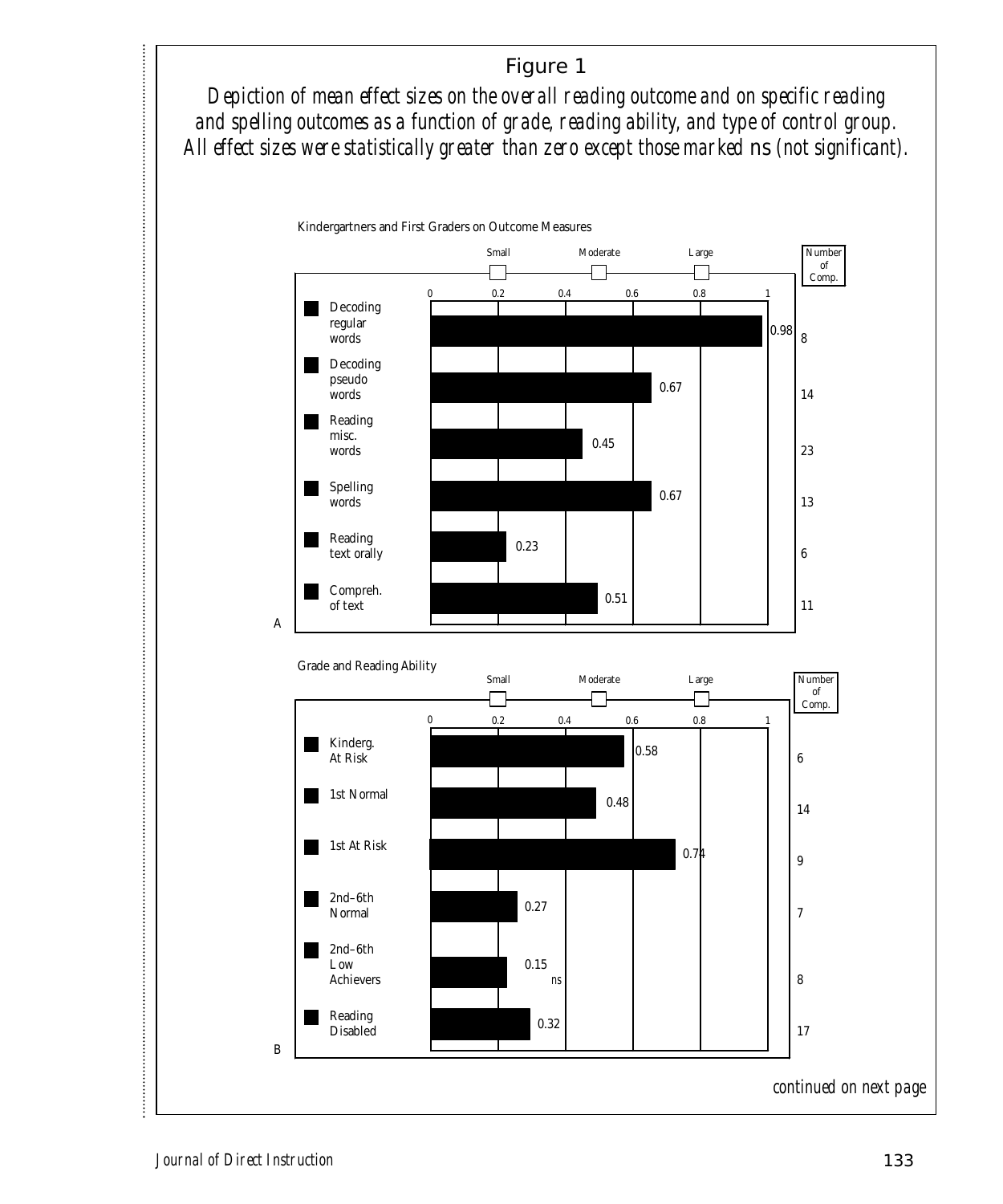## Figure 1

*Depiction of mean effect sizes on the overall reading outcome and on specific reading and spelling outcomes as a function of grade, reading ability, and type of control group. All effect sizes were statistically greater than zero except those marked ns (not significant).*

**A. Kindergartners and First Graders on Outcome Measures**

Effect size benchmarks: Small = 0.2, Moderate = 0.5, Large = 0.8

| Outcome | Mean Effect Size | Number of Comp. |
|---|---|---|
| Decoding regular words | 0.98 | 8 |
| Decoding pseudo words | 0.67 | 14 |
| Reading misc. words | 0.45 | 23 |
| Spelling words | 0.67 | 13 |
| Reading text orally | 0.23 | 6 |
| Compreh. of text | 0.51 | 11 |

**B. Grade and Reading Ability**

Effect size benchmarks: Small = 0.2, Moderate = 0.5, Large = 0.8

| Group | Mean Effect Size | Number of Comp. |
|---|---|---|
| Kinderg. At Risk | 0.58 | 6 |
| 1st Normal | 0.48 | 14 |
| 1st At Risk | 0.74 | 9 |
| 2nd–6th Normal | 0.27 | 7 |
| 2nd–6th Low Achievers | 0.15 *ns* | 8 |
| Reading Disabled | 0.32 | 17 |

*continued on next page*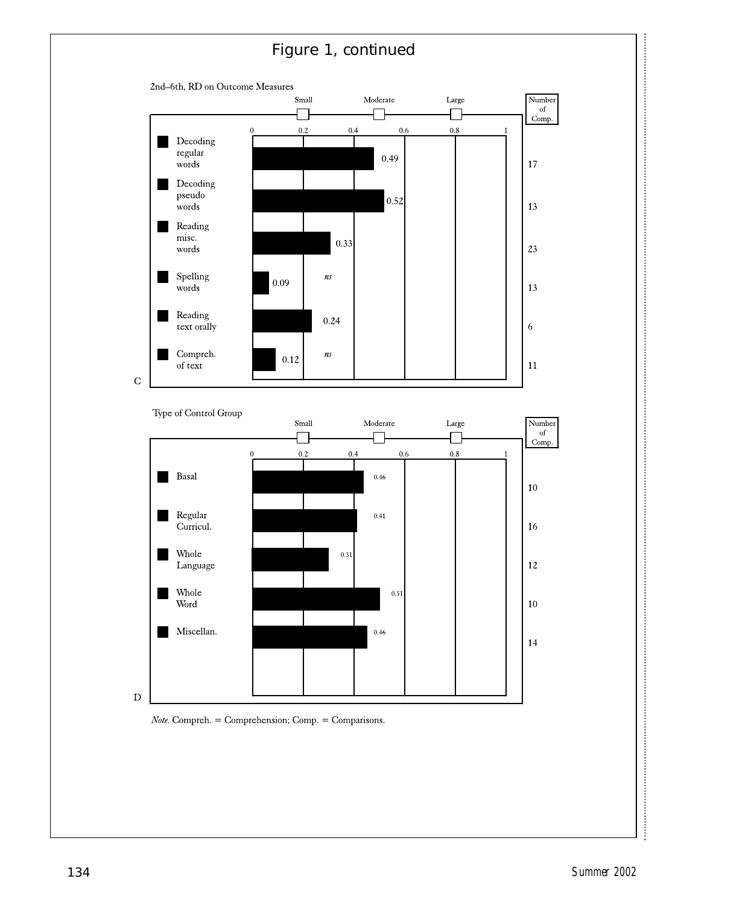Figure 1, continued

C

2nd–6th, RD on Outcome Measures

| Outcome Measure | Effect Size | Significance | Number of Comp. |
| --- | --- | --- | --- |
| Decoding regular words | 0.49 | | 17 |
| Decoding pseudo words | 0.52 | | 13 |
| Reading misc. words | 0.33 | | 23 |
| Spelling words | 0.09 | *ns* | 13 |
| Reading text orally | 0.24 | | 6 |
| Compreh. of text | 0.12 | *ns* | 11 |

D

Type of Control Group

| Control Group | Effect Size | Number of Comp. |
| --- | --- | --- |
| Basal | 0.46 | 10 |
| Regular Curricul. | 0.41 | 16 |
| Whole Language | 0.31 | 12 |
| Whole Word | 0.51 | 10 |
| Miscellan. | 0.46 | 14 |

Scale: Small (0.2), Moderate (0.5), Large (0.8)

*Note.* Compreh. = Comprehension; Comp. = Comparisons.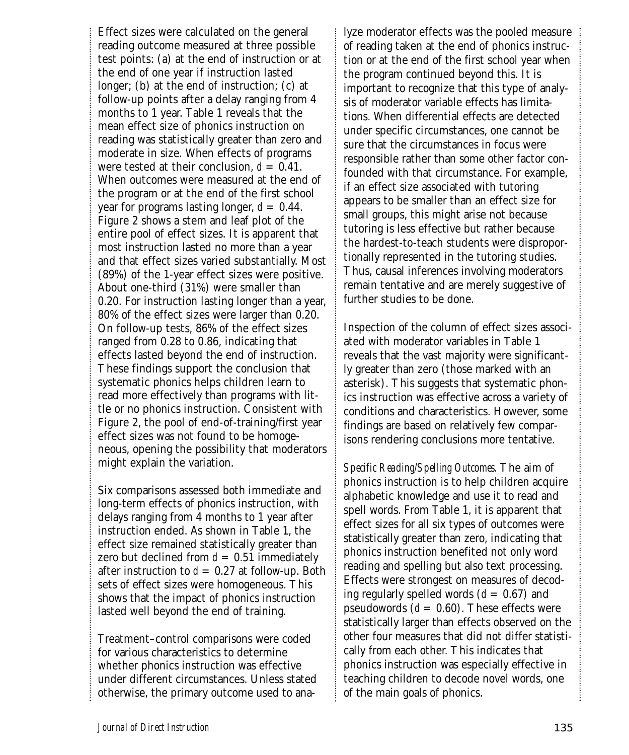Effect sizes were calculated on the general reading outcome measured at three possible test points: (a) at the end of instruction or at the end of one year if instruction lasted longer; (b) at the end of instruction; (c) at follow-up points after a delay ranging from 4 months to 1 year. Table 1 reveals that the mean effect size of phonics instruction on reading was statistically greater than zero and moderate in size. When effects of programs were tested at their conclusion, $d = 0.41$. When outcomes were measured at the end of the program or at the end of the first school year for programs lasting longer, $d = 0.44$. Figure 2 shows a stem and leaf plot of the entire pool of effect sizes. It is apparent that most instruction lasted no more than a year and that effect sizes varied substantially. Most (89%) of the 1-year effect sizes were positive. About one-third (31%) were smaller than 0.20. For instruction lasting longer than a year, 80% of the effect sizes were larger than 0.20. On follow-up tests, 86% of the effect sizes ranged from 0.28 to 0.86, indicating that effects lasted beyond the end of instruction. These findings support the conclusion that systematic phonics helps children learn to read more effectively than programs with little or no phonics instruction. Consistent with Figure 2, the pool of end-of-training/first year effect sizes was not found to be homogeneous, opening the possibility that moderators might explain the variation.

Six comparisons assessed both immediate and long-term effects of phonics instruction, with delays ranging from 4 months to 1 year after instruction ended. As shown in Table 1, the effect size remained statistically greater than zero but declined from $d = 0.51$ immediately after instruction to $d = 0.27$ at follow-up. Both sets of effect sizes were homogeneous. This shows that the impact of phonics instruction lasted well beyond the end of training.

Treatment–control comparisons were coded for various characteristics to determine whether phonics instruction was effective under different circumstances. Unless stated otherwise, the primary outcome used to analyze moderator effects was the pooled measure of reading taken at the end of phonics instruction or at the end of the first school year when the program continued beyond this. It is important to recognize that this type of analysis of moderator variable effects has limitations. When differential effects are detected under specific circumstances, one cannot be sure that the circumstances in focus were responsible rather than some other factor confounded with that circumstance. For example, if an effect size associated with tutoring appears to be smaller than an effect size for small groups, this might arise not because tutoring is less effective but rather because the hardest-to-teach students were disproportionally represented in the tutoring studies. Thus, causal inferences involving moderators remain tentative and are merely suggestive of further studies to be done.

Inspection of the column of effect sizes associated with moderator variables in Table 1 reveals that the vast majority were significantly greater than zero (those marked with an asterisk). This suggests that systematic phonics instruction was effective across a variety of conditions and characteristics. However, some findings are based on relatively few comparisons rendering conclusions more tentative.

*Specific Reading/Spelling Outcomes.* The aim of phonics instruction is to help children acquire alphabetic knowledge and use it to read and spell words. From Table 1, it is apparent that effect sizes for all six types of outcomes were statistically greater than zero, indicating that phonics instruction benefited not only word reading and spelling but also text processing. Effects were strongest on measures of decoding regularly spelled words ($d = 0.67$) and pseudowords ($d = 0.60$). These effects were statistically larger than effects observed on the other four measures that did not differ statistically from each other. This indicates that phonics instruction was especially effective in teaching children to decode novel words, one of the main goals of phonics.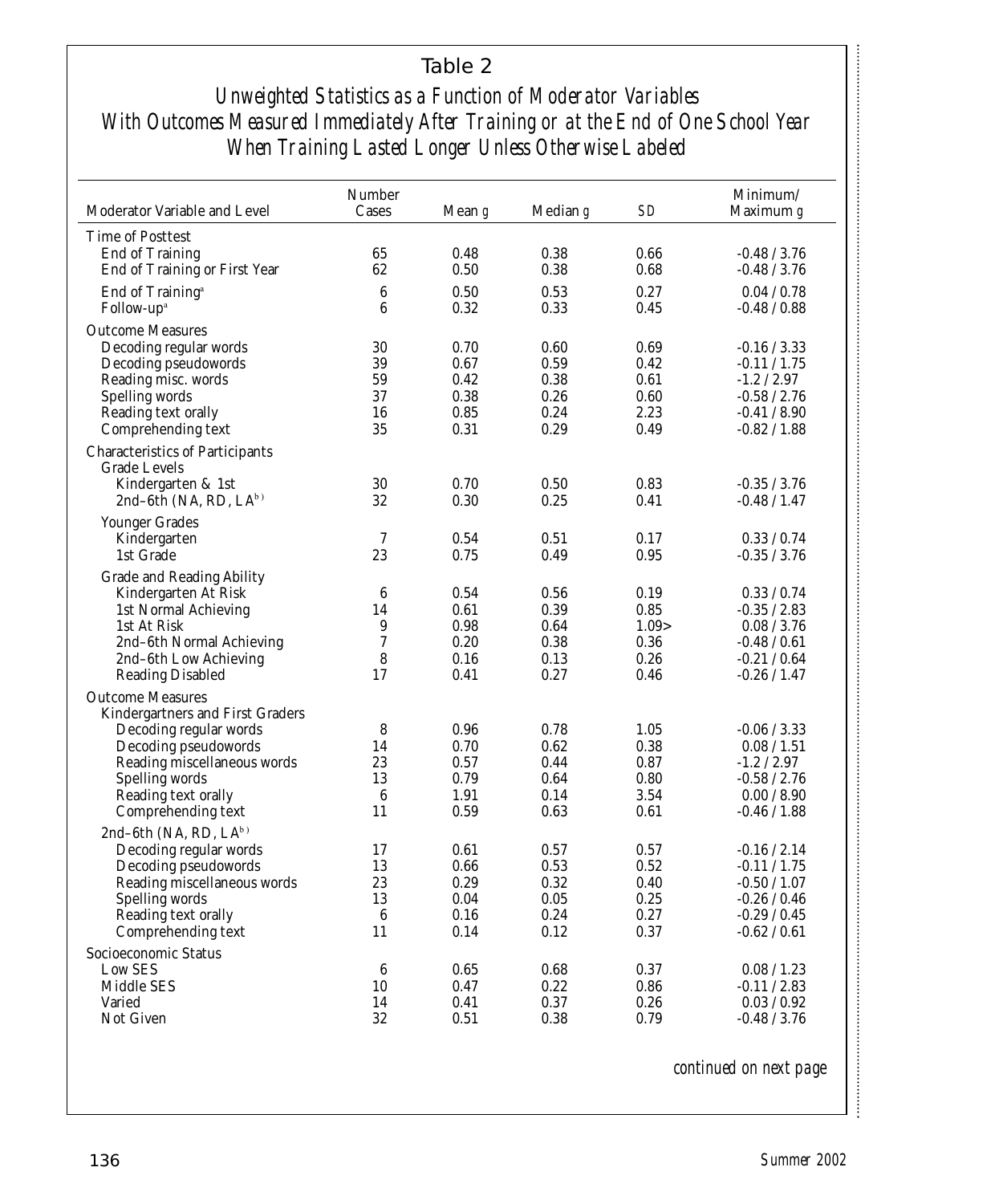## Table 2

*Unweighted Statistics as a Function of Moderator Variables With Outcomes Measured Immediately After Training or at the End of One School Year When Training Lasted Longer Unless Otherwise Labeled*

| Moderator Variable and Level | Number Cases | Mean *g* | Median *g* | *SD* | Minimum/ Maximum *g* |
|---|---|---|---|---|---|
| **Time of Posttest** | | | | | |
| End of Training | 65 | 0.48 | 0.38 | 0.66 | -0.48 / 3.76 |
| End of Training or First Year | 62 | 0.50 | 0.38 | 0.68 | -0.48 / 3.76 |
| End of Training[a] | 6 | 0.50 | 0.53 | 0.27 | 0.04 / 0.78 |
| Follow-up[a] | 6 | 0.32 | 0.33 | 0.45 | -0.48 / 0.88 |
| **Outcome Measures** | | | | | |
| Decoding regular words | 30 | 0.70 | 0.60 | 0.69 | -0.16 / 3.33 |
| Decoding pseudowords | 39 | 0.67 | 0.59 | 0.42 | -0.11 / 1.75 |
| Reading misc. words | 59 | 0.42 | 0.38 | 0.61 | -1.2 / 2.97 |
| Spelling words | 37 | 0.38 | 0.26 | 0.60 | -0.58 / 2.76 |
| Reading text orally | 16 | 0.85 | 0.24 | 2.23 | -0.41 / 8.90 |
| Comprehending text | 35 | 0.31 | 0.29 | 0.49 | -0.82 / 1.88 |
| **Characteristics of Participants** | | | | | |
| Grade Levels | | | | | |
| Kindergarten & 1st | 30 | 0.70 | 0.50 | 0.83 | -0.35 / 3.76 |
| 2nd–6th (NA, RD, LA[b]) | 32 | 0.30 | 0.25 | 0.41 | -0.48 / 1.47 |
| Younger Grades | | | | | |
| Kindergarten | 7 | 0.54 | 0.51 | 0.17 | 0.33 / 0.74 |
| 1st Grade | 23 | 0.75 | 0.49 | 0.95 | -0.35 / 3.76 |
| Grade and Reading Ability | | | | | |
| Kindergarten At Risk | 6 | 0.54 | 0.56 | 0.19 | 0.33 / 0.74 |
| 1st Normal Achieving | 14 | 0.61 | 0.39 | 0.85 | -0.35 / 2.83 |
| 1st At Risk | 9 | 0.98 | 0.64 | 1.09> | 0.08 / 3.76 |
| 2nd–6th Normal Achieving | 7 | 0.20 | 0.38 | 0.36 | -0.48 / 0.61 |
| 2nd–6th Low Achieving | 8 | 0.16 | 0.13 | 0.26 | -0.21 / 0.64 |
| Reading Disabled | 17 | 0.41 | 0.27 | 0.46 | -0.26 / 1.47 |
| **Outcome Measures** | | | | | |
| Kindergartners and First Graders | | | | | |
| Decoding regular words | 8 | 0.96 | 0.78 | 1.05 | -0.06 / 3.33 |
| Decoding pseudowords | 14 | 0.70 | 0.62 | 0.38 | 0.08 / 1.51 |
| Reading miscellaneous words | 23 | 0.57 | 0.44 | 0.87 | -1.2 / 2.97 |
| Spelling words | 13 | 0.79 | 0.64 | 0.80 | -0.58 / 2.76 |
| Reading text orally | 6 | 1.91 | 0.14 | 3.54 | 0.00 / 8.90 |
| Comprehending text | 11 | 0.59 | 0.63 | 0.61 | -0.46 / 1.88 |
| 2nd–6th (NA, RD, LA[b]) | | | | | |
| Decoding regular words | 17 | 0.61 | 0.57 | 0.57 | -0.16 / 2.14 |
| Decoding pseudowords | 13 | 0.66 | 0.53 | 0.52 | -0.11 / 1.75 |
| Reading miscellaneous words | 23 | 0.29 | 0.32 | 0.40 | -0.50 / 1.07 |
| Spelling words | 13 | 0.04 | 0.05 | 0.25 | -0.26 / 0.46 |
| Reading text orally | 6 | 0.16 | 0.24 | 0.27 | -0.29 / 0.45 |
| Comprehending text | 11 | 0.14 | 0.12 | 0.37 | -0.62 / 0.61 |
| **Socioeconomic Status** | | | | | |
| Low SES | 6 | 0.65 | 0.68 | 0.37 | 0.08 / 1.23 |
| Middle SES | 10 | 0.47 | 0.22 | 0.86 | -0.11 / 2.83 |
| Varied | 14 | 0.41 | 0.37 | 0.26 | 0.03 / 0.92 |
| Not Given | 32 | 0.51 | 0.38 | 0.79 | -0.48 / 3.76 |

*continued on next page*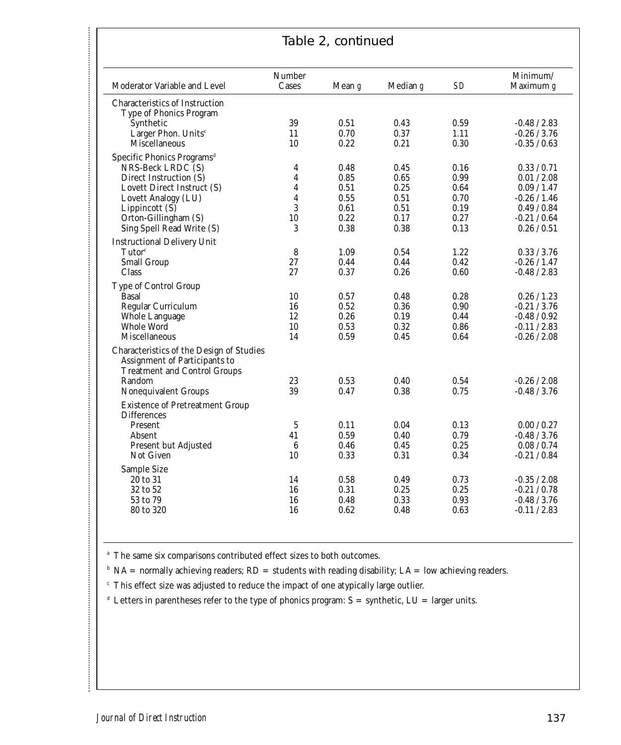## Table 2, continued

| Moderator Variable and Level | Number Cases | Mean *g* | Median *g* | *SD* | Minimum/ Maximum *g* |
|---|---|---|---|---|---|
| **Characteristics of Instruction** | | | | | |
| Type of Phonics Program | | | | | |
| Synthetic | 39 | 0.51 | 0.43 | 0.59 | -0.48 / 2.83 |
| Larger Phon. Units[c] | 11 | 0.70 | 0.37 | 1.11 | -0.26 / 3.76 |
| Miscellaneous | 10 | 0.22 | 0.21 | 0.30 | -0.35 / 0.63 |
| Specific Phonics Programs[d] | | | | | |
| NRS-Beck LRDC (S) | 4 | 0.48 | 0.45 | 0.16 | 0.33 / 0.71 |
| Direct Instruction (S) | 4 | 0.85 | 0.65 | 0.99 | 0.01 / 2.08 |
| Lovett Direct Instruct (S) | 4 | 0.51 | 0.25 | 0.64 | 0.09 / 1.47 |
| Lovett Analogy (LU) | 4 | 0.55 | 0.51 | 0.70 | -0.26 / 1.46 |
| Lippincott (S) | 3 | 0.61 | 0.51 | 0.19 | 0.49 / 0.84 |
| Orton-Gillingham (S) | 10 | 0.22 | 0.17 | 0.27 | -0.21 / 0.64 |
| Sing Spell Read Write (S) | 3 | 0.38 | 0.38 | 0.13 | 0.26 / 0.51 |
| Instructional Delivery Unit | | | | | |
| Tutor[c] | 8 | 1.09 | 0.54 | 1.22 | 0.33 / 3.76 |
| Small Group | 27 | 0.44 | 0.44 | 0.42 | -0.26 / 1.47 |
| Class | 27 | 0.37 | 0.26 | 0.60 | -0.48 / 2.83 |
| Type of Control Group | | | | | |
| Basal | 10 | 0.57 | 0.48 | 0.28 | 0.26 / 1.23 |
| Regular Curriculum | 16 | 0.52 | 0.36 | 0.90 | -0.21 / 3.76 |
| Whole Language | 12 | 0.26 | 0.19 | 0.44 | -0.48 / 0.92 |
| Whole Word | 10 | 0.53 | 0.32 | 0.86 | -0.11 / 2.83 |
| Miscellaneous | 14 | 0.59 | 0.45 | 0.64 | -0.26 / 2.08 |
| **Characteristics of the Design of Studies** | | | | | |
| Assignment of Participants to Treatment and Control Groups | | | | | |
| Random | 23 | 0.53 | 0.40 | 0.54 | -0.26 / 2.08 |
| Nonequivalent Groups | 39 | 0.47 | 0.38 | 0.75 | -0.48 / 3.76 |
| Existence of Pretreatment Group Differences | | | | | |
| Present | 5 | 0.11 | 0.04 | 0.13 | 0.00 / 0.27 |
| Absent | 41 | 0.59 | 0.40 | 0.79 | -0.48 / 3.76 |
| Present but Adjusted | 6 | 0.46 | 0.45 | 0.25 | 0.08 / 0.74 |
| Not Given | 10 | 0.33 | 0.31 | 0.34 | -0.21 / 0.84 |
| Sample Size | | | | | |
| 20 to 31 | 14 | 0.58 | 0.49 | 0.73 | -0.35 / 2.08 |
| 32 to 52 | 16 | 0.31 | 0.25 | 0.25 | -0.21 / 0.78 |
| 53 to 79 | 16 | 0.48 | 0.33 | 0.93 | -0.48 / 3.76 |
| 80 to 320 | 16 | 0.62 | 0.48 | 0.63 | -0.11 / 2.83 |

[a] The same six comparisons contributed effect sizes to both outcomes.

[b] NA = normally achieving readers; RD = students with reading disability; LA = low achieving readers.

[c] This effect size was adjusted to reduce the impact of one atypically large outlier.

[d] Letters in parentheses refer to the type of phonics program: S = synthetic, LU = larger units.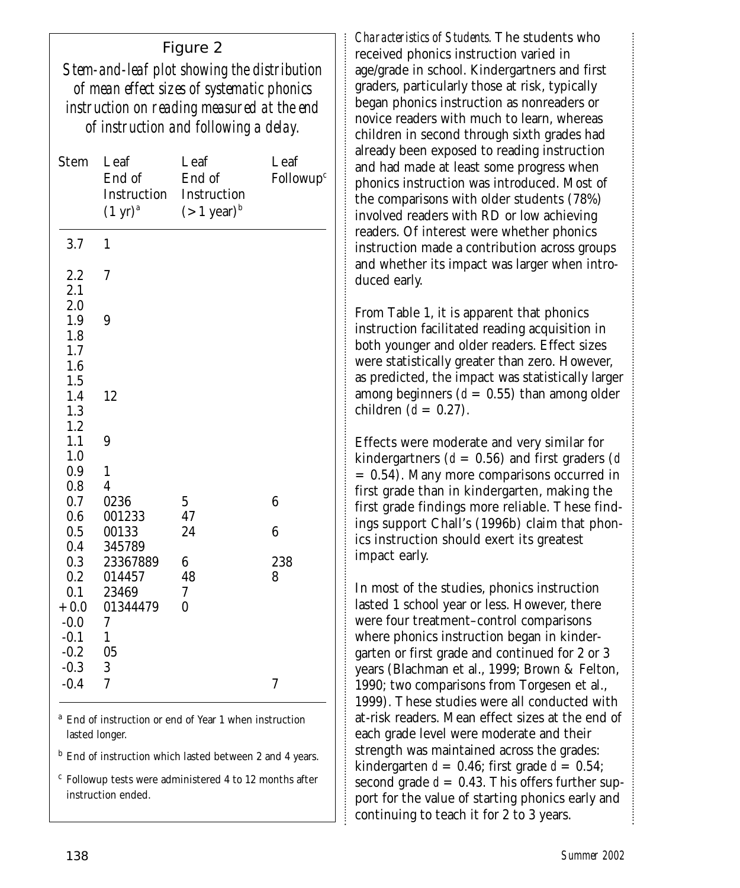### Figure 2

*Stem-and-leaf plot showing the distribution of mean effect sizes of systematic phonics instruction on reading measured at the end of instruction and following a delay.*

| Stem | Leaf End of Instruction (1 yr)[a] | Leaf End of Instruction (> 1 year)[b] | Leaf Followup[c] |
|---|---|---|---|
| 3.7 | 1 | | |
| 2.2 | 7 | | |
| 2.1 | | | |
| 2.0 | | | |
| 1.9 | 9 | | |
| 1.8 | | | |
| 1.7 | | | |
| 1.6 | | | |
| 1.5 | | | |
| 1.4 | 12 | | |
| 1.3 | | | |
| 1.2 | | | |
| 1.1 | 9 | | |
| 1.0 | | | |
| 0.9 | 1 | | |
| 0.8 | 4 | | |
| 0.7 | 0236 | 5 | 6 |
| 0.6 | 001233 | 47 | |
| 0.5 | 00133 | 24 | 6 |
| 0.4 | 345789 | | |
| 0.3 | 23367889 | 6 | 238 |
| 0.2 | 014457 | 48 | 8 |
| 0.1 | 23469 | 7 | |
| +0.0 | 01344479 | 0 | |
| -0.0 | 7 | | |
| -0.1 | 1 | | |
| -0.2 | 05 | | |
| -0.3 | 3 | | |
| -0.4 | 7 | | 7 |

[a] End of instruction or end of Year 1 when instruction lasted longer.

[b] End of instruction which lasted between 2 and 4 years.

[c] Followup tests were administered 4 to 12 months after instruction ended.

*Characteristics of Students.* The students who received phonics instruction varied in age/grade in school. Kindergartners and first graders, particularly those at risk, typically began phonics instruction as nonreaders or novice readers with much to learn, whereas children in second through sixth grades had already been exposed to reading instruction and had made at least some progress when phonics instruction was introduced. Most of the comparisons with older students (78%) involved readers with RD or low achieving readers. Of interest were whether phonics instruction made a contribution across groups and whether its impact was larger when introduced early.

From Table 1, it is apparent that phonics instruction facilitated reading acquisition in both younger and older readers. Effect sizes were statistically greater than zero. However, as predicted, the impact was statistically larger among beginners ($d = 0.55$) than among older children ($d = 0.27$).

Effects were moderate and very similar for kindergartners ($d = 0.56$) and first graders ($d = 0.54$). Many more comparisons occurred in first grade than in kindergarten, making the first grade findings more reliable. These findings support Chall's (1996b) claim that phonics instruction should exert its greatest impact early.

In most of the studies, phonics instruction lasted 1 school year or less. However, there were four treatment–control comparisons where phonics instruction began in kindergarten or first grade and continued for 2 or 3 years (Blachman et al., 1999; Brown & Felton, 1990; two comparisons from Torgesen et al., 1999). These studies were all conducted with at-risk readers. Mean effect sizes at the end of each grade level were moderate and their strength was maintained across the grades: kindergarten $d = 0.46$; first grade $d = 0.54$; second grade $d = 0.43$. This offers further support for the value of starting phonics early and continuing to teach it for 2 to 3 years.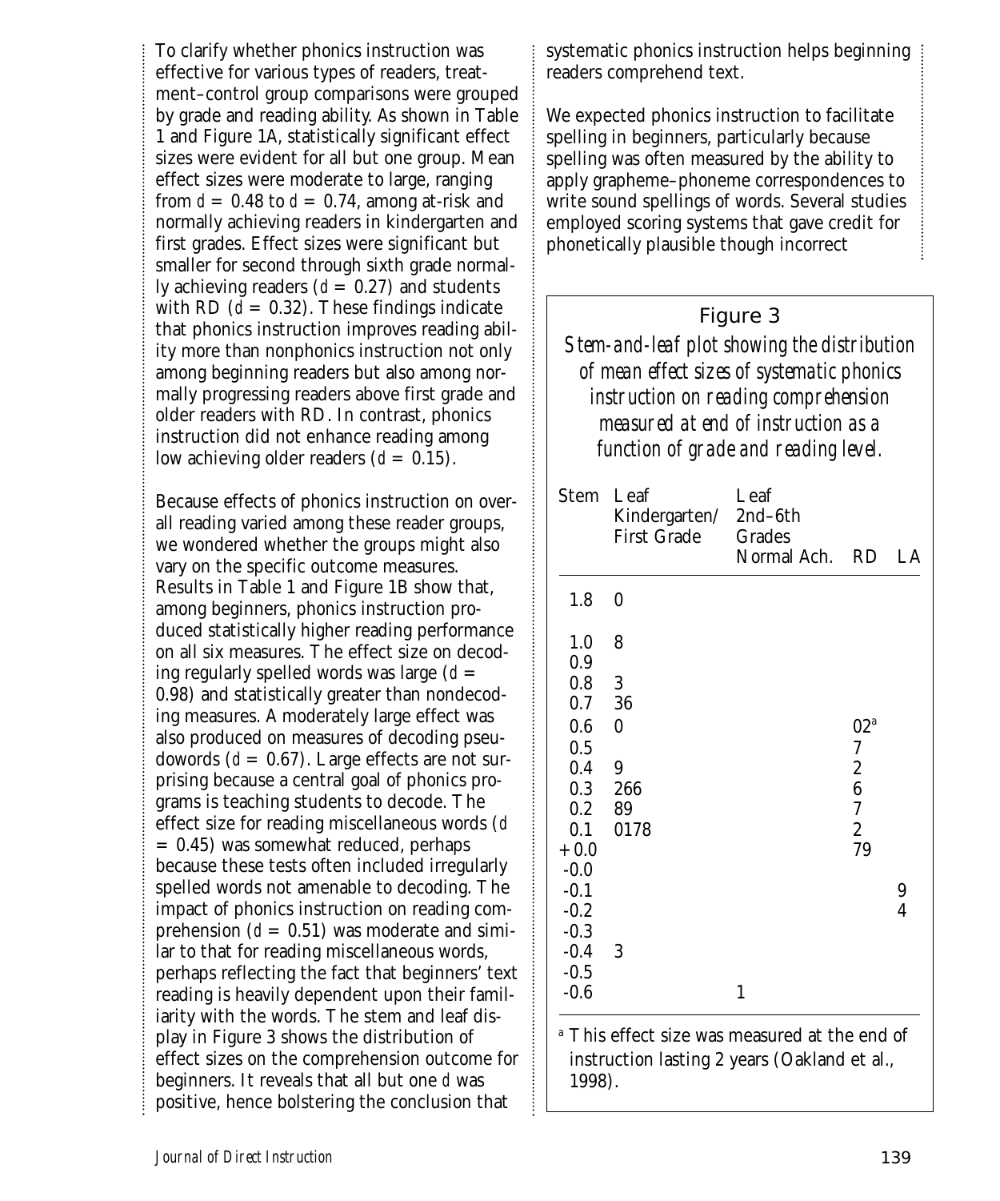To clarify whether phonics instruction was effective for various types of readers, treatment–control group comparisons were grouped by grade and reading ability. As shown in Table 1 and Figure 1A, statistically significant effect sizes were evident for all but one group. Mean effect sizes were moderate to large, ranging from $d = 0.48$ to $d = 0.74$, among at-risk and normally achieving readers in kindergarten and first grades. Effect sizes were significant but smaller for second through sixth grade normally achieving readers ($d = 0.27$) and students with RD ($d = 0.32$). These findings indicate that phonics instruction improves reading ability more than nonphonics instruction not only among beginning readers but also among normally progressing readers above first grade and older readers with RD. In contrast, phonics instruction did not enhance reading among low achieving older readers ($d = 0.15$).

Because effects of phonics instruction on overall reading varied among these reader groups, we wondered whether the groups might also vary on the specific outcome measures. Results in Table 1 and Figure 1B show that, among beginners, phonics instruction produced statistically higher reading performance on all six measures. The effect size on decoding regularly spelled words was large ($d = 0.98$) and statistically greater than nondecoding measures. A moderately large effect was also produced on measures of decoding pseudowords ($d = 0.67$). Large effects are not surprising because a central goal of phonics programs is teaching students to decode. The effect size for reading miscellaneous words ($d = 0.45$) was somewhat reduced, perhaps because these tests often included irregularly spelled words not amenable to decoding. The impact of phonics instruction on reading comprehension ($d = 0.51$) was moderate and similar to that for reading miscellaneous words, perhaps reflecting the fact that beginners' text reading is heavily dependent upon their familiarity with the words. The stem and leaf display in Figure 3 shows the distribution of effect sizes on the comprehension outcome for beginners. It reveals that all but one $d$ was positive, hence bolstering the conclusion that systematic phonics instruction helps beginning readers comprehend text.

We expected phonics instruction to facilitate spelling in beginners, particularly because spelling was often measured by the ability to apply grapheme–phoneme correspondences to write sound spellings of words. Several studies employed scoring systems that gave credit for phonetically plausible though incorrect

**Figure 3**

*Stem-and-leaf plot showing the distribution of mean effect sizes of systematic phonics instruction on reading comprehension measured at end of instruction as a function of grade and reading level.*

| Stem | Leaf Kindergarten/ First Grade | Leaf 2nd–6th Grades Normal Ach. | RD | LA |
|---|---|---|---|---|
| 1.8 | 0 | | | |
| 1.0 | 8 | | | |
| 0.9 | | | | |
| 0.8 | 3 | | | |
| 0.7 | 36 | | | |
| 0.6 | 0 | | 02[a] | |
| 0.5 | | | 7 | |
| 0.4 | 9 | | 2 | |
| 0.3 | 266 | | 6 | |
| 0.2 | 89 | | 7 | |
| 0.1 | 0178 | | 2 | |
| +0.0 | | | 79 | |
| -0.0 | | | | |
| -0.1 | | | | 9 |
| -0.2 | | | | 4 |
| -0.3 | | | | |
| -0.4 | 3 | | | |
| -0.5 | | | | |
| -0.6 | | 1 | | |

[a] This effect size was measured at the end of instruction lasting 2 years (Oakland et al., 1998).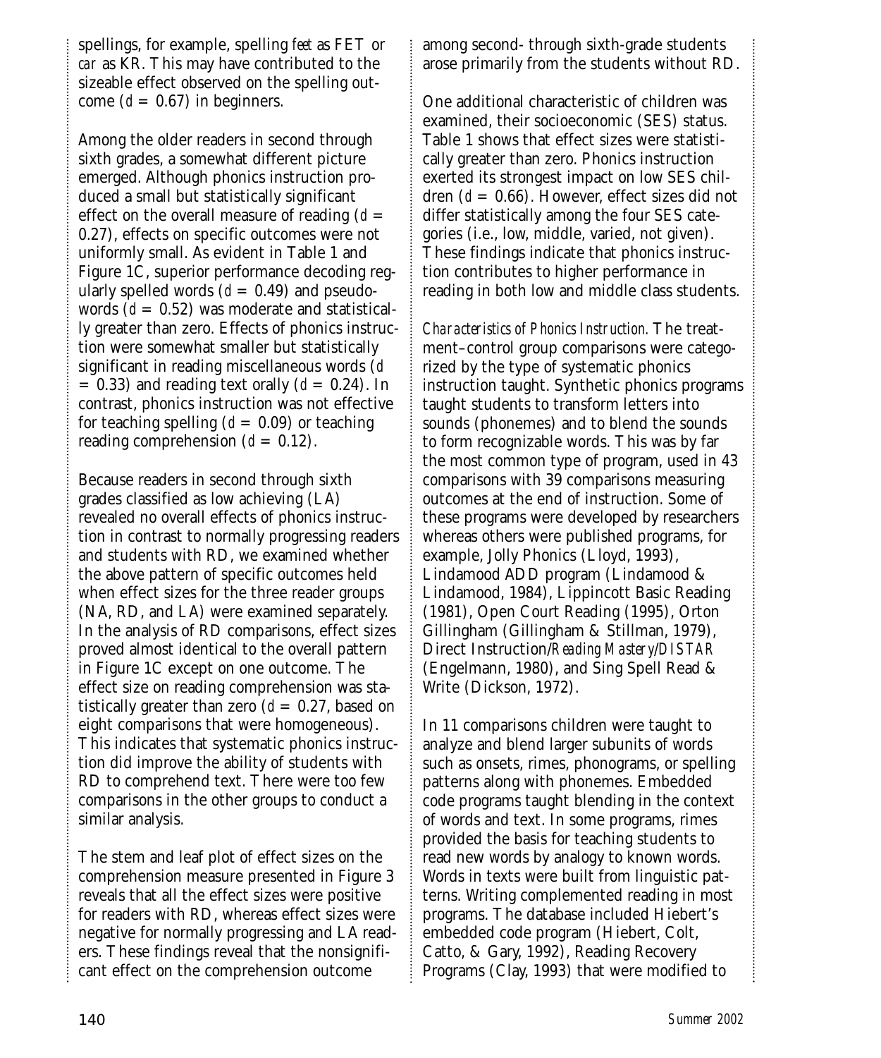spellings, for example, spelling *feet* as FET or *car* as KR. This may have contributed to the sizeable effect observed on the spelling outcome ($d = 0.67$) in beginners.

Among the older readers in second through sixth grades, a somewhat different picture emerged. Although phonics instruction produced a small but statistically significant effect on the overall measure of reading ($d = 0.27$), effects on specific outcomes were not uniformly small. As evident in Table 1 and Figure 1C, superior performance decoding regularly spelled words ($d = 0.49$) and pseudowords ($d = 0.52$) was moderate and statistically greater than zero. Effects of phonics instruction were somewhat smaller but statistically significant in reading miscellaneous words ($d = 0.33$) and reading text orally ($d = 0.24$). In contrast, phonics instruction was not effective for teaching spelling ($d = 0.09$) or teaching reading comprehension ($d = 0.12$).

Because readers in second through sixth grades classified as low achieving (LA) revealed no overall effects of phonics instruction in contrast to normally progressing readers and students with RD, we examined whether the above pattern of specific outcomes held when effect sizes for the three reader groups (NA, RD, and LA) were examined separately. In the analysis of RD comparisons, effect sizes proved almost identical to the overall pattern in Figure 1C except on one outcome. The effect size on reading comprehension was statistically greater than zero ($d = 0.27$, based on eight comparisons that were homogeneous). This indicates that systematic phonics instruction did improve the ability of students with RD to comprehend text. There were too few comparisons in the other groups to conduct a similar analysis.

The stem and leaf plot of effect sizes on the comprehension measure presented in Figure 3 reveals that all the effect sizes were positive for readers with RD, whereas effect sizes were negative for normally progressing and LA readers. These findings reveal that the nonsignificant effect on the comprehension outcome among second- through sixth-grade students arose primarily from the students without RD.

One additional characteristic of children was examined, their socioeconomic (SES) status. Table 1 shows that effect sizes were statistically greater than zero. Phonics instruction exerted its strongest impact on low SES children ($d = 0.66$). However, effect sizes did not differ statistically among the four SES categories (i.e., low, middle, varied, not given). These findings indicate that phonics instruction contributes to higher performance in reading in both low and middle class students.

*Characteristics of Phonics Instruction.* The treatment–control group comparisons were categorized by the type of systematic phonics instruction taught. Synthetic phonics programs taught students to transform letters into sounds (phonemes) and to blend the sounds to form recognizable words. This was by far the most common type of program, used in 43 comparisons with 39 comparisons measuring outcomes at the end of instruction. Some of these programs were developed by researchers whereas others were published programs, for example, Jolly Phonics (Lloyd, 1993), Lindamood ADD program (Lindamood & Lindamood, 1984), Lippincott Basic Reading (1981), Open Court Reading (1995), Orton Gillingham (Gillingham & Stillman, 1979), Direct Instruction/*Reading Mastery*/*DISTAR* (Engelmann, 1980), and Sing Spell Read & Write (Dickson, 1972).

In 11 comparisons children were taught to analyze and blend larger subunits of words such as onsets, rimes, phonograms, or spelling patterns along with phonemes. Embedded code programs taught blending in the context of words and text. In some programs, rimes provided the basis for teaching students to read new words by analogy to known words. Words in texts were built from linguistic patterns. Writing complemented reading in most programs. The database included Hiebert's embedded code program (Hiebert, Colt, Catto, & Gary, 1992), Reading Recovery Programs (Clay, 1993) that were modified to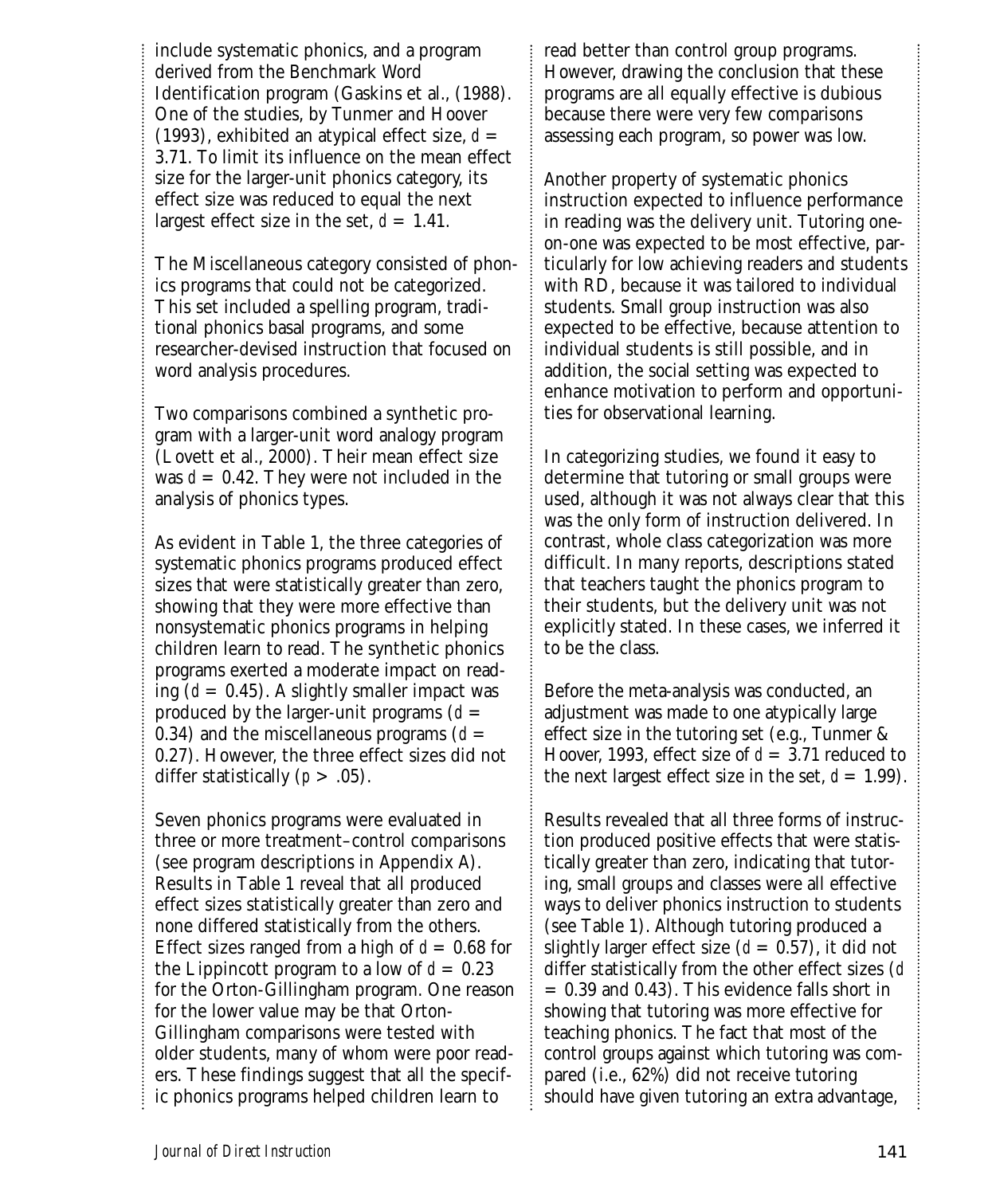include systematic phonics, and a program derived from the Benchmark Word Identification program (Gaskins et al., (1988). One of the studies, by Tunmer and Hoover (1993), exhibited an atypical effect size, $d = 3.71$. To limit its influence on the mean effect size for the larger-unit phonics category, its effect size was reduced to equal the next largest effect size in the set, $d = 1.41$.

The Miscellaneous category consisted of phonics programs that could not be categorized. This set included a spelling program, traditional phonics basal programs, and some researcher-devised instruction that focused on word analysis procedures.

Two comparisons combined a synthetic program with a larger-unit word analogy program (Lovett et al., 2000). Their mean effect size was $d = 0.42$. They were not included in the analysis of phonics types.

As evident in Table 1, the three categories of systematic phonics programs produced effect sizes that were statistically greater than zero, showing that they were more effective than nonsystematic phonics programs in helping children learn to read. The synthetic phonics programs exerted a moderate impact on reading ($d = 0.45$). A slightly smaller impact was produced by the larger-unit programs ($d = 0.34$) and the miscellaneous programs ($d = 0.27$). However, the three effect sizes did not differ statistically ($p > .05$).

Seven phonics programs were evaluated in three or more treatment–control comparisons (see program descriptions in Appendix A). Results in Table 1 reveal that all produced effect sizes statistically greater than zero and none differed statistically from the others. Effect sizes ranged from a high of $d = 0.68$ for the Lippincott program to a low of $d = 0.23$ for the Orton-Gillingham program. One reason for the lower value may be that Orton-Gillingham comparisons were tested with older students, many of whom were poor readers. These findings suggest that all the specific phonics programs helped children learn to read better than control group programs. However, drawing the conclusion that these programs are all equally effective is dubious because there were very few comparisons assessing each program, so power was low.

Another property of systematic phonics instruction expected to influence performance in reading was the delivery unit. Tutoring one-on-one was expected to be most effective, particularly for low achieving readers and students with RD, because it was tailored to individual students. Small group instruction was also expected to be effective, because attention to individual students is still possible, and in addition, the social setting was expected to enhance motivation to perform and opportunities for observational learning.

In categorizing studies, we found it easy to determine that tutoring or small groups were used, although it was not always clear that this was the only form of instruction delivered. In contrast, whole class categorization was more difficult. In many reports, descriptions stated that teachers taught the phonics program to their students, but the delivery unit was not explicitly stated. In these cases, we inferred it to be the class.

Before the meta-analysis was conducted, an adjustment was made to one atypically large effect size in the tutoring set (e.g., Tunmer & Hoover, 1993, effect size of $d = 3.71$ reduced to the next largest effect size in the set, $d = 1.99$).

Results revealed that all three forms of instruction produced positive effects that were statistically greater than zero, indicating that tutoring, small groups and classes were all effective ways to deliver phonics instruction to students (see Table 1). Although tutoring produced a slightly larger effect size ($d = 0.57$), it did not differ statistically from the other effect sizes ($d = 0.39$ and $0.43$). This evidence falls short in showing that tutoring was more effective for teaching phonics. The fact that most of the control groups against which tutoring was compared (i.e., 62%) did not receive tutoring should have given tutoring an extra advantage,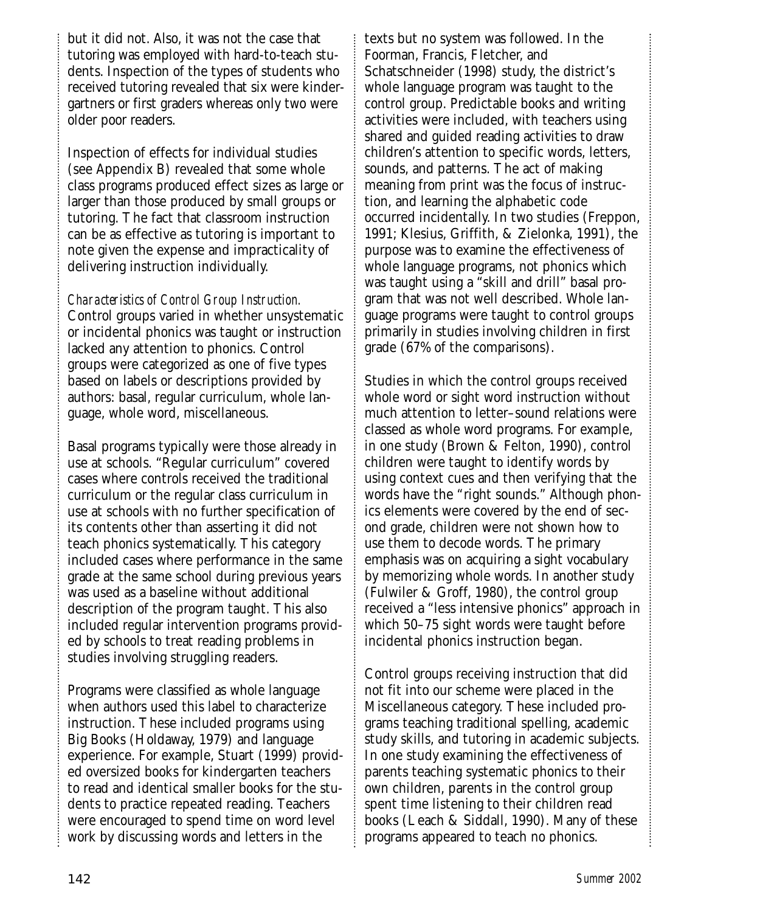but it did not. Also, it was not the case that tutoring was employed with hard-to-teach students. Inspection of the types of students who received tutoring revealed that six were kindergartners or first graders whereas only two were older poor readers.

Inspection of effects for individual studies (see Appendix B) revealed that some whole class programs produced effect sizes as large or larger than those produced by small groups or tutoring. The fact that classroom instruction can be as effective as tutoring is important to note given the expense and impracticality of delivering instruction individually.

*Characteristics of Control Group Instruction.* Control groups varied in whether unsystematic or incidental phonics was taught or instruction lacked any attention to phonics. Control groups were categorized as one of five types based on labels or descriptions provided by authors: basal, regular curriculum, whole language, whole word, miscellaneous.

Basal programs typically were those already in use at schools. "Regular curriculum" covered cases where controls received the traditional curriculum or the regular class curriculum in use at schools with no further specification of its contents other than asserting it did not teach phonics systematically. This category included cases where performance in the same grade at the same school during previous years was used as a baseline without additional description of the program taught. This also included regular intervention programs provided by schools to treat reading problems in studies involving struggling readers.

Programs were classified as whole language when authors used this label to characterize instruction. These included programs using Big Books (Holdaway, 1979) and language experience. For example, Stuart (1999) provided oversized books for kindergarten teachers to read and identical smaller books for the students to practice repeated reading. Teachers were encouraged to spend time on word level work by discussing words and letters in the texts but no system was followed. In the Foorman, Francis, Fletcher, and Schatschneider (1998) study, the district's whole language program was taught to the control group. Predictable books and writing activities were included, with teachers using shared and guided reading activities to draw children's attention to specific words, letters, sounds, and patterns. The act of making meaning from print was the focus of instruction, and learning the alphabetic code occurred incidentally. In two studies (Freppon, 1991; Klesius, Griffith, & Zielonka, 1991), the purpose was to examine the effectiveness of whole language programs, not phonics which was taught using a "skill and drill" basal program that was not well described. Whole language programs were taught to control groups primarily in studies involving children in first grade (67% of the comparisons).

Studies in which the control groups received whole word or sight word instruction without much attention to letter–sound relations were classed as whole word programs. For example, in one study (Brown & Felton, 1990), control children were taught to identify words by using context cues and then verifying that the words have the "right sounds." Although phonics elements were covered by the end of second grade, children were not shown how to use them to decode words. The primary emphasis was on acquiring a sight vocabulary by memorizing whole words. In another study (Fulwiler & Groff, 1980), the control group received a "less intensive phonics" approach in which 50–75 sight words were taught before incidental phonics instruction began.

Control groups receiving instruction that did not fit into our scheme were placed in the Miscellaneous category. These included programs teaching traditional spelling, academic study skills, and tutoring in academic subjects. In one study examining the effectiveness of parents teaching systematic phonics to their own children, parents in the control group spent time listening to their children read books (Leach & Siddall, 1990). Many of these programs appeared to teach no phonics.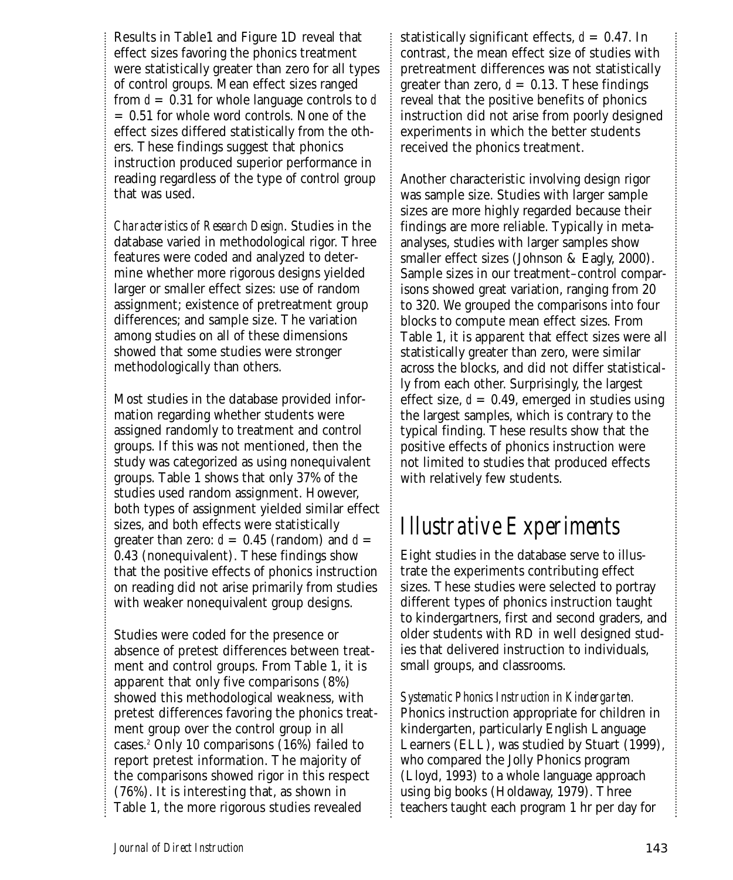Results in Table1 and Figure 1D reveal that effect sizes favoring the phonics treatment were statistically greater than zero for all types of control groups. Mean effect sizes ranged from $d = 0.31$ for whole language controls to $d = 0.51$ for whole word controls. None of the effect sizes differed statistically from the others. These findings suggest that phonics instruction produced superior performance in reading regardless of the type of control group that was used.

*Characteristics of Research Design.* Studies in the database varied in methodological rigor. Three features were coded and analyzed to determine whether more rigorous designs yielded larger or smaller effect sizes: use of random assignment; existence of pretreatment group differences; and sample size. The variation among studies on all of these dimensions showed that some studies were stronger methodologically than others.

Most studies in the database provided information regarding whether students were assigned randomly to treatment and control groups. If this was not mentioned, then the study was categorized as using nonequivalent groups. Table 1 shows that only 37% of the studies used random assignment. However, both types of assignment yielded similar effect sizes, and both effects were statistically greater than zero: $d = 0.45$ (random) and $d = 0.43$ (nonequivalent). These findings show that the positive effects of phonics instruction on reading did not arise primarily from studies with weaker nonequivalent group designs.

Studies were coded for the presence or absence of pretest differences between treatment and control groups. From Table 1, it is apparent that only five comparisons (8%) showed this methodological weakness, with pretest differences favoring the phonics treatment group over the control group in all cases.[2] Only 10 comparisons (16%) failed to report pretest information. The majority of the comparisons showed rigor in this respect (76%). It is interesting that, as shown in Table 1, the more rigorous studies revealed statistically significant effects, $d = 0.47$. In contrast, the mean effect size of studies with pretreatment differences was not statistically greater than zero, $d = 0.13$. These findings reveal that the positive benefits of phonics instruction did not arise from poorly designed experiments in which the better students received the phonics treatment.

Another characteristic involving design rigor was sample size. Studies with larger sample sizes are more highly regarded because their findings are more reliable. Typically in meta-analyses, studies with larger samples show smaller effect sizes (Johnson & Eagly, 2000). Sample sizes in our treatment–control comparisons showed great variation, ranging from 20 to 320. We grouped the comparisons into four blocks to compute mean effect sizes. From Table 1, it is apparent that effect sizes were all statistically greater than zero, were similar across the blocks, and did not differ statistically from each other. Surprisingly, the largest effect size, $d = 0.49$, emerged in studies using the largest samples, which is contrary to the typical finding. These results show that the positive effects of phonics instruction were not limited to studies that produced effects with relatively few students.

## Illustrative Experiments

Eight studies in the database serve to illustrate the experiments contributing effect sizes. These studies were selected to portray different types of phonics instruction taught to kindergartners, first and second graders, and older students with RD in well designed studies that delivered instruction to individuals, small groups, and classrooms.

*Systematic Phonics Instruction in Kindergarten.* Phonics instruction appropriate for children in kindergarten, particularly English Language Learners (ELL), was studied by Stuart (1999), who compared the Jolly Phonics program (Lloyd, 1993) to a whole language approach using big books (Holdaway, 1979). Three teachers taught each program 1 hr per day for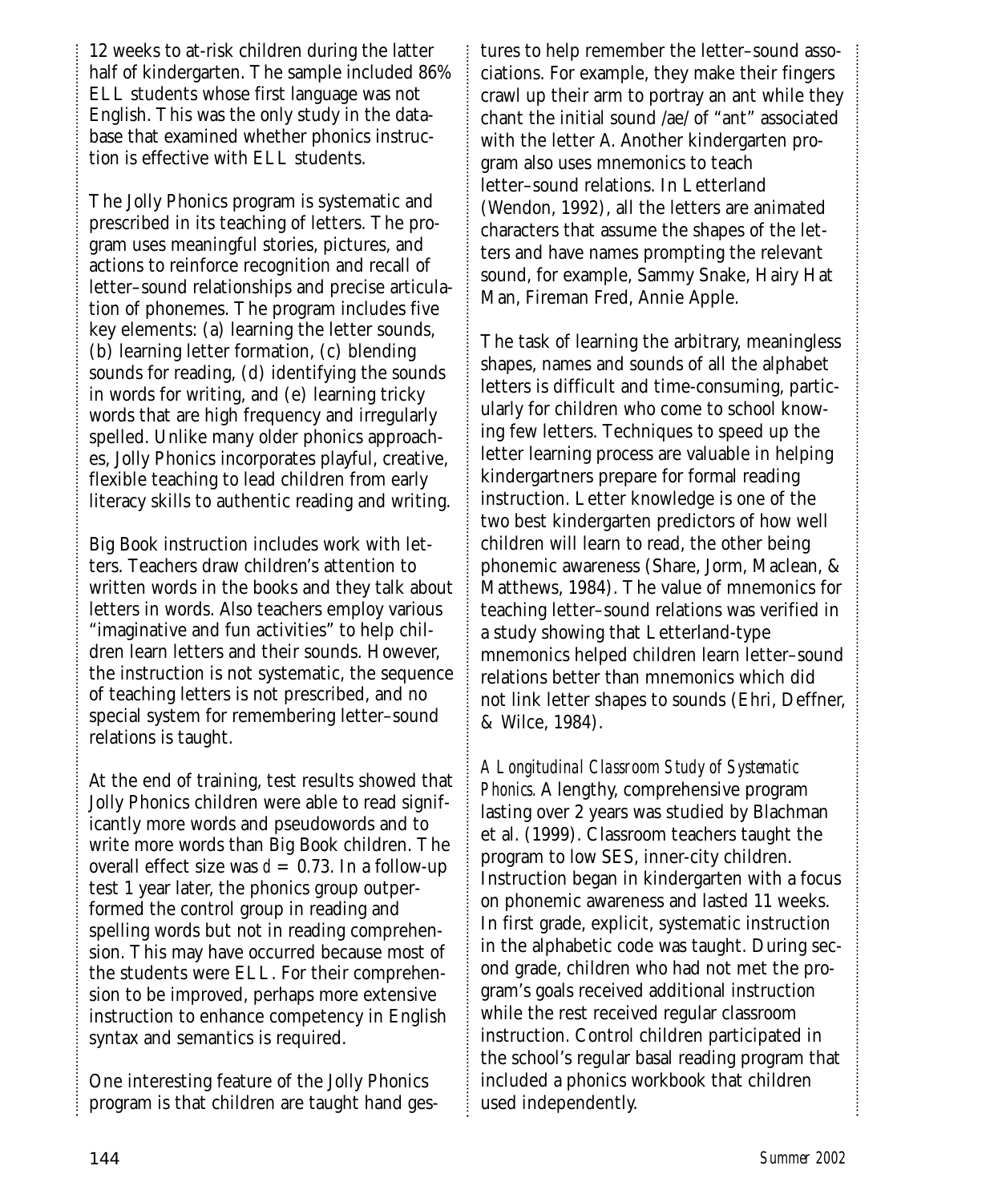12 weeks to at-risk children during the latter half of kindergarten. The sample included 86% ELL students whose first language was not English. This was the only study in the database that examined whether phonics instruction is effective with ELL students.

The Jolly Phonics program is systematic and prescribed in its teaching of letters. The program uses meaningful stories, pictures, and actions to reinforce recognition and recall of letter–sound relationships and precise articulation of phonemes. The program includes five key elements: (a) learning the letter sounds, (b) learning letter formation, (c) blending sounds for reading, (d) identifying the sounds in words for writing, and (e) learning tricky words that are high frequency and irregularly spelled. Unlike many older phonics approaches, Jolly Phonics incorporates playful, creative, flexible teaching to lead children from early literacy skills to authentic reading and writing.

Big Book instruction includes work with letters. Teachers draw children's attention to written words in the books and they talk about letters in words. Also teachers employ various "imaginative and fun activities" to help children learn letters and their sounds. However, the instruction is not systematic, the sequence of teaching letters is not prescribed, and no special system for remembering letter–sound relations is taught.

At the end of training, test results showed that Jolly Phonics children were able to read significantly more words and pseudowords and to write more words than Big Book children. The overall effect size was $d = 0.73$. In a follow-up test 1 year later, the phonics group outperformed the control group in reading and spelling words but not in reading comprehension. This may have occurred because most of the students were ELL. For their comprehension to be improved, perhaps more extensive instruction to enhance competency in English syntax and semantics is required.

One interesting feature of the Jolly Phonics program is that children are taught hand gestures to help remember the letter–sound associations. For example, they make their fingers crawl up their arm to portray an ant while they chant the initial sound /ae/ of "ant" associated with the letter A. Another kindergarten program also uses mnemonics to teach letter–sound relations. In Letterland (Wendon, 1992), all the letters are animated characters that assume the shapes of the letters and have names prompting the relevant sound, for example, Sammy Snake, Hairy Hat Man, Fireman Fred, Annie Apple.

The task of learning the arbitrary, meaningless shapes, names and sounds of all the alphabet letters is difficult and time-consuming, particularly for children who come to school knowing few letters. Techniques to speed up the letter learning process are valuable in helping kindergartners prepare for formal reading instruction. Letter knowledge is one of the two best kindergarten predictors of how well children will learn to read, the other being phonemic awareness (Share, Jorm, Maclean, & Matthews, 1984). The value of mnemonics for teaching letter–sound relations was verified in a study showing that Letterland-type mnemonics helped children learn letter–sound relations better than mnemonics which did not link letter shapes to sounds (Ehri, Deffner, & Wilce, 1984).

*A Longitudinal Classroom Study of Systematic Phonics.* A lengthy, comprehensive program lasting over 2 years was studied by Blachman et al. (1999). Classroom teachers taught the program to low SES, inner-city children. Instruction began in kindergarten with a focus on phonemic awareness and lasted 11 weeks. In first grade, explicit, systematic instruction in the alphabetic code was taught. During second grade, children who had not met the program's goals received additional instruction while the rest received regular classroom instruction. Control children participated in the school's regular basal reading program that included a phonics workbook that children used independently.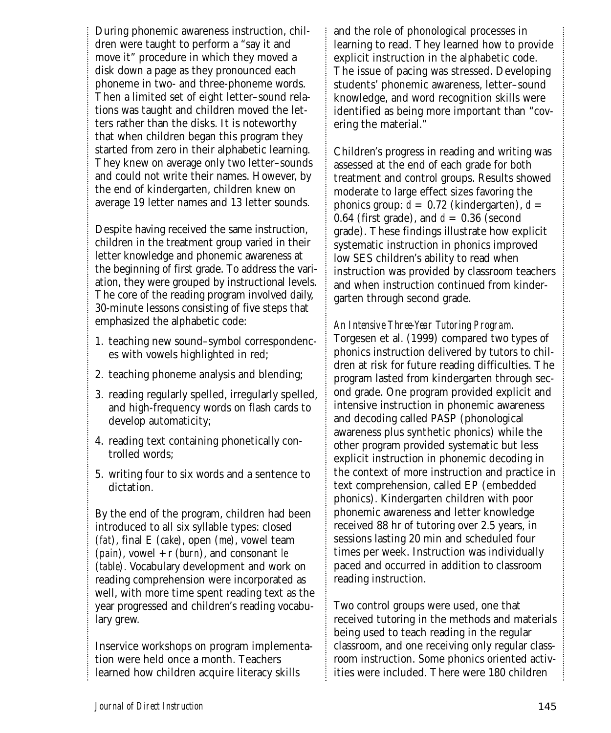During phonemic awareness instruction, children were taught to perform a "say it and move it" procedure in which they moved a disk down a page as they pronounced each phoneme in two- and three-phoneme words. Then a limited set of eight letter–sound relations was taught and children moved the letters rather than the disks. It is noteworthy that when children began this program they started from zero in their alphabetic learning. They knew on average only two letter–sounds and could not write their names. However, by the end of kindergarten, children knew on average 19 letter names and 13 letter sounds.

Despite having received the same instruction, children in the treatment group varied in their letter knowledge and phonemic awareness at the beginning of first grade. To address the variation, they were grouped by instructional levels. The core of the reading program involved daily, 30-minute lessons consisting of five steps that emphasized the alphabetic code:

1. teaching new sound–symbol correspondences with vowels highlighted in red;
2. teaching phoneme analysis and blending;
3. reading regularly spelled, irregularly spelled, and high-frequency words on flash cards to develop automaticity;
4. reading text containing phonetically controlled words;
5. writing four to six words and a sentence to dictation.

By the end of the program, children had been introduced to all six syllable types: closed (*fat*), final E (*cake*), open (*me*), vowel team (*pain*), vowel + r (*burn*), and consonant *le* (*table*). Vocabulary development and work on reading comprehension were incorporated as well, with more time spent reading text as the year progressed and children's reading vocabulary grew.

Inservice workshops on program implementation were held once a month. Teachers learned how children acquire literacy skills and the role of phonological processes in learning to read. They learned how to provide explicit instruction in the alphabetic code. The issue of pacing was stressed. Developing students' phonemic awareness, letter–sound knowledge, and word recognition skills were identified as being more important than "covering the material."

Children's progress in reading and writing was assessed at the end of each grade for both treatment and control groups. Results showed moderate to large effect sizes favoring the phonics group: $d = 0.72$ (kindergarten), $d = 0.64$ (first grade), and $d = 0.36$ (second grade). These findings illustrate how explicit systematic instruction in phonics improved low SES children's ability to read when instruction was provided by classroom teachers and when instruction continued from kindergarten through second grade.

*An Intensive Three-Year Tutoring Program.* Torgesen et al. (1999) compared two types of phonics instruction delivered by tutors to children at risk for future reading difficulties. The program lasted from kindergarten through second grade. One program provided explicit and intensive instruction in phonemic awareness and decoding called PASP (phonological awareness plus synthetic phonics) while the other program provided systematic but less explicit instruction in phonemic decoding in the context of more instruction and practice in text comprehension, called EP (embedded phonics). Kindergarten children with poor phonemic awareness and letter knowledge received 88 hr of tutoring over 2.5 years, in sessions lasting 20 min and scheduled four times per week. Instruction was individually paced and occurred in addition to classroom reading instruction.

Two control groups were used, one that received tutoring in the methods and materials being used to teach reading in the regular classroom, and one receiving only regular classroom instruction. Some phonics oriented activities were included. There were 180 children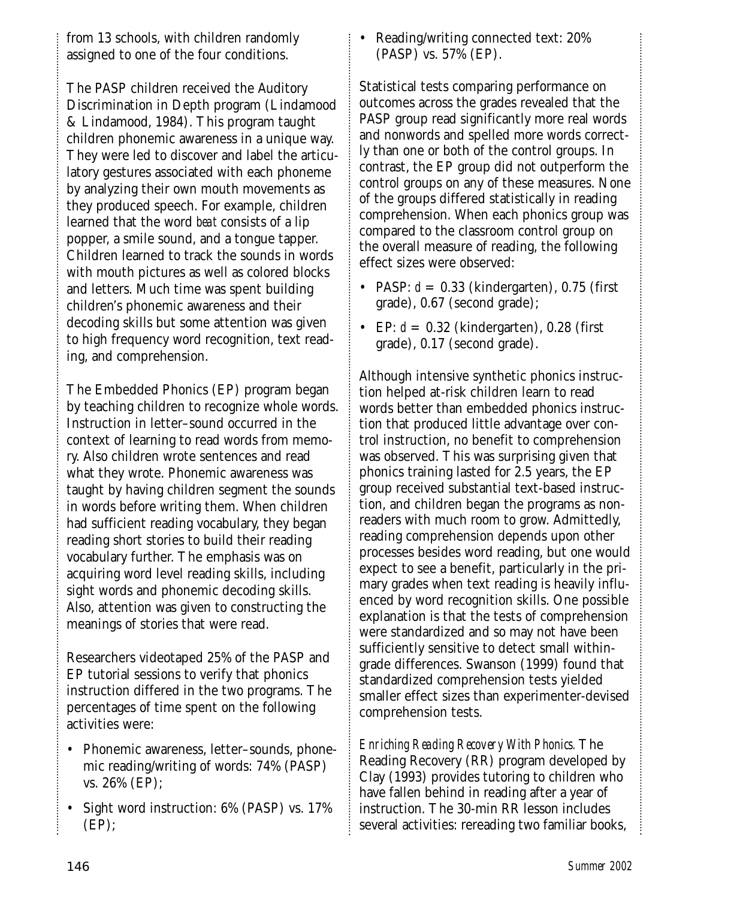from 13 schools, with children randomly assigned to one of the four conditions.

The PASP children received the Auditory Discrimination in Depth program (Lindamood & Lindamood, 1984). This program taught children phonemic awareness in a unique way. They were led to discover and label the articulatory gestures associated with each phoneme by analyzing their own mouth movements as they produced speech. For example, children learned that the word *beat* consists of a lip popper, a smile sound, and a tongue tapper. Children learned to track the sounds in words with mouth pictures as well as colored blocks and letters. Much time was spent building children's phonemic awareness and their decoding skills but some attention was given to high frequency word recognition, text reading, and comprehension.

The Embedded Phonics (EP) program began by teaching children to recognize whole words. Instruction in letter–sound occurred in the context of learning to read words from memory. Also children wrote sentences and read what they wrote. Phonemic awareness was taught by having children segment the sounds in words before writing them. When children had sufficient reading vocabulary, they began reading short stories to build their reading vocabulary further. The emphasis was on acquiring word level reading skills, including sight words and phonemic decoding skills. Also, attention was given to constructing the meanings of stories that were read.

Researchers videotaped 25% of the PASP and EP tutorial sessions to verify that phonics instruction differed in the two programs. The percentages of time spent on the following activities were:

- Phonemic awareness, letter–sounds, phonemic reading/writing of words: 74% (PASP) vs. 26% (EP);
- Sight word instruction: 6% (PASP) vs. 17% (EP);
- Reading/writing connected text: 20% (PASP) vs. 57% (EP).

Statistical tests comparing performance on outcomes across the grades revealed that the PASP group read significantly more real words and nonwords and spelled more words correctly than one or both of the control groups. In contrast, the EP group did not outperform the control groups on any of these measures. None of the groups differed statistically in reading comprehension. When each phonics group was compared to the classroom control group on the overall measure of reading, the following effect sizes were observed:

- PASP: $d = 0.33$ (kindergarten), 0.75 (first grade), 0.67 (second grade);
- EP: $d = 0.32$ (kindergarten), 0.28 (first grade), 0.17 (second grade).

Although intensive synthetic phonics instruction helped at-risk children learn to read words better than embedded phonics instruction that produced little advantage over control instruction, no benefit to comprehension was observed. This was surprising given that phonics training lasted for 2.5 years, the EP group received substantial text-based instruction, and children began the programs as nonreaders with much room to grow. Admittedly, reading comprehension depends upon other processes besides word reading, but one would expect to see a benefit, particularly in the primary grades when text reading is heavily influenced by word recognition skills. One possible explanation is that the tests of comprehension were standardized and so may not have been sufficiently sensitive to detect small within-grade differences. Swanson (1999) found that standardized comprehension tests yielded smaller effect sizes than experimenter-devised comprehension tests.

*Enriching Reading Recovery With Phonics.* The Reading Recovery (RR) program developed by Clay (1993) provides tutoring to children who have fallen behind in reading after a year of instruction. The 30-min RR lesson includes several activities: rereading two familiar books,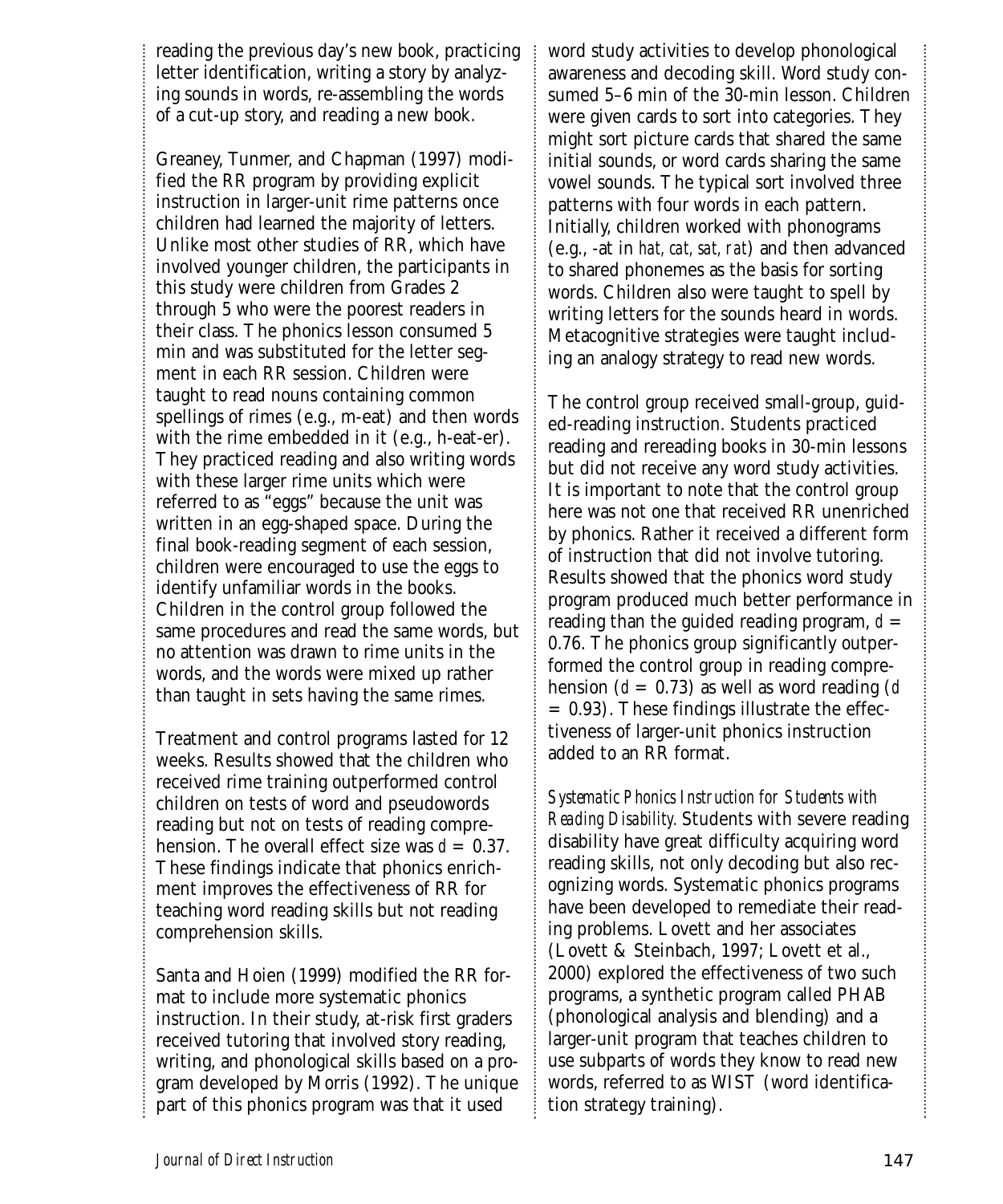reading the previous day's new book, practicing letter identification, writing a story by analyzing sounds in words, re-assembling the words of a cut-up story, and reading a new book.

Greaney, Tunmer, and Chapman (1997) modified the RR program by providing explicit instruction in larger-unit rime patterns once children had learned the majority of letters. Unlike most other studies of RR, which have involved younger children, the participants in this study were children from Grades 2 through 5 who were the poorest readers in their class. The phonics lesson consumed 5 min and was substituted for the letter segment in each RR session. Children were taught to read nouns containing common spellings of rimes (e.g., m-eat) and then words with the rime embedded in it (e.g., h-eat-er). They practiced reading and also writing words with these larger rime units which were referred to as "eggs" because the unit was written in an egg-shaped space. During the final book-reading segment of each session, children were encouraged to use the eggs to identify unfamiliar words in the books. Children in the control group followed the same procedures and read the same words, but no attention was drawn to rime units in the words, and the words were mixed up rather than taught in sets having the same rimes.

Treatment and control programs lasted for 12 weeks. Results showed that the children who received rime training outperformed control children on tests of word and pseudowords reading but not on tests of reading comprehension. The overall effect size was $d = 0.37$. These findings indicate that phonics enrichment improves the effectiveness of RR for teaching word reading skills but not reading comprehension skills.

Santa and Hoien (1999) modified the RR format to include more systematic phonics instruction. In their study, at-risk first graders received tutoring that involved story reading, writing, and phonological skills based on a program developed by Morris (1992). The unique part of this phonics program was that it used word study activities to develop phonological awareness and decoding skill. Word study consumed 5–6 min of the 30-min lesson. Children were given cards to sort into categories. They might sort picture cards that shared the same initial sounds, or word cards sharing the same vowel sounds. The typical sort involved three patterns with four words in each pattern. Initially, children worked with phonograms (e.g., -at in *hat, cat, sat, rat*) and then advanced to shared phonemes as the basis for sorting words. Children also were taught to spell by writing letters for the sounds heard in words. Metacognitive strategies were taught including an analogy strategy to read new words.

The control group received small-group, guided-reading instruction. Students practiced reading and rereading books in 30-min lessons but did not receive any word study activities. It is important to note that the control group here was not one that received RR unenriched by phonics. Rather it received a different form of instruction that did not involve tutoring. Results showed that the phonics word study program produced much better performance in reading than the guided reading program, $d = 0.76$. The phonics group significantly outperformed the control group in reading comprehension ($d = 0.73$) as well as word reading ($d = 0.93$). These findings illustrate the effectiveness of larger-unit phonics instruction added to an RR format.

*Systematic Phonics Instruction for Students with Reading Disability.* Students with severe reading disability have great difficulty acquiring word reading skills, not only decoding but also recognizing words. Systematic phonics programs have been developed to remediate their reading problems. Lovett and her associates (Lovett & Steinbach, 1997; Lovett et al., 2000) explored the effectiveness of two such programs, a synthetic program called PHAB (phonological analysis and blending) and a larger-unit program that teaches children to use subparts of words they know to read new words, referred to as WIST (word identification strategy training).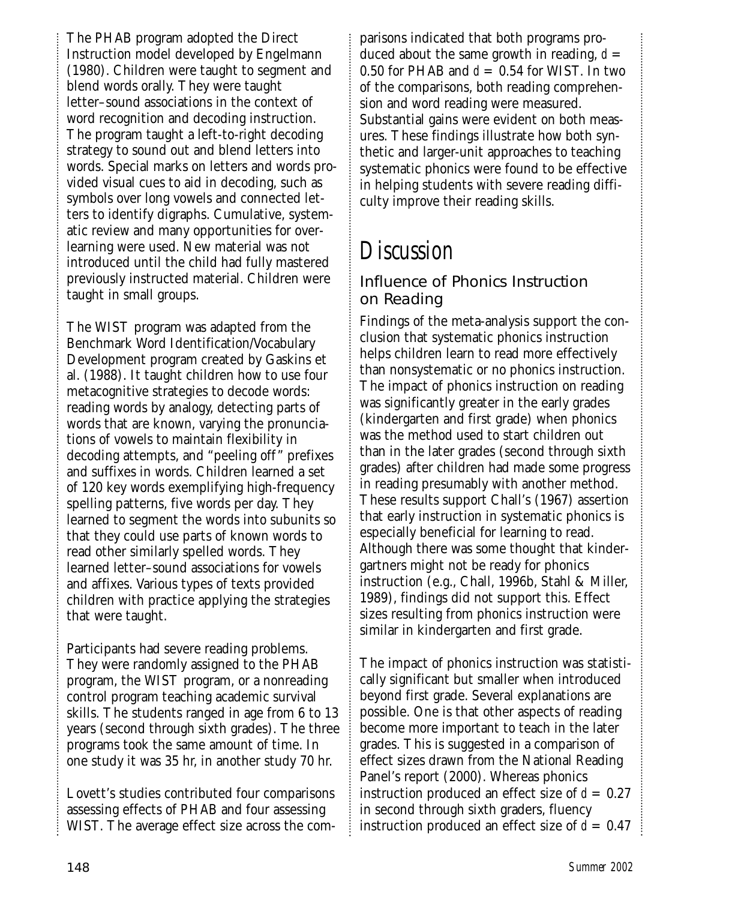The PHAB program adopted the Direct Instruction model developed by Engelmann (1980). Children were taught to segment and blend words orally. They were taught letter–sound associations in the context of word recognition and decoding instruction. The program taught a left-to-right decoding strategy to sound out and blend letters into words. Special marks on letters and words provided visual cues to aid in decoding, such as symbols over long vowels and connected letters to identify digraphs. Cumulative, systematic review and many opportunities for overlearning were used. New material was not introduced until the child had fully mastered previously instructed material. Children were taught in small groups.

The WIST program was adapted from the Benchmark Word Identification/Vocabulary Development program created by Gaskins et al. (1988). It taught children how to use four metacognitive strategies to decode words: reading words by analogy, detecting parts of words that are known, varying the pronunciations of vowels to maintain flexibility in decoding attempts, and "peeling off" prefixes and suffixes in words. Children learned a set of 120 key words exemplifying high-frequency spelling patterns, five words per day. They learned to segment the words into subunits so that they could use parts of known words to read other similarly spelled words. They learned letter–sound associations for vowels and affixes. Various types of texts provided children with practice applying the strategies that were taught.

Participants had severe reading problems. They were randomly assigned to the PHAB program, the WIST program, or a nonreading control program teaching academic survival skills. The students ranged in age from 6 to 13 years (second through sixth grades). The three programs took the same amount of time. In one study it was 35 hr, in another study 70 hr.

Lovett's studies contributed four comparisons assessing effects of PHAB and four assessing WIST. The average effect size across the comparisons indicated that both programs produced about the same growth in reading, $d = 0.50$ for PHAB and $d = 0.54$ for WIST. In two of the comparisons, both reading comprehension and word reading were measured. Substantial gains were evident on both measures. These findings illustrate how both synthetic and larger-unit approaches to teaching systematic phonics were found to be effective in helping students with severe reading difficulty improve their reading skills.

# Discussion

## Influence of Phonics Instruction on Reading

Findings of the meta-analysis support the conclusion that systematic phonics instruction helps children learn to read more effectively than nonsystematic or no phonics instruction. The impact of phonics instruction on reading was significantly greater in the early grades (kindergarten and first grade) when phonics was the method used to start children out than in the later grades (second through sixth grades) after children had made some progress in reading presumably with another method. These results support Chall's (1967) assertion that early instruction in systematic phonics is especially beneficial for learning to read. Although there was some thought that kindergartners might not be ready for phonics instruction (e.g., Chall, 1996b, Stahl & Miller, 1989), findings did not support this. Effect sizes resulting from phonics instruction were similar in kindergarten and first grade.

The impact of phonics instruction was statistically significant but smaller when introduced beyond first grade. Several explanations are possible. One is that other aspects of reading become more important to teach in the later grades. This is suggested in a comparison of effect sizes drawn from the National Reading Panel's report (2000). Whereas phonics instruction produced an effect size of $d = 0.27$ in second through sixth graders, fluency instruction produced an effect size of $d = 0.47$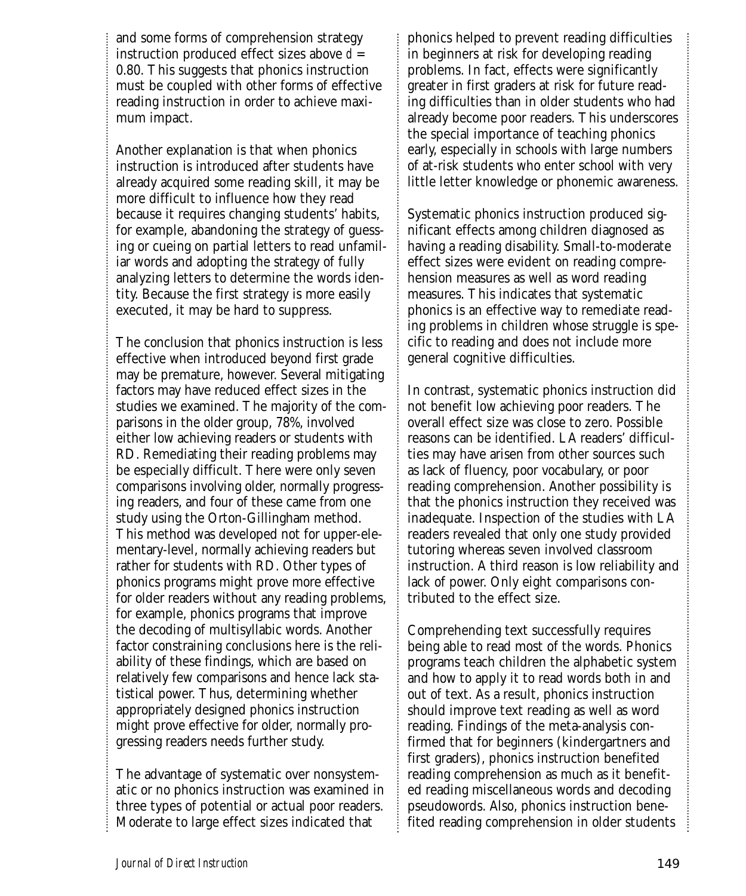and some forms of comprehension strategy instruction produced effect sizes above $d$ = 0.80. This suggests that phonics instruction must be coupled with other forms of effective reading instruction in order to achieve maximum impact.

Another explanation is that when phonics instruction is introduced after students have already acquired some reading skill, it may be more difficult to influence how they read because it requires changing students' habits, for example, abandoning the strategy of guessing or cueing on partial letters to read unfamiliar words and adopting the strategy of fully analyzing letters to determine the words identity. Because the first strategy is more easily executed, it may be hard to suppress.

The conclusion that phonics instruction is less effective when introduced beyond first grade may be premature, however. Several mitigating factors may have reduced effect sizes in the studies we examined. The majority of the comparisons in the older group, 78%, involved either low achieving readers or students with RD. Remediating their reading problems may be especially difficult. There were only seven comparisons involving older, normally progressing readers, and four of these came from one study using the Orton-Gillingham method. This method was developed not for upper-elementary-level, normally achieving readers but rather for students with RD. Other types of phonics programs might prove more effective for older readers without any reading problems, for example, phonics programs that improve the decoding of multisyllabic words. Another factor constraining conclusions here is the reliability of these findings, which are based on relatively few comparisons and hence lack statistical power. Thus, determining whether appropriately designed phonics instruction might prove effective for older, normally progressing readers needs further study.

The advantage of systematic over nonsystematic or no phonics instruction was examined in three types of potential or actual poor readers. Moderate to large effect sizes indicated that phonics helped to prevent reading difficulties in beginners at risk for developing reading problems. In fact, effects were significantly greater in first graders at risk for future reading difficulties than in older students who had already become poor readers. This underscores the special importance of teaching phonics early, especially in schools with large numbers of at-risk students who enter school with very little letter knowledge or phonemic awareness.

Systematic phonics instruction produced significant effects among children diagnosed as having a reading disability. Small-to-moderate effect sizes were evident on reading comprehension measures as well as word reading measures. This indicates that systematic phonics is an effective way to remediate reading problems in children whose struggle is specific to reading and does not include more general cognitive difficulties.

In contrast, systematic phonics instruction did not benefit low achieving poor readers. The overall effect size was close to zero. Possible reasons can be identified. LA readers' difficulties may have arisen from other sources such as lack of fluency, poor vocabulary, or poor reading comprehension. Another possibility is that the phonics instruction they received was inadequate. Inspection of the studies with LA readers revealed that only one study provided tutoring whereas seven involved classroom instruction. A third reason is low reliability and lack of power. Only eight comparisons contributed to the effect size.

Comprehending text successfully requires being able to read most of the words. Phonics programs teach children the alphabetic system and how to apply it to read words both in and out of text. As a result, phonics instruction should improve text reading as well as word reading. Findings of the meta-analysis confirmed that for beginners (kindergartners and first graders), phonics instruction benefited reading comprehension as much as it benefited reading miscellaneous words and decoding pseudowords. Also, phonics instruction benefited reading comprehension in older students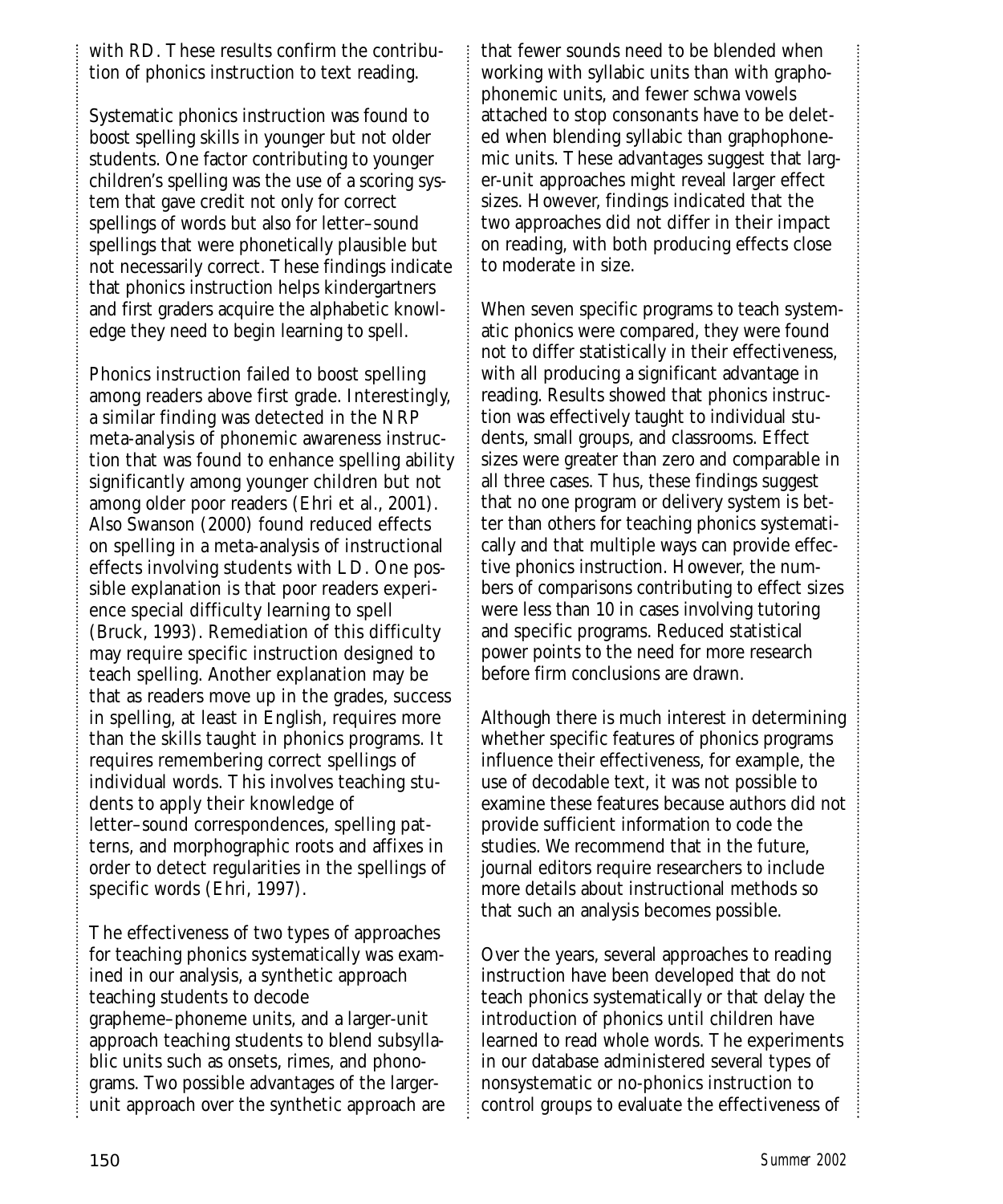with RD. These results confirm the contribution of phonics instruction to text reading.

Systematic phonics instruction was found to boost spelling skills in younger but not older students. One factor contributing to younger children's spelling was the use of a scoring system that gave credit not only for correct spellings of words but also for letter–sound spellings that were phonetically plausible but not necessarily correct. These findings indicate that phonics instruction helps kindergartners and first graders acquire the alphabetic knowledge they need to begin learning to spell.

Phonics instruction failed to boost spelling among readers above first grade. Interestingly, a similar finding was detected in the NRP meta-analysis of phonemic awareness instruction that was found to enhance spelling ability significantly among younger children but not among older poor readers (Ehri et al., 2001). Also Swanson (2000) found reduced effects on spelling in a meta-analysis of instructional effects involving students with LD. One possible explanation is that poor readers experience special difficulty learning to spell (Bruck, 1993). Remediation of this difficulty may require specific instruction designed to teach spelling. Another explanation may be that as readers move up in the grades, success in spelling, at least in English, requires more than the skills taught in phonics programs. It requires remembering correct spellings of individual words. This involves teaching students to apply their knowledge of letter–sound correspondences, spelling patterns, and morphographic roots and affixes in order to detect regularities in the spellings of specific words (Ehri, 1997).

The effectiveness of two types of approaches for teaching phonics systematically was examined in our analysis, a synthetic approach teaching students to decode grapheme–phoneme units, and a larger-unit approach teaching students to blend subsyllablic units such as onsets, rimes, and phonograms. Two possible advantages of the larger-unit approach over the synthetic approach are that fewer sounds need to be blended when working with syllabic units than with graphophonemic units, and fewer schwa vowels attached to stop consonants have to be deleted when blending syllabic than graphophonemic units. These advantages suggest that larger-unit approaches might reveal larger effect sizes. However, findings indicated that the two approaches did not differ in their impact on reading, with both producing effects close to moderate in size.

When seven specific programs to teach systematic phonics were compared, they were found not to differ statistically in their effectiveness, with all producing a significant advantage in reading. Results showed that phonics instruction was effectively taught to individual students, small groups, and classrooms. Effect sizes were greater than zero and comparable in all three cases. Thus, these findings suggest that no one program or delivery system is better than others for teaching phonics systematically and that multiple ways can provide effective phonics instruction. However, the numbers of comparisons contributing to effect sizes were less than 10 in cases involving tutoring and specific programs. Reduced statistical power points to the need for more research before firm conclusions are drawn.

Although there is much interest in determining whether specific features of phonics programs influence their effectiveness, for example, the use of decodable text, it was not possible to examine these features because authors did not provide sufficient information to code the studies. We recommend that in the future, journal editors require researchers to include more details about instructional methods so that such an analysis becomes possible.

Over the years, several approaches to reading instruction have been developed that do not teach phonics systematically or that delay the introduction of phonics until children have learned to read whole words. The experiments in our database administered several types of nonsystematic or no-phonics instruction to control groups to evaluate the effectiveness of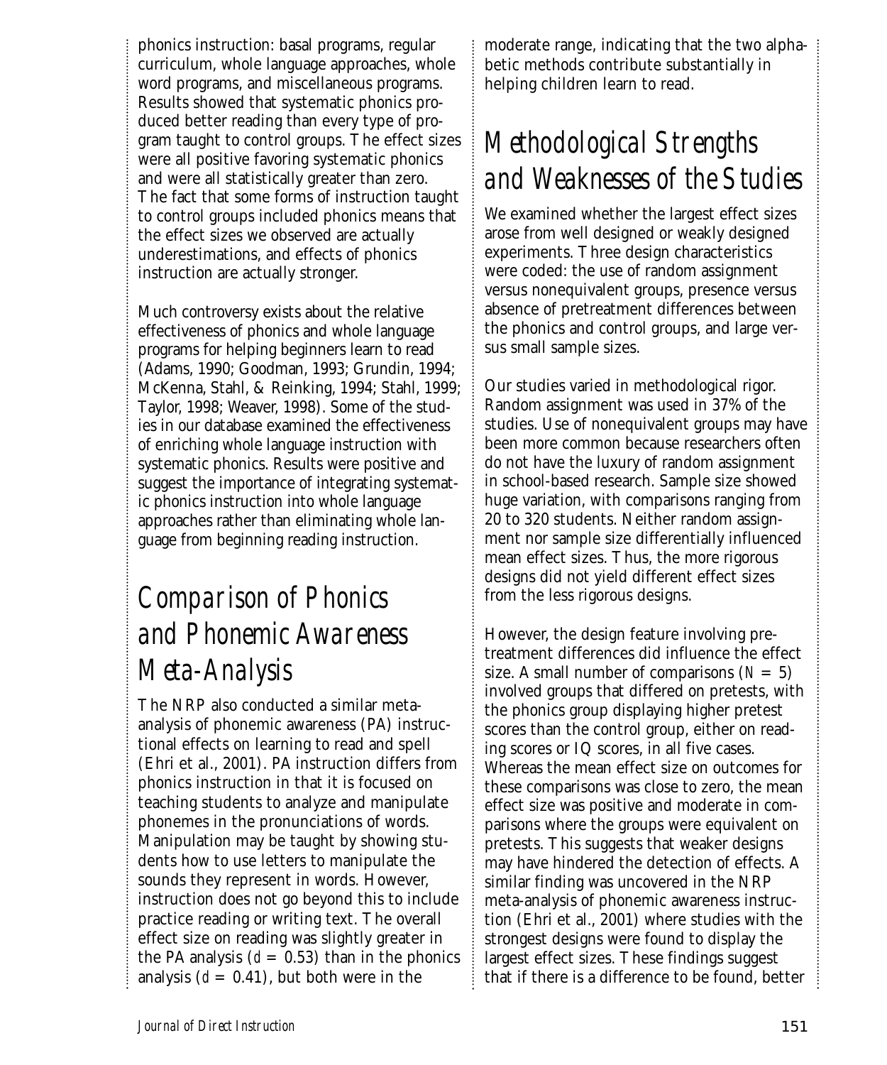phonics instruction: basal programs, regular curriculum, whole language approaches, whole word programs, and miscellaneous programs. Results showed that systematic phonics produced better reading than every type of program taught to control groups. The effect sizes were all positive favoring systematic phonics and were all statistically greater than zero. The fact that some forms of instruction taught to control groups included phonics means that the effect sizes we observed are actually underestimations, and effects of phonics instruction are actually stronger.

Much controversy exists about the relative effectiveness of phonics and whole language programs for helping beginners learn to read (Adams, 1990; Goodman, 1993; Grundin, 1994; McKenna, Stahl, & Reinking, 1994; Stahl, 1999; Taylor, 1998; Weaver, 1998). Some of the studies in our database examined the effectiveness of enriching whole language instruction with systematic phonics. Results were positive and suggest the importance of integrating systematic phonics instruction into whole language approaches rather than eliminating whole language from beginning reading instruction.

## Comparison of Phonics and Phonemic Awareness Meta-Analysis

The NRP also conducted a similar meta-analysis of phonemic awareness (PA) instructional effects on learning to read and spell (Ehri et al., 2001). PA instruction differs from phonics instruction in that it is focused on teaching students to analyze and manipulate phonemes in the pronunciations of words. Manipulation may be taught by showing students how to use letters to manipulate the sounds they represent in words. However, instruction does not go beyond this to include practice reading or writing text. The overall effect size on reading was slightly greater in the PA analysis ($d = 0.53$) than in the phonics analysis ($d = 0.41$), but both were in the moderate range, indicating that the two alphabetic methods contribute substantially in helping children learn to read.

## Methodological Strengths and Weaknesses of the Studies

We examined whether the largest effect sizes arose from well designed or weakly designed experiments. Three design characteristics were coded: the use of random assignment versus nonequivalent groups, presence versus absence of pretreatment differences between the phonics and control groups, and large versus small sample sizes.

Our studies varied in methodological rigor. Random assignment was used in 37% of the studies. Use of nonequivalent groups may have been more common because researchers often do not have the luxury of random assignment in school-based research. Sample size showed huge variation, with comparisons ranging from 20 to 320 students. Neither random assignment nor sample size differentially influenced mean effect sizes. Thus, the more rigorous designs did not yield different effect sizes from the less rigorous designs.

However, the design feature involving pretreatment differences did influence the effect size. A small number of comparisons ($N = 5$) involved groups that differed on pretests, with the phonics group displaying higher pretest scores than the control group, either on reading scores or IQ scores, in all five cases. Whereas the mean effect size on outcomes for these comparisons was close to zero, the mean effect size was positive and moderate in comparisons where the groups were equivalent on pretests. This suggests that weaker designs may have hindered the detection of effects. A similar finding was uncovered in the NRP meta-analysis of phonemic awareness instruction (Ehri et al., 2001) where studies with the strongest designs were found to display the largest effect sizes. These findings suggest that if there is a difference to be found, better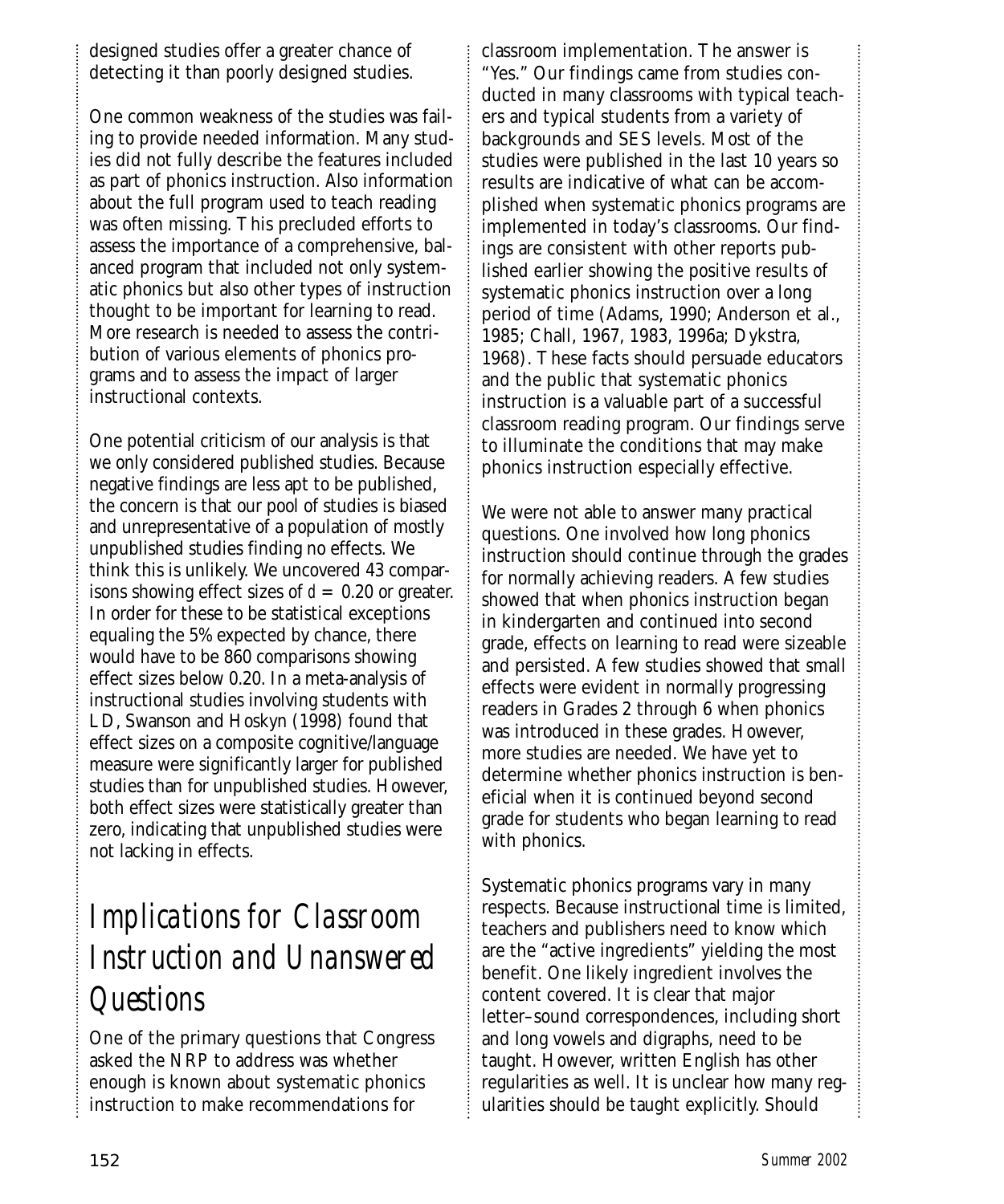designed studies offer a greater chance of detecting it than poorly designed studies.

One common weakness of the studies was failing to provide needed information. Many studies did not fully describe the features included as part of phonics instruction. Also information about the full program used to teach reading was often missing. This precluded efforts to assess the importance of a comprehensive, balanced program that included not only systematic phonics but also other types of instruction thought to be important for learning to read. More research is needed to assess the contribution of various elements of phonics programs and to assess the impact of larger instructional contexts.

One potential criticism of our analysis is that we only considered published studies. Because negative findings are less apt to be published, the concern is that our pool of studies is biased and unrepresentative of a population of mostly unpublished studies finding no effects. We think this is unlikely. We uncovered 43 comparisons showing effect sizes of $d = 0.20$ or greater. In order for these to be statistical exceptions equaling the 5% expected by chance, there would have to be 860 comparisons showing effect sizes below 0.20. In a meta-analysis of instructional studies involving students with LD, Swanson and Hoskyn (1998) found that effect sizes on a composite cognitive/language measure were significantly larger for published studies than for unpublished studies. However, both effect sizes were statistically greater than zero, indicating that unpublished studies were not lacking in effects.

## Implications for Classroom Instruction and Unanswered Questions

One of the primary questions that Congress asked the NRP to address was whether enough is known about systematic phonics instruction to make recommendations for classroom implementation. The answer is "Yes." Our findings came from studies conducted in many classrooms with typical teachers and typical students from a variety of backgrounds and SES levels. Most of the studies were published in the last 10 years so results are indicative of what can be accomplished when systematic phonics programs are implemented in today's classrooms. Our findings are consistent with other reports published earlier showing the positive results of systematic phonics instruction over a long period of time (Adams, 1990; Anderson et al., 1985; Chall, 1967, 1983, 1996a; Dykstra, 1968). These facts should persuade educators and the public that systematic phonics instruction is a valuable part of a successful classroom reading program. Our findings serve to illuminate the conditions that may make phonics instruction especially effective.

We were not able to answer many practical questions. One involved how long phonics instruction should continue through the grades for normally achieving readers. A few studies showed that when phonics instruction began in kindergarten and continued into second grade, effects on learning to read were sizeable and persisted. A few studies showed that small effects were evident in normally progressing readers in Grades 2 through 6 when phonics was introduced in these grades. However, more studies are needed. We have yet to determine whether phonics instruction is beneficial when it is continued beyond second grade for students who began learning to read with phonics.

Systematic phonics programs vary in many respects. Because instructional time is limited, teachers and publishers need to know which are the "active ingredients" yielding the most benefit. One likely ingredient involves the content covered. It is clear that major letter–sound correspondences, including short and long vowels and digraphs, need to be taught. However, written English has other regularities as well. It is unclear how many regularities should be taught explicitly. Should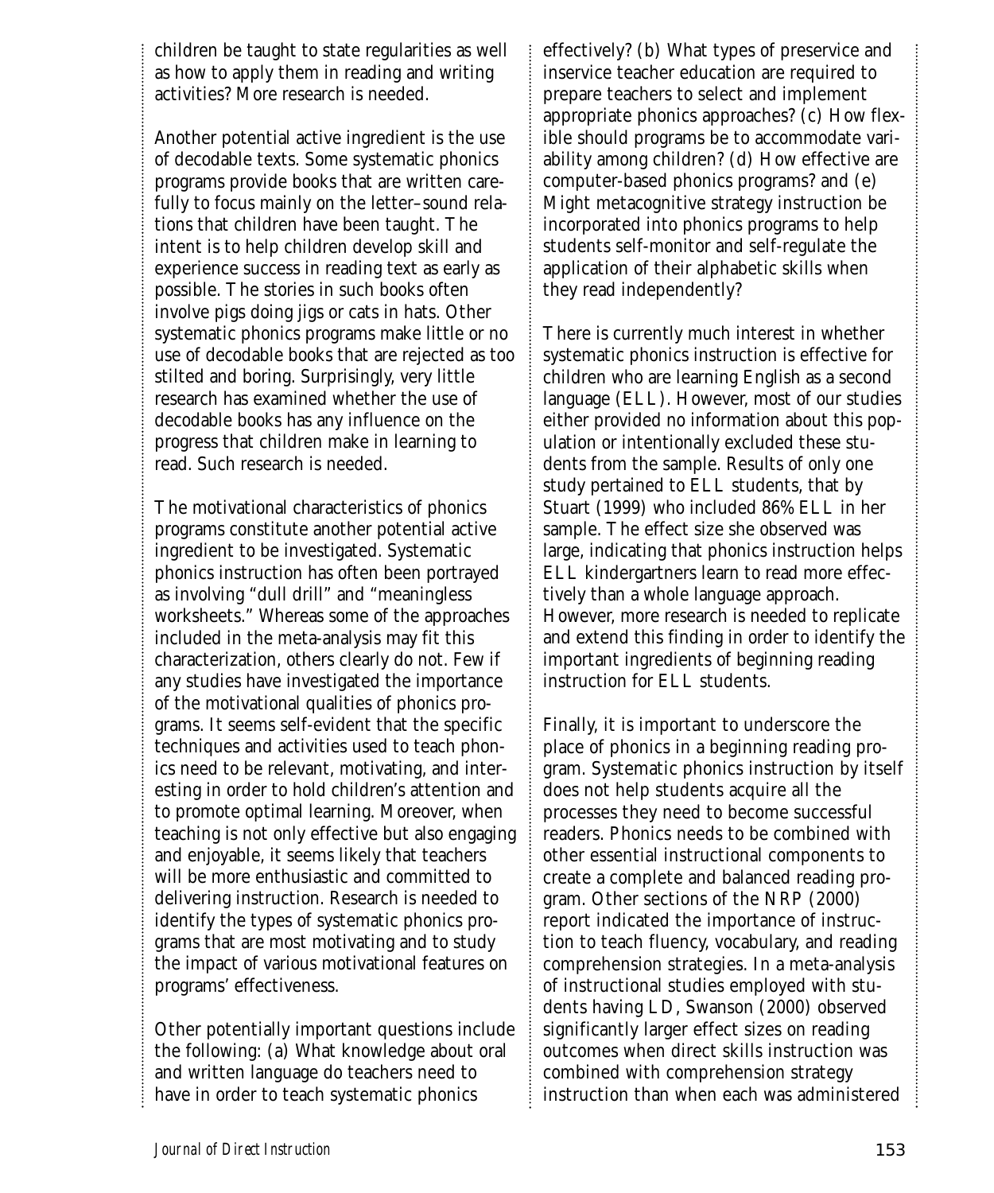children be taught to state regularities as well as how to apply them in reading and writing activities? More research is needed.

Another potential active ingredient is the use of decodable texts. Some systematic phonics programs provide books that are written carefully to focus mainly on the letter–sound relations that children have been taught. The intent is to help children develop skill and experience success in reading text as early as possible. The stories in such books often involve pigs doing jigs or cats in hats. Other systematic phonics programs make little or no use of decodable books that are rejected as too stilted and boring. Surprisingly, very little research has examined whether the use of decodable books has any influence on the progress that children make in learning to read. Such research is needed.

The motivational characteristics of phonics programs constitute another potential active ingredient to be investigated. Systematic phonics instruction has often been portrayed as involving "dull drill" and "meaningless worksheets." Whereas some of the approaches included in the meta-analysis may fit this characterization, others clearly do not. Few if any studies have investigated the importance of the motivational qualities of phonics programs. It seems self-evident that the specific techniques and activities used to teach phonics need to be relevant, motivating, and interesting in order to hold children's attention and to promote optimal learning. Moreover, when teaching is not only effective but also engaging and enjoyable, it seems likely that teachers will be more enthusiastic and committed to delivering instruction. Research is needed to identify the types of systematic phonics programs that are most motivating and to study the impact of various motivational features on programs' effectiveness.

Other potentially important questions include the following: (a) What knowledge about oral and written language do teachers need to have in order to teach systematic phonics effectively? (b) What types of preservice and inservice teacher education are required to prepare teachers to select and implement appropriate phonics approaches? (c) How flexible should programs be to accommodate variability among children? (d) How effective are computer-based phonics programs? and (e) Might metacognitive strategy instruction be incorporated into phonics programs to help students self-monitor and self-regulate the application of their alphabetic skills when they read independently?

There is currently much interest in whether systematic phonics instruction is effective for children who are learning English as a second language (ELL). However, most of our studies either provided no information about this population or intentionally excluded these students from the sample. Results of only one study pertained to ELL students, that by Stuart (1999) who included 86% ELL in her sample. The effect size she observed was large, indicating that phonics instruction helps ELL kindergartners learn to read more effectively than a whole language approach. However, more research is needed to replicate and extend this finding in order to identify the important ingredients of beginning reading instruction for ELL students.

Finally, it is important to underscore the place of phonics in a beginning reading program. Systematic phonics instruction by itself does not help students acquire all the processes they need to become successful readers. Phonics needs to be combined with other essential instructional components to create a complete and balanced reading program. Other sections of the NRP (2000) report indicated the importance of instruction to teach fluency, vocabulary, and reading comprehension strategies. In a meta-analysis of instructional studies employed with students having LD, Swanson (2000) observed significantly larger effect sizes on reading outcomes when direct skills instruction was combined with comprehension strategy instruction than when each was administered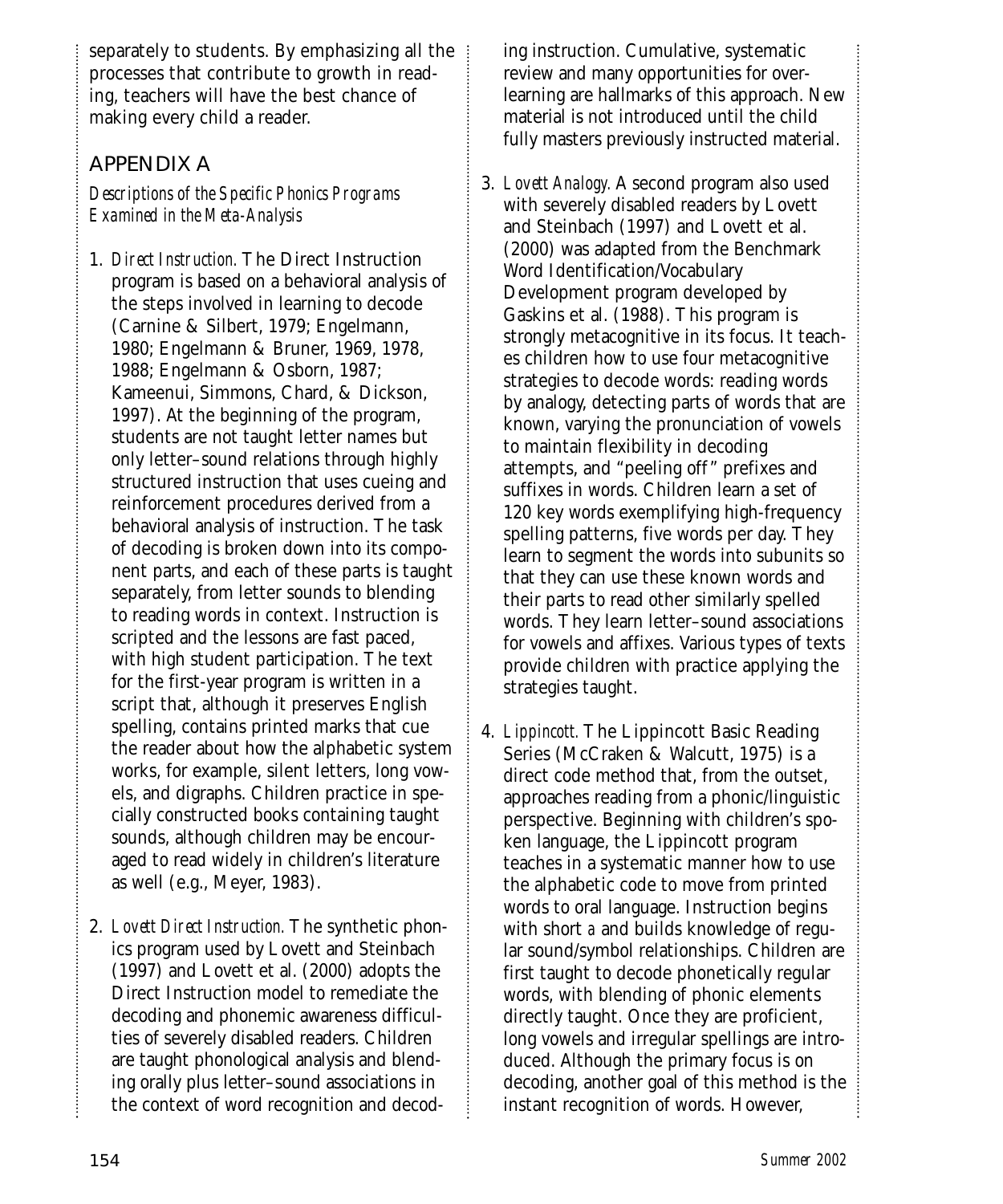separately to students. By emphasizing all the processes that contribute to growth in reading, teachers will have the best chance of making every child a reader.

## APPENDIX A

*Descriptions of the Specific Phonics Programs Examined in the Meta-Analysis*

1. *Direct Instruction.* The Direct Instruction program is based on a behavioral analysis of the steps involved in learning to decode (Carnine & Silbert, 1979; Engelmann, 1980; Engelmann & Bruner, 1969, 1978, 1988; Engelmann & Osborn, 1987; Kameenui, Simmons, Chard, & Dickson, 1997). At the beginning of the program, students are not taught letter names but only letter–sound relations through highly structured instruction that uses cueing and reinforcement procedures derived from a behavioral analysis of instruction. The task of decoding is broken down into its component parts, and each of these parts is taught separately, from letter sounds to blending to reading words in context. Instruction is scripted and the lessons are fast paced, with high student participation. The text for the first-year program is written in a script that, although it preserves English spelling, contains printed marks that cue the reader about how the alphabetic system works, for example, silent letters, long vowels, and digraphs. Children practice in specially constructed books containing taught sounds, although children may be encouraged to read widely in children's literature as well (e.g., Meyer, 1983).

2. *Lovett Direct Instruction.* The synthetic phonics program used by Lovett and Steinbach (1997) and Lovett et al. (2000) adopts the Direct Instruction model to remediate the decoding and phonemic awareness difficulties of severely disabled readers. Children are taught phonological analysis and blending orally plus letter–sound associations in the context of word recognition and decoding instruction. Cumulative, systematic review and many opportunities for overlearning are hallmarks of this approach. New material is not introduced until the child fully masters previously instructed material.

3. *Lovett Analogy.* A second program also used with severely disabled readers by Lovett and Steinbach (1997) and Lovett et al. (2000) was adapted from the Benchmark Word Identification/Vocabulary Development program developed by Gaskins et al. (1988). This program is strongly metacognitive in its focus. It teaches children how to use four metacognitive strategies to decode words: reading words by analogy, detecting parts of words that are known, varying the pronunciation of vowels to maintain flexibility in decoding attempts, and "peeling off" prefixes and suffixes in words. Children learn a set of 120 key words exemplifying high-frequency spelling patterns, five words per day. They learn to segment the words into subunits so that they can use these known words and their parts to read other similarly spelled words. They learn letter–sound associations for vowels and affixes. Various types of texts provide children with practice applying the strategies taught.

4. *Lippincott.* The Lippincott Basic Reading Series (McCraken & Walcutt, 1975) is a direct code method that, from the outset, approaches reading from a phonic/linguistic perspective. Beginning with children's spoken language, the Lippincott program teaches in a systematic manner how to use the alphabetic code to move from printed words to oral language. Instruction begins with short *a* and builds knowledge of regular sound/symbol relationships. Children are first taught to decode phonetically regular words, with blending of phonic elements directly taught. Once they are proficient, long vowels and irregular spellings are introduced. Although the primary focus is on decoding, another goal of this method is the instant recognition of words. However,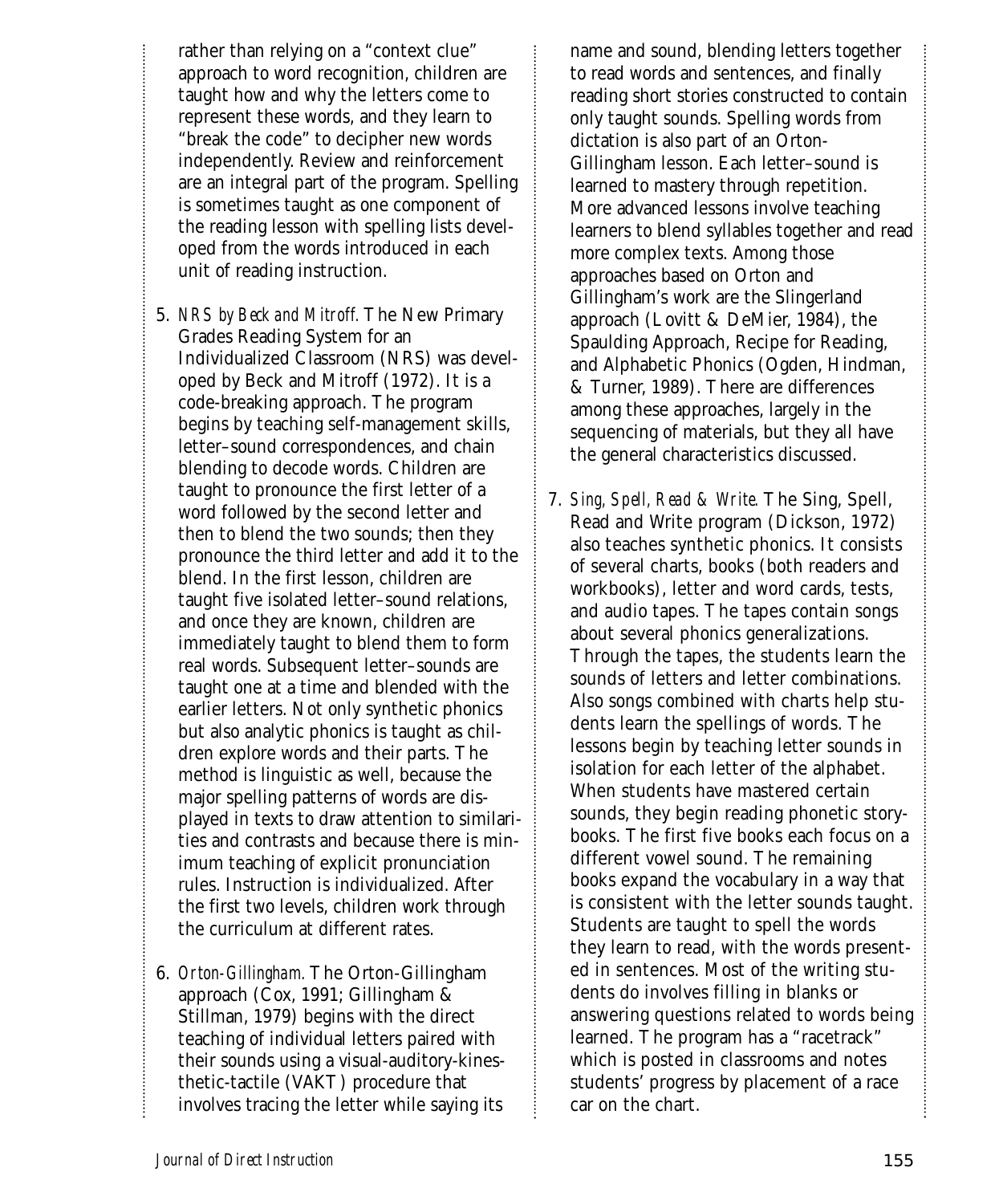rather than relying on a "context clue" approach to word recognition, children are taught how and why the letters come to represent these words, and they learn to "break the code" to decipher new words independently. Review and reinforcement are an integral part of the program. Spelling is sometimes taught as one component of the reading lesson with spelling lists developed from the words introduced in each unit of reading instruction.

5. *NRS by Beck and Mitroff.* The New Primary Grades Reading System for an Individualized Classroom (NRS) was developed by Beck and Mitroff (1972). It is a code-breaking approach. The program begins by teaching self-management skills, letter–sound correspondences, and chain blending to decode words. Children are taught to pronounce the first letter of a word followed by the second letter and then to blend the two sounds; then they pronounce the third letter and add it to the blend. In the first lesson, children are taught five isolated letter–sound relations, and once they are known, children are immediately taught to blend them to form real words. Subsequent letter–sounds are taught one at a time and blended with the earlier letters. Not only synthetic phonics but also analytic phonics is taught as children explore words and their parts. The method is linguistic as well, because the major spelling patterns of words are displayed in texts to draw attention to similarities and contrasts and because there is minimum teaching of explicit pronunciation rules. Instruction is individualized. After the first two levels, children work through the curriculum at different rates.

6. *Orton-Gillingham.* The Orton-Gillingham approach (Cox, 1991; Gillingham & Stillman, 1979) begins with the direct teaching of individual letters paired with their sounds using a visual-auditory-kinesthetic-tactile (VAKT) procedure that involves tracing the letter while saying its name and sound, blending letters together to read words and sentences, and finally reading short stories constructed to contain only taught sounds. Spelling words from dictation is also part of an Orton-Gillingham lesson. Each letter–sound is learned to mastery through repetition. More advanced lessons involve teaching learners to blend syllables together and read more complex texts. Among those approaches based on Orton and Gillingham's work are the Slingerland approach (Lovitt & DeMier, 1984), the Spaulding Approach, Recipe for Reading, and Alphabetic Phonics (Ogden, Hindman, & Turner, 1989). There are differences among these approaches, largely in the sequencing of materials, but they all have the general characteristics discussed.

7. *Sing, Spell, Read & Write.* The Sing, Spell, Read and Write program (Dickson, 1972) also teaches synthetic phonics. It consists of several charts, books (both readers and workbooks), letter and word cards, tests, and audio tapes. The tapes contain songs about several phonics generalizations. Through the tapes, the students learn the sounds of letters and letter combinations. Also songs combined with charts help students learn the spellings of words. The lessons begin by teaching letter sounds in isolation for each letter of the alphabet. When students have mastered certain sounds, they begin reading phonetic storybooks. The first five books each focus on a different vowel sound. The remaining books expand the vocabulary in a way that is consistent with the letter sounds taught. Students are taught to spell the words they learn to read, with the words presented in sentences. Most of the writing students do involves filling in blanks or answering questions related to words being learned. The program has a "racetrack" which is posted in classrooms and notes students' progress by placement of a race car on the chart.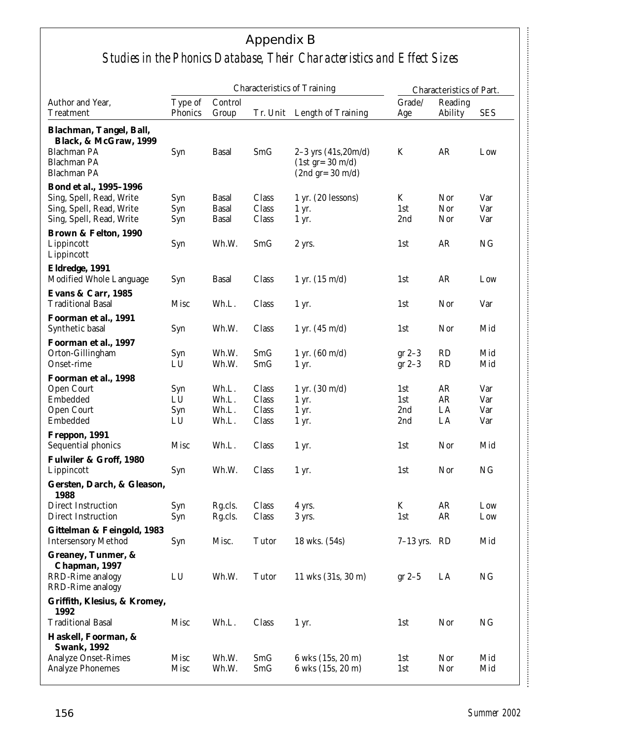# Appendix B

## *Studies in the Phonics Database, Their Characteristics and Effect Sizes*

| Author and Year, Treatment | Characteristics of Training | | | | Characteristics of Part. | | |
|---|---|---|---|---|---|---|---|
| | Type of Phonics | Control Group | Tr. Unit | Length of Training | Grade/ Age | Reading Ability | SES |
| **Blachman, Tangel, Ball, Black, & McGraw, 1999** | | | | | | | |
| Blachman PA | Syn | Basal | SmG | 2–3 yrs (41s,20m/d) | K | AR | Low |
| Blachman PA | | | | (1st gr= 30 m/d) | | | |
| Blachman PA | | | | (2nd gr= 30 m/d) | | | |
| **Bond et al., 1995–1996** | | | | | | | |
| Sing, Spell, Read, Write | Syn | Basal | Class | 1 yr. (20 lessons) | K | Nor | Var |
| Sing, Spell, Read, Write | Syn | Basal | Class | 1 yr. | 1st | Nor | Var |
| Sing, Spell, Read, Write | Syn | Basal | Class | 1 yr. | 2nd | Nor | Var |
| **Brown & Felton, 1990** | | | | | | | |
| Lippincott | Syn | Wh.W. | SmG | 2 yrs. | 1st | AR | NG |
| Lippincott | | | | | | | |
| **Eldredge, 1991** | | | | | | | |
| Modified Whole Language | Syn | Basal | Class | 1 yr. (15 m/d) | 1st | AR | Low |
| **Evans & Carr, 1985** | | | | | | | |
| Traditional Basal | Misc | Wh.L. | Class | 1 yr. | 1st | Nor | Var |
| **Foorman et al., 1991** | | | | | | | |
| Synthetic basal | Syn | Wh.W. | Class | 1 yr. (45 m/d) | 1st | Nor | Mid |
| **Foorman et al., 1997** | | | | | | | |
| Orton-Gillingham | Syn | Wh.W. | SmG | 1 yr. (60 m/d) | gr 2–3 | RD | Mid |
| Onset-rime | LU | Wh.W. | SmG | 1 yr. | gr 2–3 | RD | Mid |
| **Foorman et al., 1998** | | | | | | | |
| Open Court | Syn | Wh.L. | Class | 1 yr. (30 m/d) | 1st | AR | Var |
| Embedded | LU | Wh.L. | Class | 1 yr. | 1st | AR | Var |
| Open Court | Syn | Wh.L. | Class | 1 yr. | 2nd | LA | Var |
| Embedded | LU | Wh.L. | Class | 1 yr. | 2nd | LA | Var |
| **Freppon, 1991** | | | | | | | |
| Sequential phonics | Misc | Wh.L. | Class | 1 yr. | 1st | Nor | Mid |
| **Fulwiler & Groff, 1980** | | | | | | | |
| Lippincott | Syn | Wh.W. | Class | 1 yr. | 1st | Nor | NG |
| **Gersten, Darch, & Gleason, 1988** | | | | | | | |
| Direct Instruction | Syn | Rg.cls. | Class | 4 yrs. | K | AR | Low |
| Direct Instruction | Syn | Rg.cls. | Class | 3 yrs. | 1st | AR | Low |
| **Gittelman & Feingold, 1983** | | | | | | | |
| Intersensory Method | Syn | Misc. | Tutor | 18 wks. (54s) | 7–13 yrs. | RD | Mid |
| **Greaney, Tunmer, & Chapman, 1997** | | | | | | | |
| RRD-Rime analogy | LU | Wh.W. | Tutor | 11 wks (31s, 30 m) | gr 2–5 | LA | NG |
| RRD-Rime analogy | | | | | | | |
| **Griffith, Klesius, & Kromey, 1992** | | | | | | | |
| Traditional Basal | Misc | Wh.L. | Class | 1 yr. | 1st | Nor | NG |
| **Haskell, Foorman, & Swank, 1992** | | | | | | | |
| Analyze Onset-Rimes | Misc | Wh.W. | SmG | 6 wks (15s, 20 m) | 1st | Nor | Mid |
| Analyze Phonemes | Misc | Wh.W. | SmG | 6 wks (15s, 20 m) | 1st | Nor | Mid |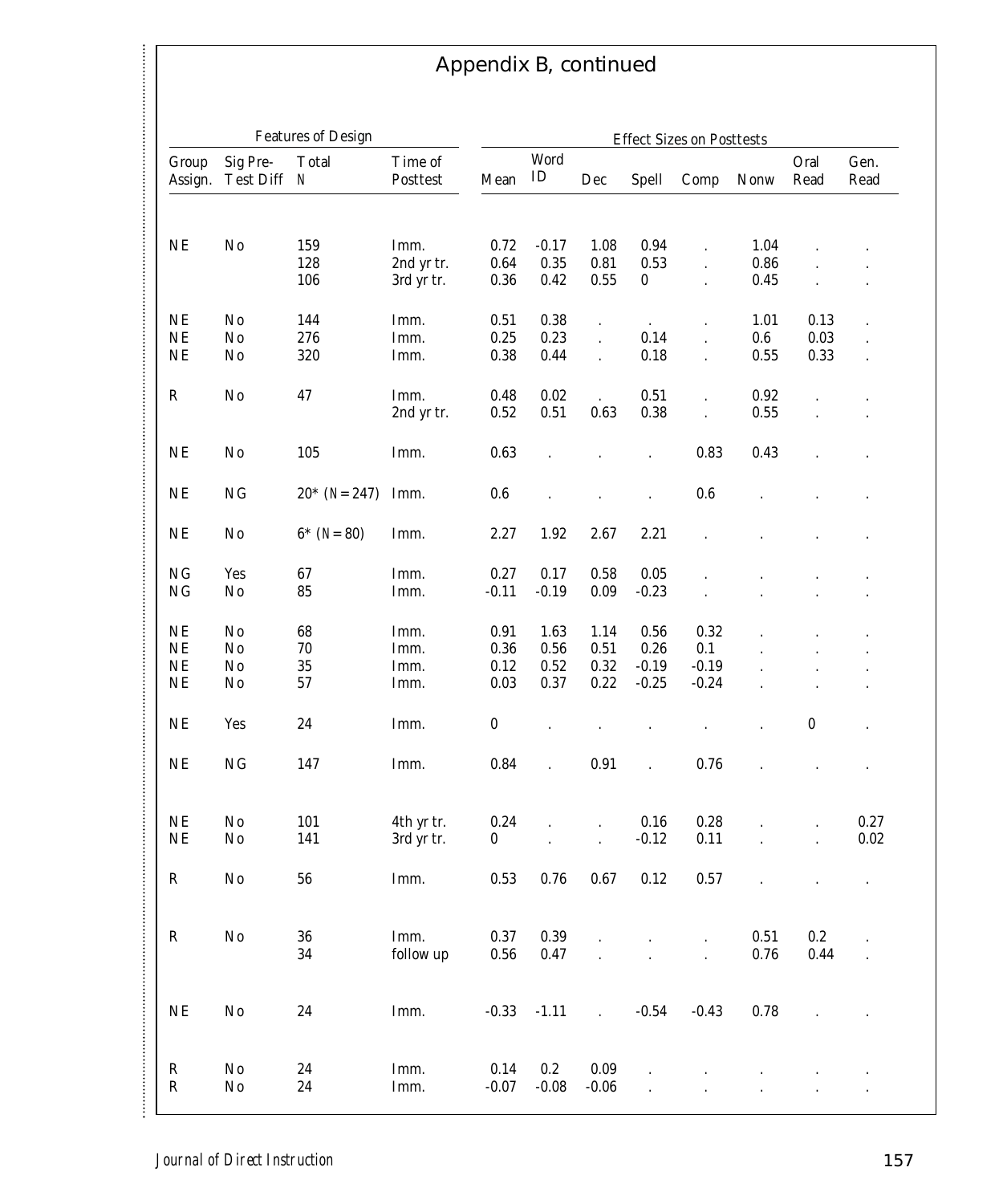## Appendix B, continued

| Features of Design | | | | Effect Sizes on Posttests | | | | | | | |
|---|---|---|---|---|---|---|---|---|---|---|---|
| Group Assign. | Sig Pre-Test Diff | Total N | Time of Posttest | Mean | Word ID | Dec | Spell | Comp | Nonw | Oral Read | Gen. Read |
| NE | No | 159 | Imm. | 0.72 | -0.17 | 1.08 | 0.94 | . | 1.04 | . | . |
| | | 128 | 2nd yr tr. | 0.64 | 0.35 | 0.81 | 0.53 | . | 0.86 | . | . |
| | | 106 | 3rd yr tr. | 0.36 | 0.42 | 0.55 | 0 | . | 0.45 | . | . |
| NE | No | 144 | Imm. | 0.51 | 0.38 | . | . | . | 1.01 | 0.13 | . |
| NE | No | 276 | Imm. | 0.25 | 0.23 | . | 0.14 | . | 0.6 | 0.03 | . |
| NE | No | 320 | Imm. | 0.38 | 0.44 | . | 0.18 | . | 0.55 | 0.33 | . |
| R | No | 47 | Imm. | 0.48 | 0.02 | . | 0.51 | . | 0.92 | . | . |
| | | | 2nd yr tr. | 0.52 | 0.51 | 0.63 | 0.38 | . | 0.55 | . | . |
| NE | No | 105 | Imm. | 0.63 | . | . | . | 0.83 | 0.43 | . | . |
| NE | NG | 20* (N = 247) | Imm. | 0.6 | . | . | . | 0.6 | . | . | . |
| NE | No | 6* (N = 80) | Imm. | 2.27 | 1.92 | 2.67 | 2.21 | . | . | . | . |
| NG | Yes | 67 | Imm. | 0.27 | 0.17 | 0.58 | 0.05 | . | . | . | . |
| NG | No | 85 | Imm. | -0.11 | -0.19 | 0.09 | -0.23 | . | . | . | . |
| NE | No | 68 | Imm. | 0.91 | 1.63 | 1.14 | 0.56 | 0.32 | . | . | . |
| NE | No | 70 | Imm. | 0.36 | 0.56 | 0.51 | 0.26 | 0.1 | . | . | . |
| NE | No | 35 | Imm. | 0.12 | 0.52 | 0.32 | -0.19 | -0.19 | . | . | . |
| NE | No | 57 | Imm. | 0.03 | 0.37 | 0.22 | -0.25 | -0.24 | . | . | . |
| NE | Yes | 24 | Imm. | 0 | . | . | . | . | . | 0 | . |
| NE | NG | 147 | Imm. | 0.84 | . | 0.91 | . | 0.76 | . | . | . |
| NE | No | 101 | 4th yr tr. | 0.24 | . | . | 0.16 | 0.28 | . | . | 0.27 |
| NE | No | 141 | 3rd yr tr. | 0 | . | . | -0.12 | 0.11 | . | . | 0.02 |
| R | No | 56 | Imm. | 0.53 | 0.76 | 0.67 | 0.12 | 0.57 | . | . | . |
| R | No | 36 | Imm. | 0.37 | 0.39 | . | . | . | 0.51 | 0.2 | . |
| | | 34 | follow up | 0.56 | 0.47 | . | . | . | 0.76 | 0.44 | . |
| NE | No | 24 | Imm. | -0.33 | -1.11 | . | -0.54 | -0.43 | 0.78 | . | . |
| R | No | 24 | Imm. | 0.14 | 0.2 | 0.09 | . | . | . | . | . |
| R | No | 24 | Imm. | -0.07 | -0.08 | -0.06 | . | . | . | . | . |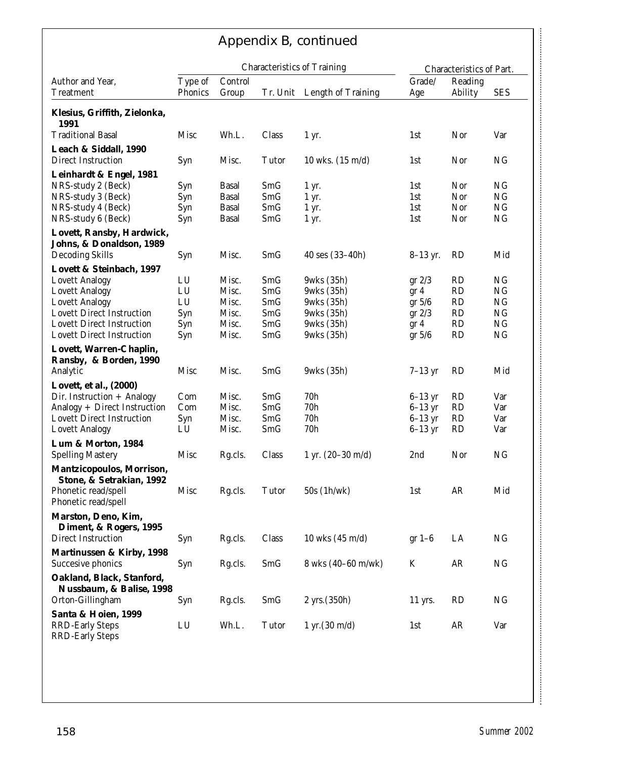# Appendix B, continued

| Author and Year, Treatment | Characteristics of Training | | | | Characteristics of Part. | | |
|---|---|---|---|---|---|---|---|
| | Type of Phonics | Control Group | Tr. Unit | Length of Training | Grade/ Age | Reading Ability | SES |
| **Klesius, Griffith, Zielonka, 1991** | | | | | | | |
| Traditional Basal | Misc | Wh.L. | Class | 1 yr. | 1st | Nor | Var |
| **Leach & Siddall, 1990** | | | | | | | |
| Direct Instruction | Syn | Misc. | Tutor | 10 wks. (15 m/d) | 1st | Nor | NG |
| **Leinhardt & Engel, 1981** | | | | | | | |
| NRS-study 2 (Beck) | Syn | Basal | SmG | 1 yr. | 1st | Nor | NG |
| NRS-study 3 (Beck) | Syn | Basal | SmG | 1 yr. | 1st | Nor | NG |
| NRS-study 4 (Beck) | Syn | Basal | SmG | 1 yr. | 1st | Nor | NG |
| NRS-study 6 (Beck) | Syn | Basal | SmG | 1 yr. | 1st | Nor | NG |
| **Lovett, Ransby, Hardwick, Johns, & Donaldson, 1989** | | | | | | | |
| Decoding Skills | Syn | Misc. | SmG | 40 ses (33–40h) | 8–13 yr. | RD | Mid |
| **Lovett & Steinbach, 1997** | | | | | | | |
| Lovett Analogy | LU | Misc. | SmG | 9wks (35h) | gr 2/3 | RD | NG |
| Lovett Analogy | LU | Misc. | SmG | 9wks (35h) | gr 4 | RD | NG |
| Lovett Analogy | LU | Misc. | SmG | 9wks (35h) | gr 5/6 | RD | NG |
| Lovett Direct Instruction | Syn | Misc. | SmG | 9wks (35h) | gr 2/3 | RD | NG |
| Lovett Direct Instruction | Syn | Misc. | SmG | 9wks (35h) | gr 4 | RD | NG |
| Lovett Direct Instruction | Syn | Misc. | SmG | 9wks (35h) | gr 5/6 | RD | NG |
| **Lovett, Warren-Chaplin, Ransby, & Borden, 1990** | | | | | | | |
| Analytic | Misc | Misc. | SmG | 9wks (35h) | 7–13 yr | RD | Mid |
| **Lovett, et al., (2000)** | | | | | | | |
| Dir. Instruction + Analogy | Com | Misc. | SmG | 70h | 6–13 yr | RD | Var |
| Analogy + Direct Instruction | Com | Misc. | SmG | 70h | 6–13 yr | RD | Var |
| Lovett Direct Instruction | Syn | Misc. | SmG | 70h | 6–13 yr | RD | Var |
| Lovett Analogy | LU | Misc. | SmG | 70h | 6–13 yr | RD | Var |
| **Lum & Morton, 1984** | | | | | | | |
| Spelling Mastery | Misc | Rg.cls. | Class | 1 yr. (20–30 m/d) | 2nd | Nor | NG |
| **Mantzicopoulos, Morrison, Stone, & Setrakian, 1992** | | | | | | | |
| Phonetic read/spell | Misc | Rg.cls. | Tutor | 50s (1h/wk) | 1st | AR | Mid |
| Phonetic read/spell | | | | | | | |
| **Marston, Deno, Kim, Diment, & Rogers, 1995** | | | | | | | |
| Direct Instruction | Syn | Rg.cls. | Class | 10 wks (45 m/d) | gr 1–6 | LA | NG |
| **Martinussen & Kirby, 1998** | | | | | | | |
| Succesive phonics | Syn | Rg.cls. | SmG | 8 wks (40–60 m/wk) | K | AR | NG |
| **Oakland, Black, Stanford, Nussbaum, & Balise, 1998** | | | | | | | |
| Orton-Gillingham | Syn | Rg.cls. | SmG | 2 yrs.(350h) | 11 yrs. | RD | NG |
| **Santa & Hoien, 1999** | | | | | | | |
| RRD-Early Steps | LU | Wh.L. | Tutor | 1 yr.(30 m/d) | 1st | AR | Var |
| RRD-Early Steps | | | | | | | |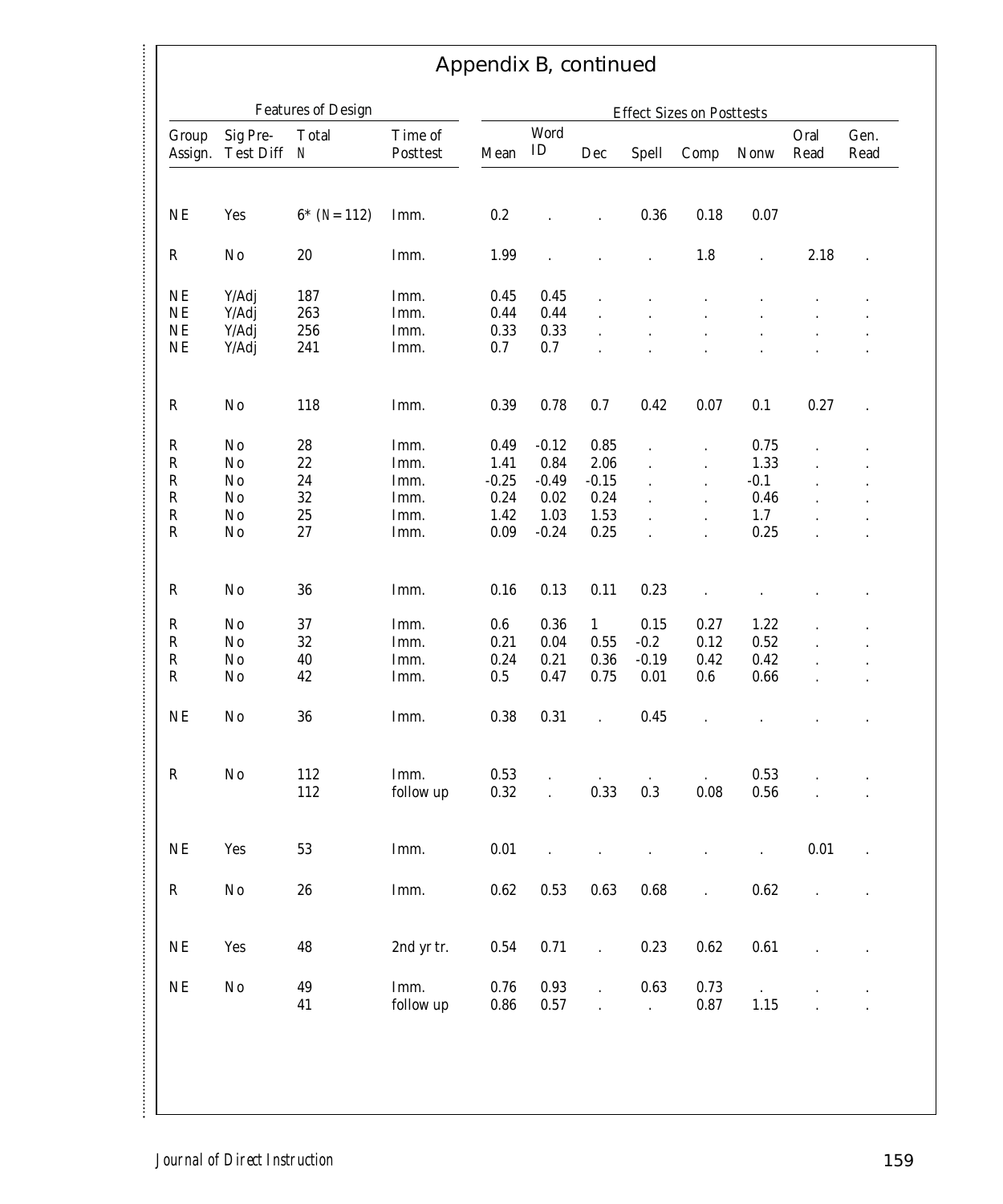## Appendix B, continued

| Features of Design | | | | Effect Sizes on Posttests | | | | | | | |
|---|---|---|---|---|---|---|---|---|---|---|---|
| Group Assign. | Sig Pre-Test Diff | Total N | Time of Posttest | Mean | Word ID | Dec | Spell | Comp | Nonw | Oral Read | Gen. Read |
| NE | Yes | 6* (N = 112) | Imm. | 0.2 | . | . | 0.36 | 0.18 | 0.07 | | |
| R | No | 20 | Imm. | 1.99 | . | . | . | 1.8 | . | 2.18 | . |
| NE | Y/Adj | 187 | Imm. | 0.45 | 0.45 | . | . | . | . | . | . |
| NE | Y/Adj | 263 | Imm. | 0.44 | 0.44 | . | . | . | . | . | . |
| NE | Y/Adj | 256 | Imm. | 0.33 | 0.33 | . | . | . | . | . | . |
| NE | Y/Adj | 241 | Imm. | 0.7 | 0.7 | . | . | . | . | . | . |
| R | No | 118 | Imm. | 0.39 | 0.78 | 0.7 | 0.42 | 0.07 | 0.1 | 0.27 | . |
| R | No | 28 | Imm. | 0.49 | -0.12 | 0.85 | . | . | 0.75 | . | . |
| R | No | 22 | Imm. | 1.41 | 0.84 | 2.06 | . | . | 1.33 | . | . |
| R | No | 24 | Imm. | -0.25 | -0.49 | -0.15 | . | . | -0.1 | . | . |
| R | No | 32 | Imm. | 0.24 | 0.02 | 0.24 | . | . | 0.46 | . | . |
| R | No | 25 | Imm. | 1.42 | 1.03 | 1.53 | . | . | 1.7 | . | . |
| R | No | 27 | Imm. | 0.09 | -0.24 | 0.25 | . | . | 0.25 | . | . |
| R | No | 36 | Imm. | 0.16 | 0.13 | 0.11 | 0.23 | . | . | . | . |
| R | No | 37 | Imm. | 0.6 | 0.36 | 1 | 0.15 | 0.27 | 1.22 | . | . |
| R | No | 32 | Imm. | 0.21 | 0.04 | 0.55 | -0.2 | 0.12 | 0.52 | . | . |
| R | No | 40 | Imm. | 0.24 | 0.21 | 0.36 | -0.19 | 0.42 | 0.42 | . | . |
| R | No | 42 | Imm. | 0.5 | 0.47 | 0.75 | 0.01 | 0.6 | 0.66 | . | . |
| NE | No | 36 | Imm. | 0.38 | 0.31 | . | 0.45 | . | . | . | . |
| R | No | 112 | Imm. | 0.53 | . | . | . | . | 0.53 | . | . |
| | | 112 | follow up | 0.32 | . | 0.33 | 0.3 | 0.08 | 0.56 | . | . |
| NE | Yes | 53 | Imm. | 0.01 | . | . | . | . | . | 0.01 | . |
| R | No | 26 | Imm. | 0.62 | 0.53 | 0.63 | 0.68 | . | 0.62 | . | . |
| NE | Yes | 48 | 2nd yr tr. | 0.54 | 0.71 | . | 0.23 | 0.62 | 0.61 | . | . |
| NE | No | 49 | Imm. | 0.76 | 0.93 | . | 0.63 | 0.73 | . | . | . |
| | | 41 | follow up | 0.86 | 0.57 | . | . | 0.87 | 1.15 | . | . |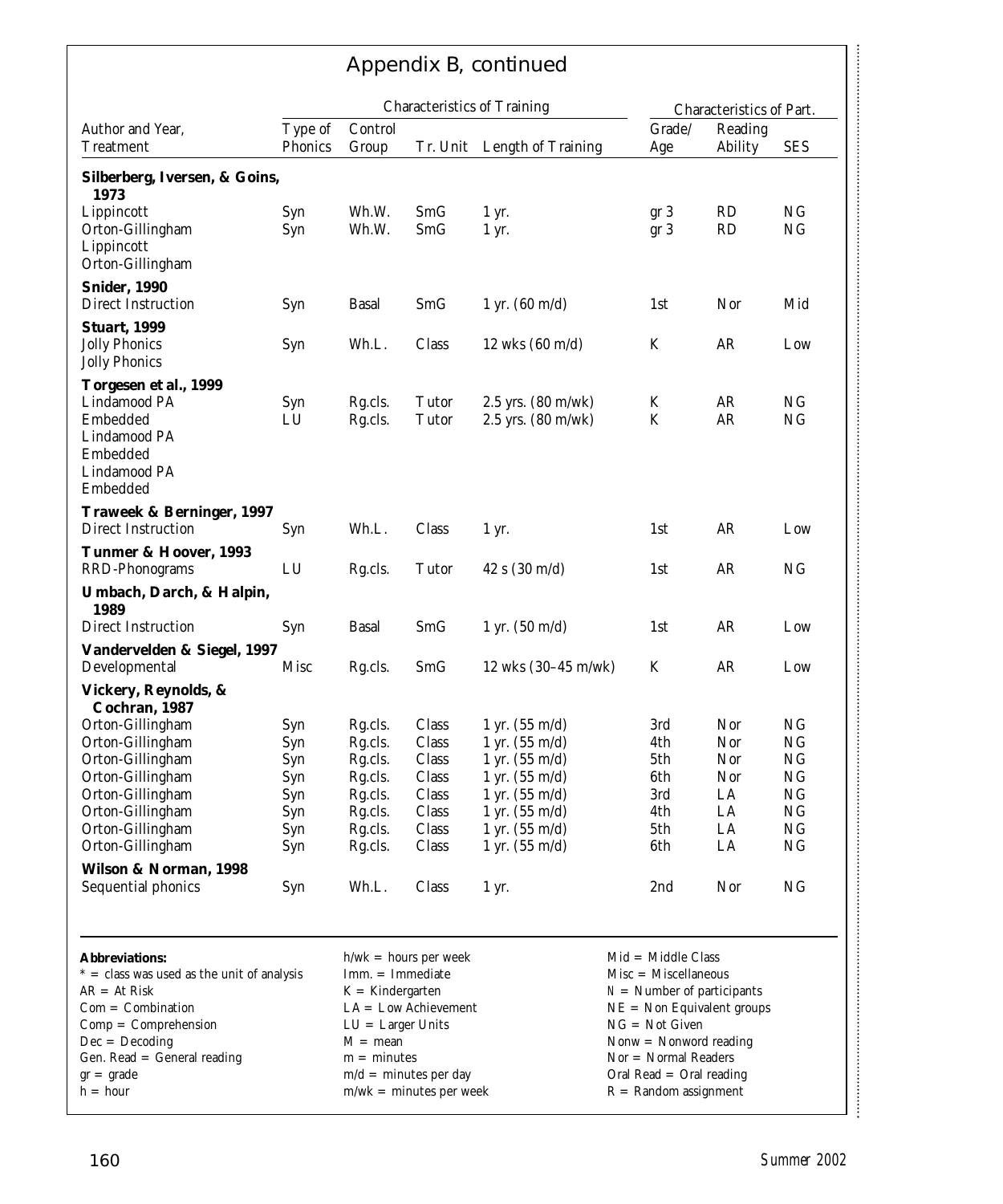# Appendix B, continued

| Author and Year, Treatment | Characteristics of Training | | | | Characteristics of Part. | | |
|---|---|---|---|---|---|---|---|
| | Type of Phonics | Control Group | Tr. Unit | Length of Training | Grade/ Age | Reading Ability | SES |
| **Silberberg, Iversen, & Goins, 1973** | | | | | | | |
| Lippincott | Syn | Wh.W. | SmG | 1 yr. | gr 3 | RD | NG |
| Orton-Gillingham | Syn | Wh.W. | SmG | 1 yr. | gr 3 | RD | NG |
| Lippincott | | | | | | | |
| Orton-Gillingham | | | | | | | |
| **Snider, 1990** | | | | | | | |
| Direct Instruction | Syn | Basal | SmG | 1 yr. (60 m/d) | 1st | Nor | Mid |
| **Stuart, 1999** | | | | | | | |
| Jolly Phonics | Syn | Wh.L. | Class | 12 wks (60 m/d) | K | AR | Low |
| Jolly Phonics | | | | | | | |
| **Torgesen et al., 1999** | | | | | | | |
| Lindamood PA | Syn | Rg.cls. | Tutor | 2.5 yrs. (80 m/wk) | K | AR | NG |
| Embedded | LU | Rg.cls. | Tutor | 2.5 yrs. (80 m/wk) | K | AR | NG |
| Lindamood PA | | | | | | | |
| Embedded | | | | | | | |
| Lindamood PA | | | | | | | |
| Embedded | | | | | | | |
| **Traweek & Berninger, 1997** | | | | | | | |
| Direct Instruction | Syn | Wh.L. | Class | 1 yr. | 1st | AR | Low |
| **Tunmer & Hoover, 1993** | | | | | | | |
| RRD-Phonograms | LU | Rg.cls. | Tutor | 42 s (30 m/d) | 1st | AR | NG |
| **Umbach, Darch, & Halpin, 1989** | | | | | | | |
| Direct Instruction | Syn | Basal | SmG | 1 yr. (50 m/d) | 1st | AR | Low |
| **Vandervelden & Siegel, 1997** | | | | | | | |
| Developmental | Misc | Rg.cls. | SmG | 12 wks (30–45 m/wk) | K | AR | Low |
| **Vickery, Reynolds, & Cochran, 1987** | | | | | | | |
| Orton-Gillingham | Syn | Rg.cls. | Class | 1 yr. (55 m/d) | 3rd | Nor | NG |
| Orton-Gillingham | Syn | Rg.cls. | Class | 1 yr. (55 m/d) | 4th | Nor | NG |
| Orton-Gillingham | Syn | Rg.cls. | Class | 1 yr. (55 m/d) | 5th | Nor | NG |
| Orton-Gillingham | Syn | Rg.cls. | Class | 1 yr. (55 m/d) | 6th | Nor | NG |
| Orton-Gillingham | Syn | Rg.cls. | Class | 1 yr. (55 m/d) | 3rd | LA | NG |
| Orton-Gillingham | Syn | Rg.cls. | Class | 1 yr. (55 m/d) | 4th | LA | NG |
| Orton-Gillingham | Syn | Rg.cls. | Class | 1 yr. (55 m/d) | 5th | LA | NG |
| Orton-Gillingham | Syn | Rg.cls. | Class | 1 yr. (55 m/d) | 6th | LA | NG |
| **Wilson & Norman, 1998** | | | | | | | |
| Sequential phonics | Syn | Wh.L. | Class | 1 yr. | 2nd | Nor | NG |

**Abbreviations:**
* = class was used as the unit of analysis
AR = At Risk
Com = Combination
Comp = Comprehension
Dec = Decoding
Gen. Read = General reading
gr = grade
h = hour
h/wk = hours per week
Imm. = Immediate
K = Kindergarten
LA = Low Achievement
LU = Larger Units
M = mean
m = minutes
m/d = minutes per day
m/wk = minutes per week
Mid = Middle Class
Misc = Miscellaneous
N = Number of participants
NE = Non Equivalent groups
NG = Not Given
Nonw = Nonword reading
Nor = Normal Readers
Oral Read = Oral reading
R = Random assignment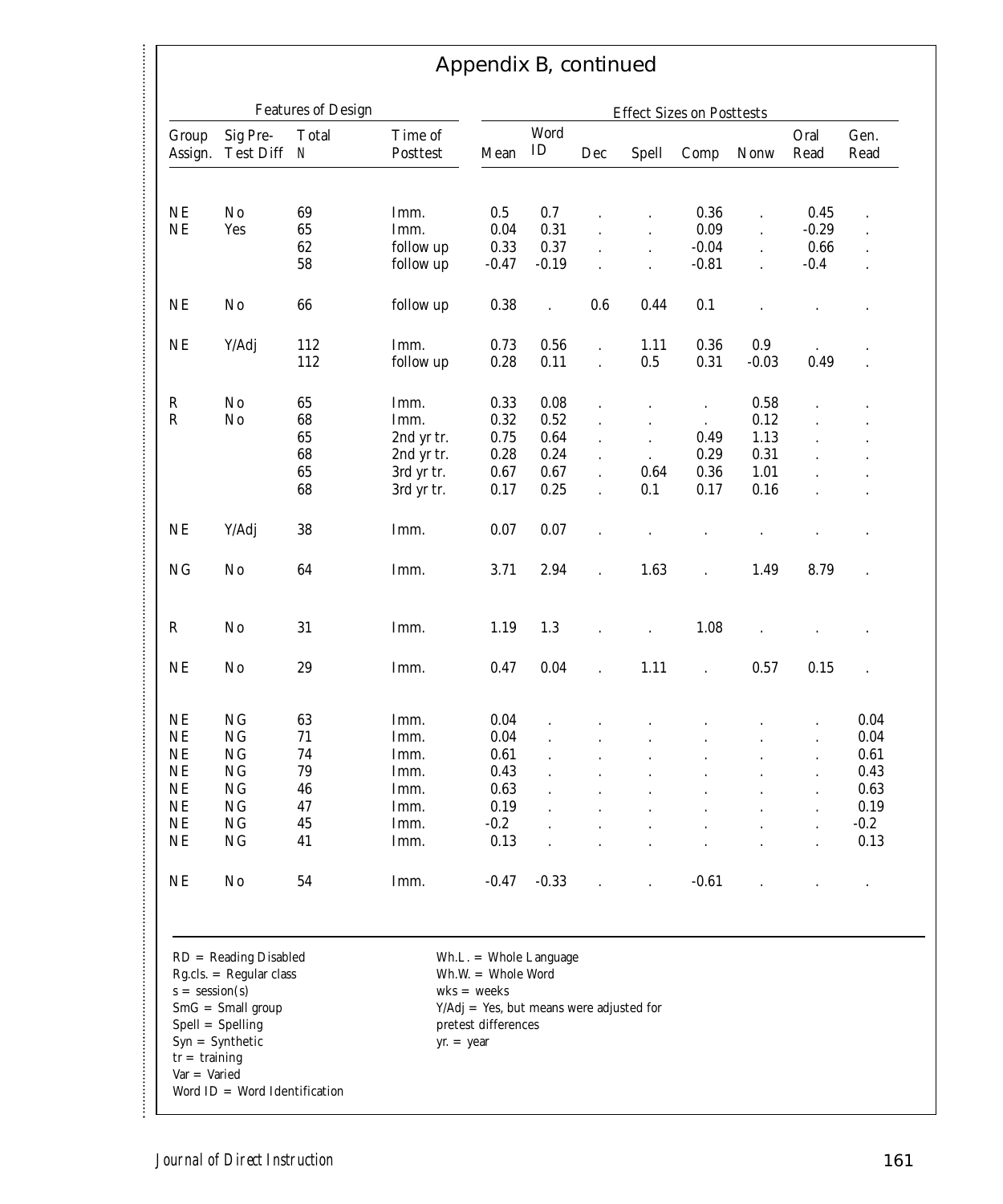## Appendix B, continued

| Features of Design | | | | Effect Sizes on Posttests | | | | | | | |
|---|---|---|---|---|---|---|---|---|---|---|---|
| Group Assign. | Sig Pre-Test Diff | Total N | Time of Posttest | Mean | Word ID | Dec | Spell | Comp | Nonw | Oral Read | Gen. Read |
| NE | No | 69 | Imm. | 0.5 | 0.7 | . | . | 0.36 | . | 0.45 | . |
| NE | Yes | 65 | Imm. | 0.04 | 0.31 | . | . | 0.09 | . | -0.29 | . |
| | | 62 | follow up | 0.33 | 0.37 | . | . | -0.04 | . | 0.66 | . |
| | | 58 | follow up | -0.47 | -0.19 | . | . | -0.81 | . | -0.4 | . |
| NE | No | 66 | follow up | 0.38 | . | 0.6 | 0.44 | 0.1 | . | . | . |
| NE | Y/Adj | 112 | Imm. | 0.73 | 0.56 | . | 1.11 | 0.36 | 0.9 | . | . |
| | | 112 | follow up | 0.28 | 0.11 | . | 0.5 | 0.31 | -0.03 | 0.49 | . |
| R | No | 65 | Imm. | 0.33 | 0.08 | . | . | . | 0.58 | . | . |
| R | No | 68 | Imm. | 0.32 | 0.52 | . | . | . | 0.12 | . | . |
| | | 65 | 2nd yr tr. | 0.75 | 0.64 | . | . | 0.49 | 1.13 | . | . |
| | | 68 | 2nd yr tr. | 0.28 | 0.24 | . | . | 0.29 | 0.31 | . | . |
| | | 65 | 3rd yr tr. | 0.67 | 0.67 | . | 0.64 | 0.36 | 1.01 | . | . |
| | | 68 | 3rd yr tr. | 0.17 | 0.25 | . | 0.1 | 0.17 | 0.16 | . | . |
| NE | Y/Adj | 38 | Imm. | 0.07 | 0.07 | . | . | . | . | . | . |
| NG | No | 64 | Imm. | 3.71 | 2.94 | . | 1.63 | . | 1.49 | 8.79 | . |
| R | No | 31 | Imm. | 1.19 | 1.3 | . | . | 1.08 | . | . | . |
| NE | No | 29 | Imm. | 0.47 | 0.04 | . | 1.11 | . | 0.57 | 0.15 | . |
| NE | NG | 63 | Imm. | 0.04 | . | . | . | . | . | . | 0.04 |
| NE | NG | 71 | Imm. | 0.04 | . | . | . | . | . | . | 0.04 |
| NE | NG | 74 | Imm. | 0.61 | . | . | . | . | . | . | 0.61 |
| NE | NG | 79 | Imm. | 0.43 | . | . | . | . | . | . | 0.43 |
| NE | NG | 46 | Imm. | 0.63 | . | . | . | . | . | . | 0.63 |
| NE | NG | 47 | Imm. | 0.19 | . | . | . | . | . | . | 0.19 |
| NE | NG | 45 | Imm. | -0.2 | . | . | . | . | . | . | -0.2 |
| NE | NG | 41 | Imm. | 0.13 | . | . | . | . | . | . | 0.13 |
| NE | No | 54 | Imm. | -0.47 | -0.33 | . | . | -0.61 | . | . | . |

RD = Reading Disabled
Rg.cls. = Regular class
s = session(s)
SmG = Small group
Spell = Spelling
Syn = Synthetic
tr = training
Var = Varied
Word ID = Word Identification

Wh.L. = Whole Language
Wh.W. = Whole Word
wks = weeks
Y/Adj = Yes, but means were adjusted for pretest differences
yr. = year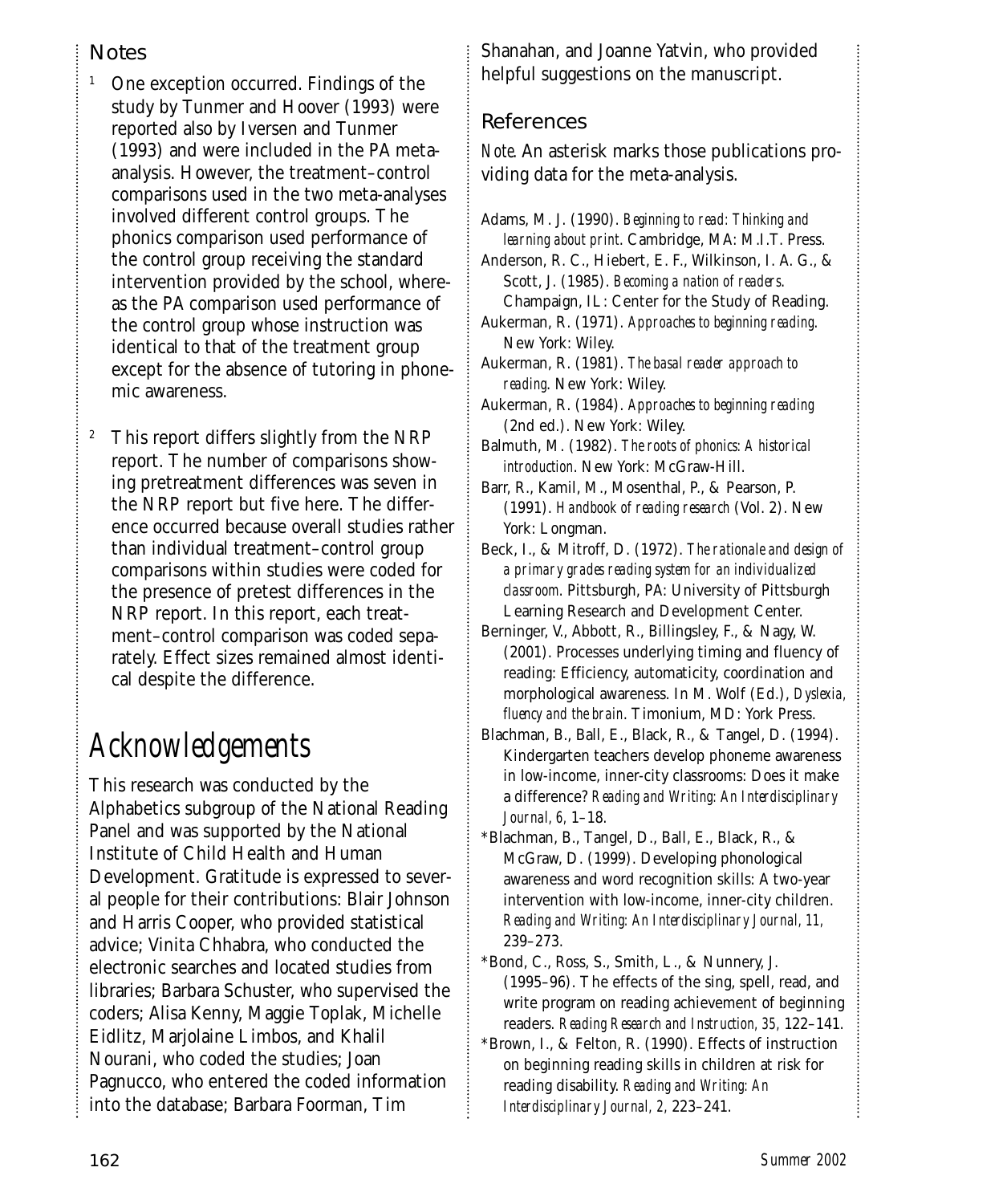## Notes

[1] One exception occurred. Findings of the study by Tunmer and Hoover (1993) were reported also by Iversen and Tunmer (1993) and were included in the PA meta-analysis. However, the treatment–control comparisons used in the two meta-analyses involved different control groups. The phonics comparison used performance of the control group receiving the standard intervention provided by the school, whereas the PA comparison used performance of the control group whose instruction was identical to that of the treatment group except for the absence of tutoring in phonemic awareness.

[2] This report differs slightly from the NRP report. The number of comparisons showing pretreatment differences was seven in the NRP report but five here. The difference occurred because overall studies rather than individual treatment–control group comparisons within studies were coded for the presence of pretest differences in the NRP report. In this report, each treatment–control comparison was coded separately. Effect sizes remained almost identical despite the difference.

# Acknowledgements

This research was conducted by the Alphabetics subgroup of the National Reading Panel and was supported by the National Institute of Child Health and Human Development. Gratitude is expressed to several people for their contributions: Blair Johnson and Harris Cooper, who provided statistical advice; Vinita Chhabra, who conducted the electronic searches and located studies from libraries; Barbara Schuster, who supervised the coders; Alisa Kenny, Maggie Toplak, Michelle Eidlitz, Marjolaine Limbos, and Khalil Nourani, who coded the studies; Joan Pagnucco, who entered the coded information into the database; Barbara Foorman, Tim Shanahan, and Joanne Yatvin, who provided helpful suggestions on the manuscript.

## References

*Note.* An asterisk marks those publications providing data for the meta-analysis.

Adams, M. J. (1990). *Beginning to read: Thinking and learning about print.* Cambridge, MA: M.I.T. Press.

Anderson, R. C., Hiebert, E. F., Wilkinson, I. A. G., & Scott, J. (1985). *Becoming a nation of readers.* Champaign, IL: Center for the Study of Reading.

Aukerman, R. (1971). *Approaches to beginning reading.* New York: Wiley.

Aukerman, R. (1981). *The basal reader approach to reading.* New York: Wiley.

Aukerman, R. (1984). *Approaches to beginning reading* (2nd ed.). New York: Wiley.

Balmuth, M. (1982). *The roots of phonics: A historical introduction.* New York: McGraw-Hill.

Barr, R., Kamil, M., Mosenthal, P., & Pearson, P. (1991). *Handbook of reading research* (Vol. 2). New York: Longman.

Beck, I., & Mitroff, D. (1972). *The rationale and design of a primary grades reading system for an individualized classroom.* Pittsburgh, PA: University of Pittsburgh Learning Research and Development Center.

Berninger, V., Abbott, R., Billingsley, F., & Nagy, W. (2001). Processes underlying timing and fluency of reading: Efficiency, automaticity, coordination and morphological awareness. In M. Wolf (Ed.), *Dyslexia, fluency and the brain.* Timonium, MD: York Press.

Blachman, B., Ball, E., Black, R., & Tangel, D. (1994). Kindergarten teachers develop phoneme awareness in low-income, inner-city classrooms: Does it make a difference? *Reading and Writing: An Interdisciplinary Journal, 6,* 1–18.

*Blachman, B., Tangel, D., Ball, E., Black, R., & McGraw, D. (1999). Developing phonological awareness and word recognition skills: A two-year intervention with low-income, inner-city children. *Reading and Writing: An Interdisciplinary Journal, 11,* 239–273.

*Bond, C., Ross, S., Smith, L., & Nunnery, J. (1995–96). The effects of the sing, spell, read, and write program on reading achievement of beginning readers. *Reading Research and Instruction, 35,* 122–141.

*Brown, I., & Felton, R. (1990). Effects of instruction on beginning reading skills in children at risk for reading disability. *Reading and Writing: An Interdisciplinary Journal, 2,* 223–241.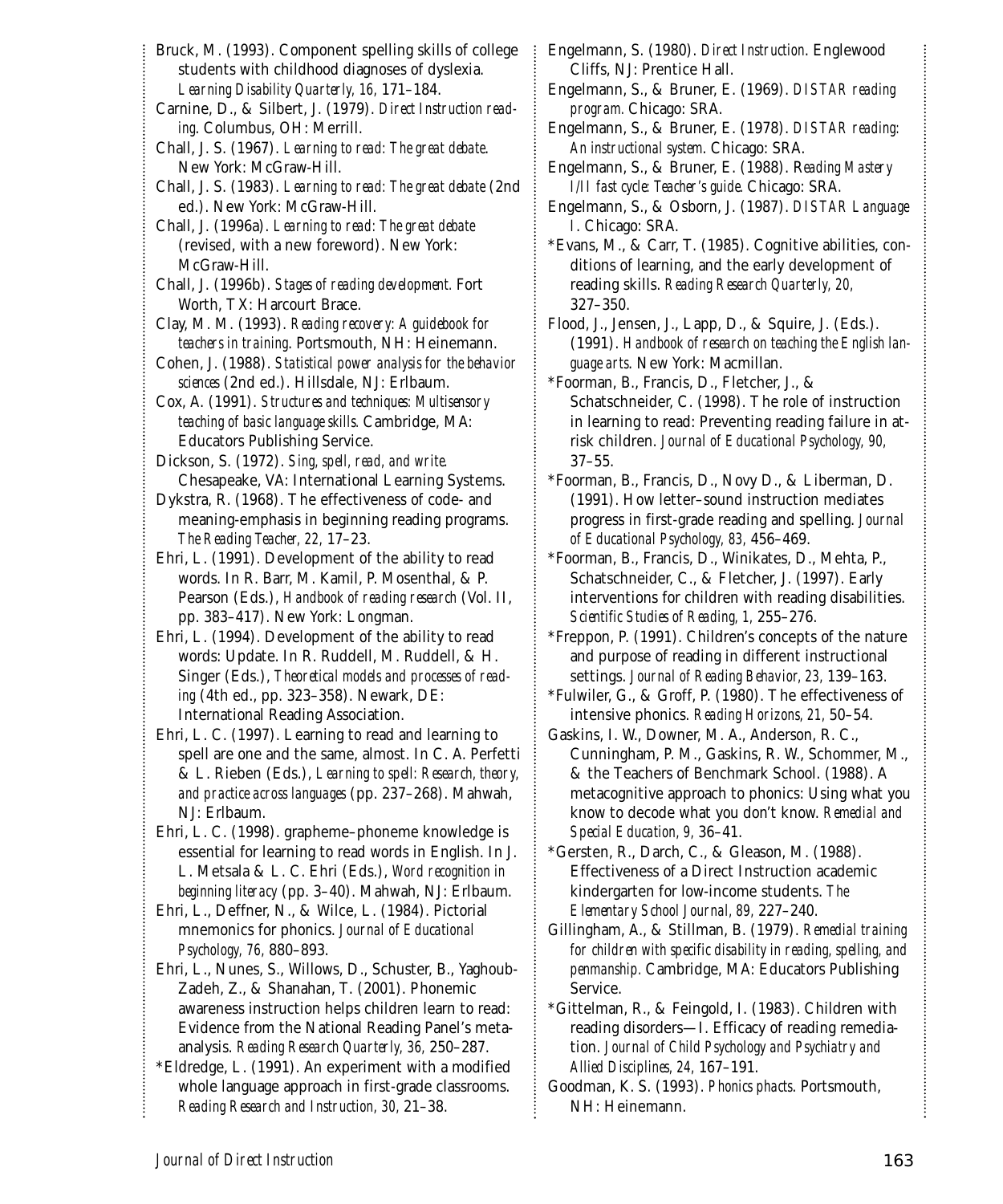Bruck, M. (1993). Component spelling skills of college students with childhood diagnoses of dyslexia. *Learning Disability Quarterly, 16,* 171–184.

Carnine, D., & Silbert, J. (1979). *Direct Instruction reading*. Columbus, OH: Merrill.

Chall, J. S. (1967). *Learning to read: The great debate*. New York: McGraw-Hill.

Chall, J. S. (1983). *Learning to read: The great debate* (2nd ed.). New York: McGraw-Hill.

Chall, J. (1996a). *Learning to read: The great debate* (revised, with a new foreword). New York: McGraw-Hill.

Chall, J. (1996b). *Stages of reading development.* Fort Worth, TX: Harcourt Brace.

Clay, M. M. (1993). *Reading recovery: A guidebook for teachers in training*. Portsmouth, NH: Heinemann.

Cohen, J. (1988). *Statistical power analysis for the behavior sciences* (2nd ed.). Hillsdale, NJ: Erlbaum.

Cox, A. (1991). *Structures and techniques: Multisensory teaching of basic language skills.* Cambridge, MA: Educators Publishing Service.

Dickson, S. (1972). *Sing, spell, read, and write.* Chesapeake, VA: International Learning Systems.

Dykstra, R. (1968). The effectiveness of code- and meaning-emphasis in beginning reading programs. *The Reading Teacher, 22,* 17–23.

Ehri, L. (1991). Development of the ability to read words. In R. Barr, M. Kamil, P. Mosenthal, & P. Pearson (Eds.), *Handbook of reading research* (Vol. II, pp. 383–417). New York: Longman.

Ehri, L. (1994). Development of the ability to read words: Update. In R. Ruddell, M. Ruddell, & H. Singer (Eds.), *Theoretical models and processes of reading* (4th ed., pp. 323–358). Newark, DE: International Reading Association.

Ehri, L. C. (1997). Learning to read and learning to spell are one and the same, almost. In C. A. Perfetti & L. Rieben (Eds.), *Learning to spell: Research, theory, and practice across languages* (pp. 237–268). Mahwah, NJ: Erlbaum.

Ehri, L. C. (1998). grapheme–phoneme knowledge is essential for learning to read words in English. In J. L. Metsala & L. C. Ehri (Eds.), *Word recognition in beginning literacy* (pp. 3–40). Mahwah, NJ: Erlbaum.

Ehri, L., Deffner, N., & Wilce, L. (1984). Pictorial mnemonics for phonics. *Journal of Educational Psychology, 76,* 880–893.

Ehri, L., Nunes, S., Willows, D., Schuster, B., Yaghoub-Zadeh, Z., & Shanahan, T. (2001). Phonemic awareness instruction helps children learn to read: Evidence from the National Reading Panel's meta-analysis. *Reading Research Quarterly, 36,* 250–287.

*Eldredge, L. (1991). An experiment with a modified whole language approach in first-grade classrooms. *Reading Research and Instruction, 30,* 21–38.

Engelmann, S. (1980). *Direct Instruction*. Englewood Cliffs, NJ: Prentice Hall.

Engelmann, S., & Bruner, E. (1969). *DISTAR reading program.* Chicago: SRA.

Engelmann, S., & Bruner, E. (1978). *DISTAR reading: An instructional system*. Chicago: SRA.

Engelmann, S., & Bruner, E. (1988). *Reading Mastery I/II fast cycle: Teacher's guide.* Chicago: SRA.

Engelmann, S., & Osborn, J. (1987). *DISTAR Language I*. Chicago: SRA.

*Evans, M., & Carr, T. (1985). Cognitive abilities, conditions of learning, and the early development of reading skills. *Reading Research Quarterly, 20,* 327–350.

Flood, J., Jensen, J., Lapp, D., & Squire, J. (Eds.). (1991). *Handbook of research on teaching the English language arts*. New York: Macmillan.

*Foorman, B., Francis, D., Fletcher, J., & Schatschneider, C. (1998). The role of instruction in learning to read: Preventing reading failure in at-risk children. *Journal of Educational Psychology, 90,* 37–55.

*Foorman, B., Francis, D., Novy D., & Liberman, D. (1991). How letter–sound instruction mediates progress in first-grade reading and spelling. *Journal of Educational Psychology, 83,* 456–469.

*Foorman, B., Francis, D., Winikates, D., Mehta, P., Schatschneider, C., & Fletcher, J. (1997). Early interventions for children with reading disabilities. *Scientific Studies of Reading, 1,* 255–276.

*Freppon, P. (1991). Children's concepts of the nature and purpose of reading in different instructional settings. *Journal of Reading Behavior, 23,* 139–163.

*Fulwiler, G., & Groff, P. (1980). The effectiveness of intensive phonics. *Reading Horizons, 21,* 50–54.

Gaskins, I. W., Downer, M. A., Anderson, R. C., Cunningham, P. M., Gaskins, R. W., Schommer, M., & the Teachers of Benchmark School. (1988). A metacognitive approach to phonics: Using what you know to decode what you don't know. *Remedial and Special Education, 9,* 36–41.

*Gersten, R., Darch, C., & Gleason, M. (1988). Effectiveness of a Direct Instruction academic kindergarten for low-income students. *The Elementary School Journal, 89,* 227–240.

Gillingham, A., & Stillman, B. (1979). *Remedial training for children with specific disability in reading, spelling, and penmanship*. Cambridge, MA: Educators Publishing Service.

*Gittelman, R., & Feingold, I. (1983). Children with reading disorders—I. Efficacy of reading remediation. *Journal of Child Psychology and Psychiatry and Allied Disciplines, 24,* 167–191.

Goodman, K. S. (1993). *Phonics phacts*. Portsmouth, NH: Heinemann.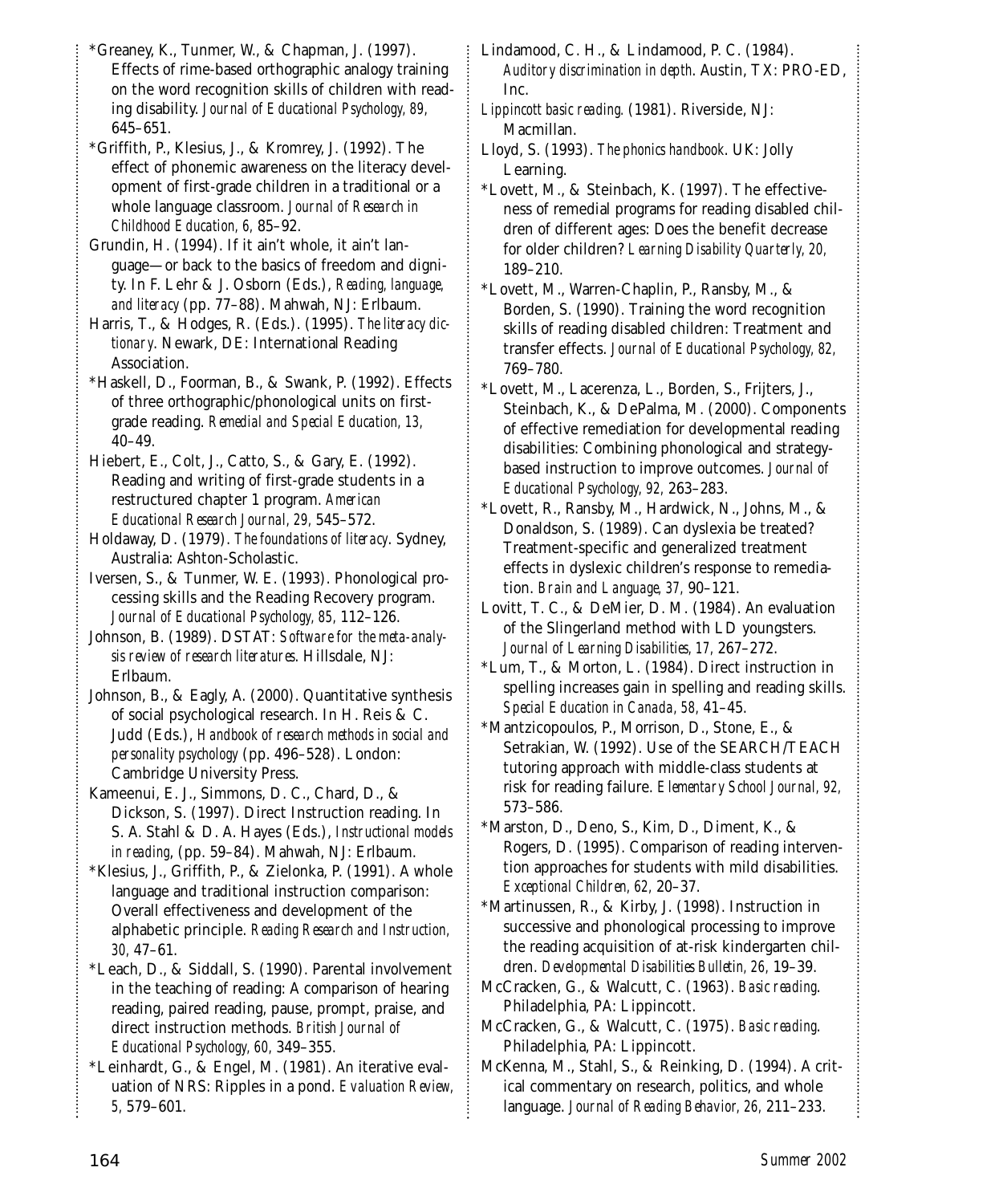*Greaney, K., Tunmer, W., & Chapman, J. (1997). Effects of rime-based orthographic analogy training on the word recognition skills of children with reading disability. *Journal of Educational Psychology, 89,* 645–651.

*Griffith, P., Klesius, J., & Kromrey, J. (1992). The effect of phonemic awareness on the literacy development of first-grade children in a traditional or a whole language classroom. *Journal of Research in Childhood Education, 6,* 85–92.

Grundin, H. (1994). If it ain't whole, it ain't language—or back to the basics of freedom and dignity. In F. Lehr & J. Osborn (Eds.), *Reading, language, and literacy* (pp. 77–88). Mahwah, NJ: Erlbaum.

Harris, T., & Hodges, R. (Eds.). (1995). *The literacy dictionary*. Newark, DE: International Reading Association.

*Haskell, D., Foorman, B., & Swank, P. (1992). Effects of three orthographic/phonological units on first-grade reading. *Remedial and Special Education, 13,* 40–49.

Hiebert, E., Colt, J., Catto, S., & Gary, E. (1992). Reading and writing of first-grade students in a restructured chapter 1 program. *American Educational Research Journal, 29,* 545–572.

Holdaway, D. (1979). *The foundations of literacy*. Sydney, Australia: Ashton-Scholastic.

Iversen, S., & Tunmer, W. E. (1993). Phonological processing skills and the Reading Recovery program. *Journal of Educational Psychology, 85,* 112–126.

Johnson, B. (1989). DSTAT: *Software for the meta-analysis review of research literatures*. Hillsdale, NJ: Erlbaum.

Johnson, B., & Eagly, A. (2000). Quantitative synthesis of social psychological research. In H. Reis & C. Judd (Eds.), *Handbook of research methods in social and personality psychology* (pp. 496–528). London: Cambridge University Press.

Kameenui, E. J., Simmons, D. C., Chard, D., & Dickson, S. (1997). Direct Instruction reading. In S. A. Stahl & D. A. Hayes (Eds.), *Instructional models in reading*, (pp. 59–84). Mahwah, NJ: Erlbaum.

*Klesius, J., Griffith, P., & Zielonka, P. (1991). A whole language and traditional instruction comparison: Overall effectiveness and development of the alphabetic principle. *Reading Research and Instruction, 30,* 47–61.

*Leach, D., & Siddall, S. (1990). Parental involvement in the teaching of reading: A comparison of hearing reading, paired reading, pause, prompt, praise, and direct instruction methods. *British Journal of Educational Psychology, 60,* 349–355.

*Leinhardt, G., & Engel, M. (1981). An iterative evaluation of NRS: Ripples in a pond. *Evaluation Review, 5,* 579–601.

Lindamood, C. H., & Lindamood, P. C. (1984). *Auditory discrimination in depth*. Austin, TX: PRO-ED, Inc.

*Lippincott basic reading.* (1981). Riverside, NJ: Macmillan.

Lloyd, S. (1993). *The phonics handbook*. UK: Jolly Learning.

*Lovett, M., & Steinbach, K. (1997). The effectiveness of remedial programs for reading disabled children of different ages: Does the benefit decrease for older children? *Learning Disability Quarterly, 20,* 189–210.

*Lovett, M., Warren-Chaplin, P., Ransby, M., & Borden, S. (1990). Training the word recognition skills of reading disabled children: Treatment and transfer effects. *Journal of Educational Psychology, 82,* 769–780.

*Lovett, M., Lacerenza, L., Borden, S., Frijters, J., Steinbach, K., & DePalma, M. (2000). Components of effective remediation for developmental reading disabilities: Combining phonological and strategy-based instruction to improve outcomes. *Journal of Educational Psychology, 92,* 263–283.

*Lovett, R., Ransby, M., Hardwick, N., Johns, M., & Donaldson, S. (1989). Can dyslexia be treated? Treatment-specific and generalized treatment effects in dyslexic children's response to remediation. *Brain and Language, 37,* 90–121.

Lovitt, T. C., & DeMier, D. M. (1984). An evaluation of the Slingerland method with LD youngsters. *Journal of Learning Disabilities, 17,* 267–272.

*Lum, T., & Morton, L. (1984). Direct instruction in spelling increases gain in spelling and reading skills. *Special Education in Canada, 58,* 41–45.

*Mantzicopoulos, P., Morrison, D., Stone, E., & Setrakian, W. (1992). Use of the SEARCH/TEACH tutoring approach with middle-class students at risk for reading failure. *Elementary School Journal, 92,* 573–586.

*Marston, D., Deno, S., Kim, D., Diment, K., & Rogers, D. (1995). Comparison of reading intervention approaches for students with mild disabilities. *Exceptional Children, 62,* 20–37.

*Martinussen, R., & Kirby, J. (1998). Instruction in successive and phonological processing to improve the reading acquisition of at-risk kindergarten children. *Developmental Disabilities Bulletin, 26,* 19–39.

McCracken, G., & Walcutt, C. (1963). *Basic reading*. Philadelphia, PA: Lippincott.

McCracken, G., & Walcutt, C. (1975). *Basic reading*. Philadelphia, PA: Lippincott.

McKenna, M., Stahl, S., & Reinking, D. (1994). A critical commentary on research, politics, and whole language. *Journal of Reading Behavior, 26,* 211–233.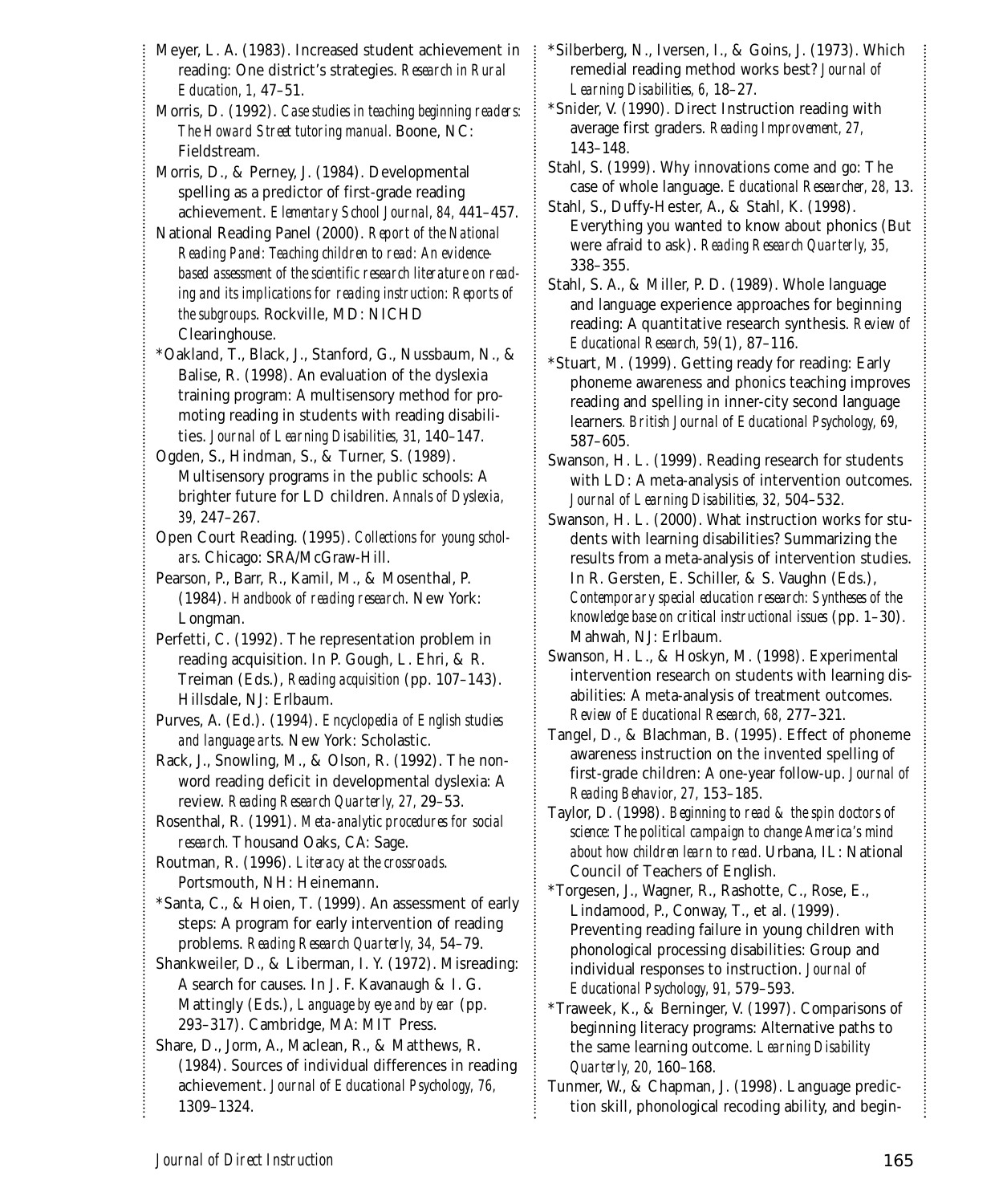Meyer, L. A. (1983). Increased student achievement in reading: One district's strategies. *Research in Rural Education, 1,* 47–51.

Morris, D. (1992). *Case studies in teaching beginning readers: The Howard Street tutoring manual.* Boone, NC: Fieldstream.

Morris, D., & Perney, J. (1984). Developmental spelling as a predictor of first-grade reading achievement. *Elementary School Journal, 84,* 441–457.

National Reading Panel (2000). *Report of the National Reading Panel: Teaching children to read: An evidence-based assessment of the scientific research literature on reading and its implications for reading instruction: Reports of the subgroups*. Rockville, MD: NICHD Clearinghouse.

*Oakland, T., Black, J., Stanford, G., Nussbaum, N., & Balise, R. (1998). An evaluation of the dyslexia training program: A multisensory method for promoting reading in students with reading disabilities. *Journal of Learning Disabilities, 31,* 140–147.

Ogden, S., Hindman, S., & Turner, S. (1989). Multisensory programs in the public schools: A brighter future for LD children. *Annals of Dyslexia, 39,* 247–267.

Open Court Reading. (1995). *Collections for young scholars*. Chicago: SRA/McGraw-Hill.

Pearson, P., Barr, R., Kamil, M., & Mosenthal, P. (1984). *Handbook of reading research*. New York: Longman.

Perfetti, C. (1992). The representation problem in reading acquisition. In P. Gough, L. Ehri, & R. Treiman (Eds.), *Reading acquisition* (pp. 107–143). Hillsdale, NJ: Erlbaum.

Purves, A. (Ed.). (1994). *Encyclopedia of English studies and language arts.* New York: Scholastic.

Rack, J., Snowling, M., & Olson, R. (1992). The nonword reading deficit in developmental dyslexia: A review. *Reading Research Quarterly, 27,* 29–53.

Rosenthal, R. (1991). *Meta-analytic procedures for social research.* Thousand Oaks, CA: Sage.

Routman, R. (1996). *Literacy at the crossroads*. Portsmouth, NH: Heinemann.

*Santa, C., & Hoien, T. (1999). An assessment of early steps: A program for early intervention of reading problems. *Reading Research Quarterly, 34,* 54–79.

Shankweiler, D., & Liberman, I. Y. (1972). Misreading: A search for causes. In J. F. Kavanaugh & I. G. Mattingly (Eds.), *Language by eye and by ear* (pp. 293–317). Cambridge, MA: MIT Press.

Share, D., Jorm, A., Maclean, R., & Matthews, R. (1984). Sources of individual differences in reading achievement. *Journal of Educational Psychology, 76,* 1309–1324.

*Silberberg, N., Iversen, I., & Goins, J. (1973). Which remedial reading method works best? *Journal of Learning Disabilities, 6,* 18–27.

*Snider, V. (1990). Direct Instruction reading with average first graders. *Reading Improvement, 27,* 143–148.

Stahl, S. (1999). Why innovations come and go: The case of whole language. *Educational Researcher, 28,* 13.

Stahl, S., Duffy-Hester, A., & Stahl, K. (1998). Everything you wanted to know about phonics (But were afraid to ask). *Reading Research Quarterly, 35,* 338–355.

Stahl, S. A., & Miller, P. D. (1989). Whole language and language experience approaches for beginning reading: A quantitative research synthesis. *Review of Educational Research, 59*(1), 87–116.

*Stuart, M. (1999). Getting ready for reading: Early phoneme awareness and phonics teaching improves reading and spelling in inner-city second language learners. *British Journal of Educational Psychology, 69,* 587–605.

Swanson, H. L. (1999). Reading research for students with LD: A meta-analysis of intervention outcomes. *Journal of Learning Disabilities, 32,* 504–532.

Swanson, H. L. (2000). What instruction works for students with learning disabilities? Summarizing the results from a meta-analysis of intervention studies. In R. Gersten, E. Schiller, & S. Vaughn (Eds.), *Contemporary special education research: Syntheses of the knowledge base on critical instructional issues* (pp. 1–30). Mahwah, NJ: Erlbaum.

Swanson, H. L., & Hoskyn, M. (1998). Experimental intervention research on students with learning disabilities: A meta-analysis of treatment outcomes. *Review of Educational Research, 68,* 277–321.

Tangel, D., & Blachman, B. (1995). Effect of phoneme awareness instruction on the invented spelling of first-grade children: A one-year follow-up. *Journal of Reading Behavior, 27,* 153–185.

Taylor, D. (1998). *Beginning to read & the spin doctors of science: The political campaign to change America's mind about how children learn to read.* Urbana, IL: National Council of Teachers of English.

*Torgesen, J., Wagner, R., Rashotte, C., Rose, E., Lindamood, P., Conway, T., et al. (1999). Preventing reading failure in young children with phonological processing disabilities: Group and individual responses to instruction. *Journal of Educational Psychology, 91,* 579–593.

*Traweek, K., & Berninger, V. (1997). Comparisons of beginning literacy programs: Alternative paths to the same learning outcome. *Learning Disability Quarterly, 20,* 160–168.

Tunmer, W., & Chapman, J. (1998). Language prediction skill, phonological recoding ability, and begin-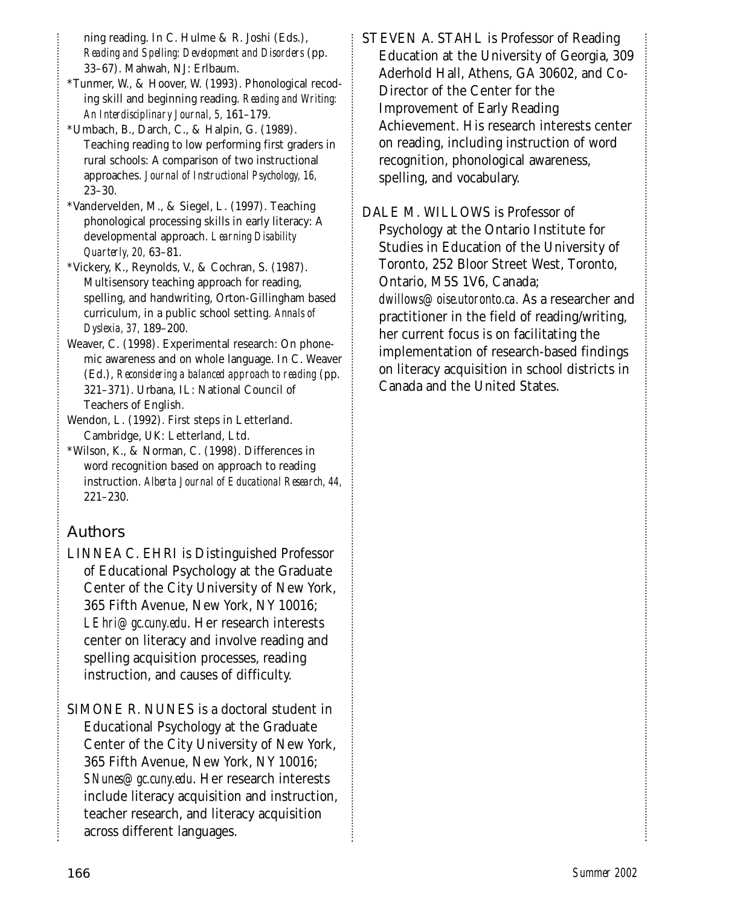ning reading. In C. Hulme & R. Joshi (Eds.), *Reading and Spelling: Development and Disorders* (pp. 33–67). Mahwah, NJ: Erlbaum.

*Tunmer, W., & Hoover, W. (1993). Phonological recoding skill and beginning reading. *Reading and Writing: An Interdisciplinary Journal, 5,* 161–179.

*Umbach, B., Darch, C., & Halpin, G. (1989). Teaching reading to low performing first graders in rural schools: A comparison of two instructional approaches. *Journal of Instructional Psychology, 16,* 23–30.

*Vandervelden, M., & Siegel, L. (1997). Teaching phonological processing skills in early literacy: A developmental approach. *Learning Disability Quarterly, 20,* 63–81.

*Vickery, K., Reynolds, V., & Cochran, S. (1987). Multisensory teaching approach for reading, spelling, and handwriting, Orton-Gillingham based curriculum, in a public school setting. *Annals of Dyslexia, 37,* 189–200.

Weaver, C. (1998). Experimental research: On phonemic awareness and on whole language. In C. Weaver (Ed.), *Reconsidering a balanced approach to reading* (pp. 321–371). Urbana, IL: National Council of Teachers of English.

Wendon, L. (1992). First steps in Letterland. Cambridge, UK: Letterland, Ltd.

*Wilson, K., & Norman, C. (1998). Differences in word recognition based on approach to reading instruction. *Alberta Journal of Educational Research, 44,* 221–230.

## Authors

LINNEA C. EHRI is Distinguished Professor of Educational Psychology at the Graduate Center of the City University of New York, 365 Fifth Avenue, New York, NY 10016; *LEhri@gc.cuny.edu*. Her research interests center on literacy and involve reading and spelling acquisition processes, reading instruction, and causes of difficulty.

SIMONE R. NUNES is a doctoral student in Educational Psychology at the Graduate Center of the City University of New York, 365 Fifth Avenue, New York, NY 10016; *SNunes@gc.cuny.edu*. Her research interests include literacy acquisition and instruction, teacher research, and literacy acquisition across different languages.

STEVEN A. STAHL is Professor of Reading Education at the University of Georgia, 309 Aderhold Hall, Athens, GA 30602, and Co-Director of the Center for the Improvement of Early Reading Achievement. His research interests center on reading, including instruction of word recognition, phonological awareness, spelling, and vocabulary.

DALE M. WILLOWS is Professor of Psychology at the Ontario Institute for Studies in Education of the University of Toronto, 252 Bloor Street West, Toronto, Ontario, M5S 1V6, Canada; *dwillows@oise.utoronto.ca*. As a researcher and practitioner in the field of reading/writing, her current focus is on facilitating the implementation of research-based findings on literacy acquisition in school districts in Canada and the United States.